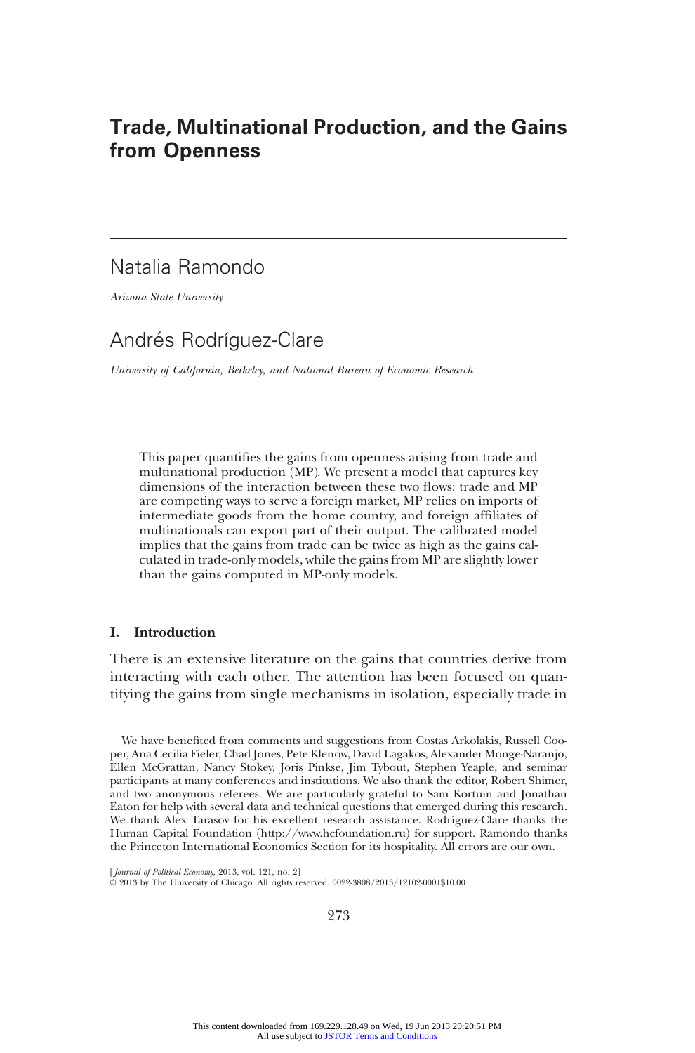# Trade, Multinational Production, and the Gains from Openness

## Natalia Ramondo

*Arizona State University*

## Andrés Rodríguez-Clare

*University of California, Berkeley, and National Bureau of Economic Research*

This paper quantifies the gains from openness arising from trade and multinational production (MP). We present a model that captures key dimensions of the interaction between these two flows: trade and MP are competing ways to serve a foreign market, MP relies on imports of intermediate goods from the home country, and foreign affiliates of multinationals can export part of their output. The calibrated model implies that the gains from trade can be twice as high as the gains calculated in trade-only models, while the gains from MP are slightly lower than the gains computed in MP-only models.

### I. Introduction

There is an extensive literature on the gains that countries derive from interacting with each other. The attention has been focused on quantifying the gains from single mechanisms in isolation, especially trade in

We have benefited from comments and suggestions from Costas Arkolakis, Russell Cooper, Ana Cecilia Fieler, Chad Jones, Pete Klenow, David Lagakos, Alexander Monge-Naranjo, Ellen McGrattan, Nancy Stokey, Joris Pinkse, Jim Tybout, Stephen Yeaple, and seminar participants at many conferences and institutions. We also thank the editor, Robert Shimer, and two anonymous referees. We are particularly grateful to Sam Kortum and Jonathan Eaton for help with several data and technical questions that emerged during this research. We thank Alex Tarasov for his excellent research assistance. Rodríguez-Clare thanks the Human Capital Foundation (http://www.hcfoundation.ru) for support. Ramondo thanks the Princeton International Economics Section for its hospitality. All errors are our own.

[*Journal of Political Economy*, 2013, vol. 121, no. 2]
© 2013 by The University of Chicago. All rights reserved. 0022-3808/2013/12102-0001$10.00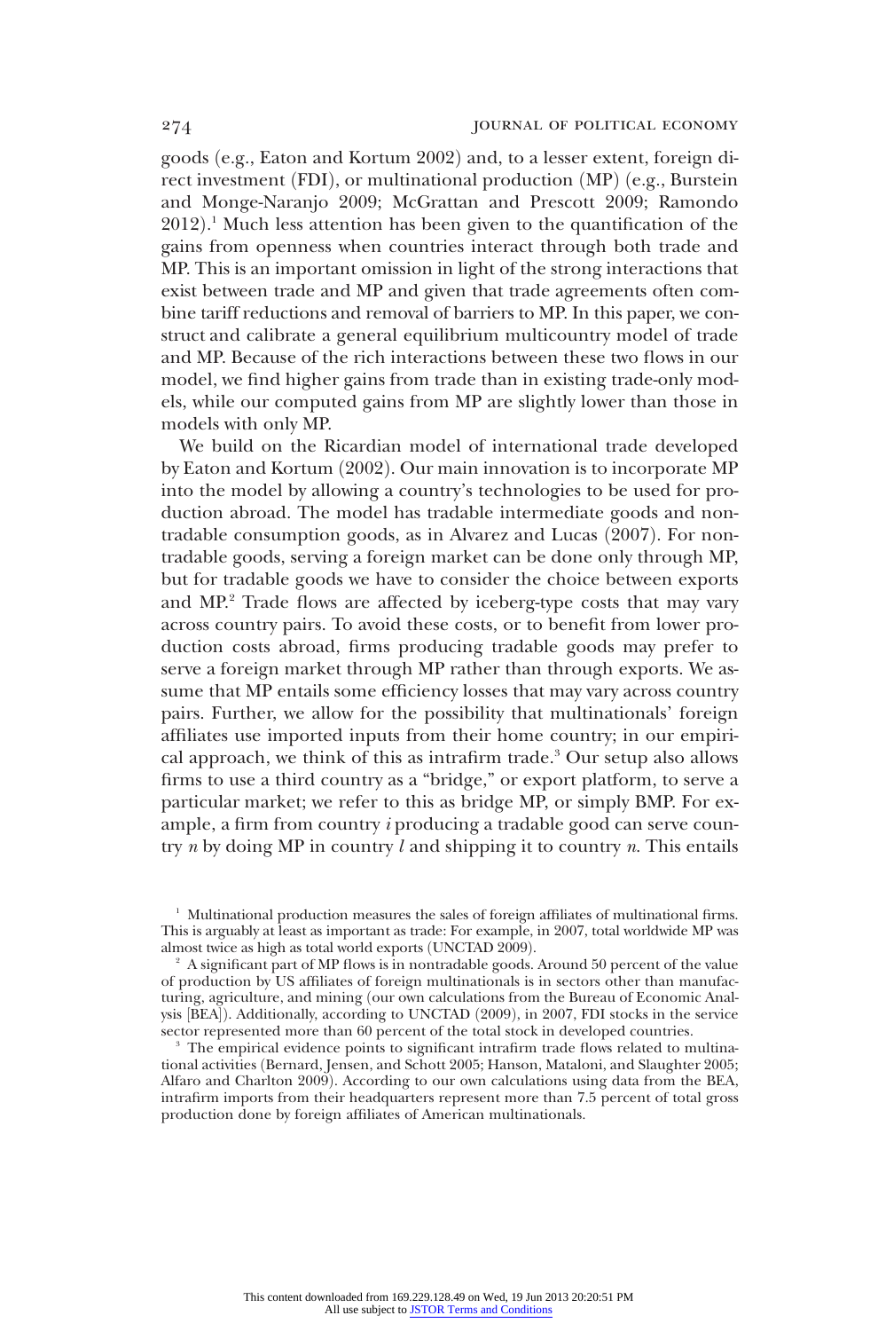goods (e.g., Eaton and Kortum 2002) and, to a lesser extent, foreign direct investment (FDI), or multinational production (MP) (e.g., Burstein and Monge-Naranjo 2009; McGrattan and Prescott 2009; Ramondo 2012).[1] Much less attention has been given to the quantification of the gains from openness when countries interact through both trade and MP. This is an important omission in light of the strong interactions that exist between trade and MP and given that trade agreements often combine tariff reductions and removal of barriers to MP. In this paper, we construct and calibrate a general equilibrium multicountry model of trade and MP. Because of the rich interactions between these two flows in our model, we find higher gains from trade than in existing trade-only models, while our computed gains from MP are slightly lower than those in models with only MP.

We build on the Ricardian model of international trade developed by Eaton and Kortum (2002). Our main innovation is to incorporate MP into the model by allowing a country's technologies to be used for production abroad. The model has tradable intermediate goods and nontradable consumption goods, as in Alvarez and Lucas (2007). For nontradable goods, serving a foreign market can be done only through MP, but for tradable goods we have to consider the choice between exports and MP.[2] Trade flows are affected by iceberg-type costs that may vary across country pairs. To avoid these costs, or to benefit from lower production costs abroad, firms producing tradable goods may prefer to serve a foreign market through MP rather than through exports. We assume that MP entails some efficiency losses that may vary across country pairs. Further, we allow for the possibility that multinationals' foreign affiliates use imported inputs from their home country; in our empirical approach, we think of this as intrafirm trade.[3] Our setup also allows firms to use a third country as a "bridge," or export platform, to serve a particular market; we refer to this as bridge MP, or simply BMP. For example, a firm from country $i$ producing a tradable good can serve country $n$ by doing MP in country $l$ and shipping it to country $n$. This entails

[1] Multinational production measures the sales of foreign affiliates of multinational firms. This is arguably at least as important as trade: For example, in 2007, total worldwide MP was almost twice as high as total world exports (UNCTAD 2009).

[2] A significant part of MP flows is in nontradable goods. Around 50 percent of the value of production by US affiliates of foreign multinationals is in sectors other than manufacturing, agriculture, and mining (our own calculations from the Bureau of Economic Analysis [BEA]). Additionally, according to UNCTAD (2009), in 2007, FDI stocks in the service sector represented more than 60 percent of the total stock in developed countries.

[3] The empirical evidence points to significant intrafirm trade flows related to multinational activities (Bernard, Jensen, and Schott 2005; Hanson, Mataloni, and Slaughter 2005; Alfaro and Charlton 2009). According to our own calculations using data from the BEA, intrafirm imports from their headquarters represent more than 7.5 percent of total gross production done by foreign affiliates of American multinationals.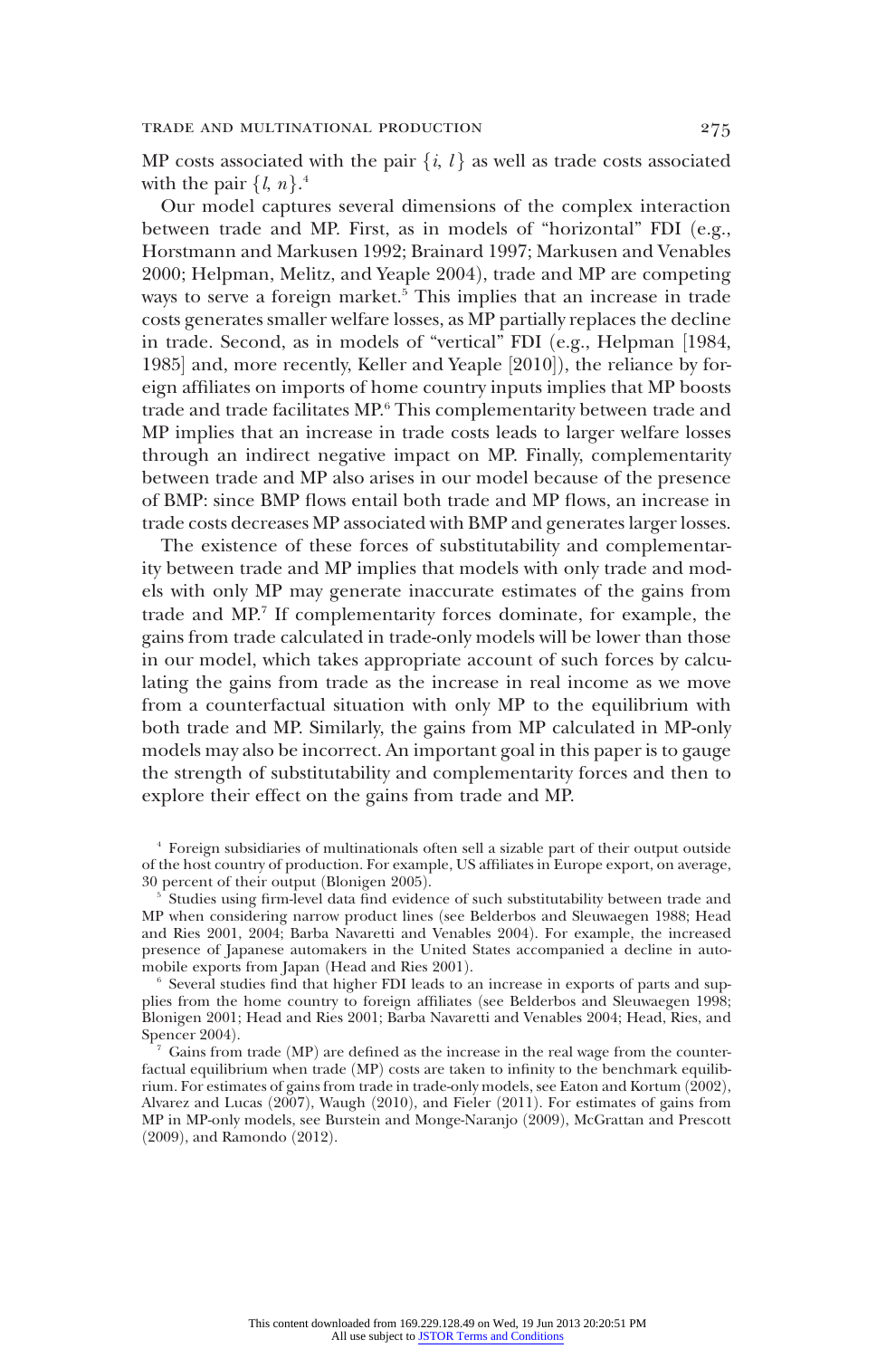MP costs associated with the pair $\{i, l\}$ as well as trade costs associated with the pair $\{l, n\}$.[4]

Our model captures several dimensions of the complex interaction between trade and MP. First, as in models of "horizontal" FDI (e.g., Horstmann and Markusen 1992; Brainard 1997; Markusen and Venables 2000; Helpman, Melitz, and Yeaple 2004), trade and MP are competing ways to serve a foreign market.[5] This implies that an increase in trade costs generates smaller welfare losses, as MP partially replaces the decline in trade. Second, as in models of "vertical" FDI (e.g., Helpman [1984, 1985] and, more recently, Keller and Yeaple [2010]), the reliance by foreign affiliates on imports of home country inputs implies that MP boosts trade and trade facilitates MP.[6] This complementarity between trade and MP implies that an increase in trade costs leads to larger welfare losses through an indirect negative impact on MP. Finally, complementarity between trade and MP also arises in our model because of the presence of BMP: since BMP flows entail both trade and MP flows, an increase in trade costs decreases MP associated with BMP and generates larger losses.

The existence of these forces of substitutability and complementarity between trade and MP implies that models with only trade and models with only MP may generate inaccurate estimates of the gains from trade and MP.[7] If complementarity forces dominate, for example, the gains from trade calculated in trade-only models will be lower than those in our model, which takes appropriate account of such forces by calculating the gains from trade as the increase in real income as we move from a counterfactual situation with only MP to the equilibrium with both trade and MP. Similarly, the gains from MP calculated in MP-only models may also be incorrect. An important goal in this paper is to gauge the strength of substitutability and complementarity forces and then to explore their effect on the gains from trade and MP.

[4] Foreign subsidiaries of multinationals often sell a sizable part of their output outside of the host country of production. For example, US affiliates in Europe export, on average, 30 percent of their output (Blonigen 2005).

[5] Studies using firm-level data find evidence of such substitutability between trade and MP when considering narrow product lines (see Belderbos and Sleuwaegen 1988; Head and Ries 2001, 2004; Barba Navaretti and Venables 2004). For example, the increased presence of Japanese automakers in the United States accompanied a decline in automobile exports from Japan (Head and Ries 2001).

[6] Several studies find that higher FDI leads to an increase in exports of parts and supplies from the home country to foreign affiliates (see Belderbos and Sleuwaegen 1998; Blonigen 2001; Head and Ries 2001; Barba Navaretti and Venables 2004; Head, Ries, and Spencer 2004).

[7] Gains from trade (MP) are defined as the increase in the real wage from the counterfactual equilibrium when trade (MP) costs are taken to infinity to the benchmark equilibrium. For estimates of gains from trade in trade-only models, see Eaton and Kortum (2002), Alvarez and Lucas (2007), Waugh (2010), and Fieler (2011). For estimates of gains from MP in MP-only models, see Burstein and Monge-Naranjo (2009), McGrattan and Prescott (2009), and Ramondo (2012).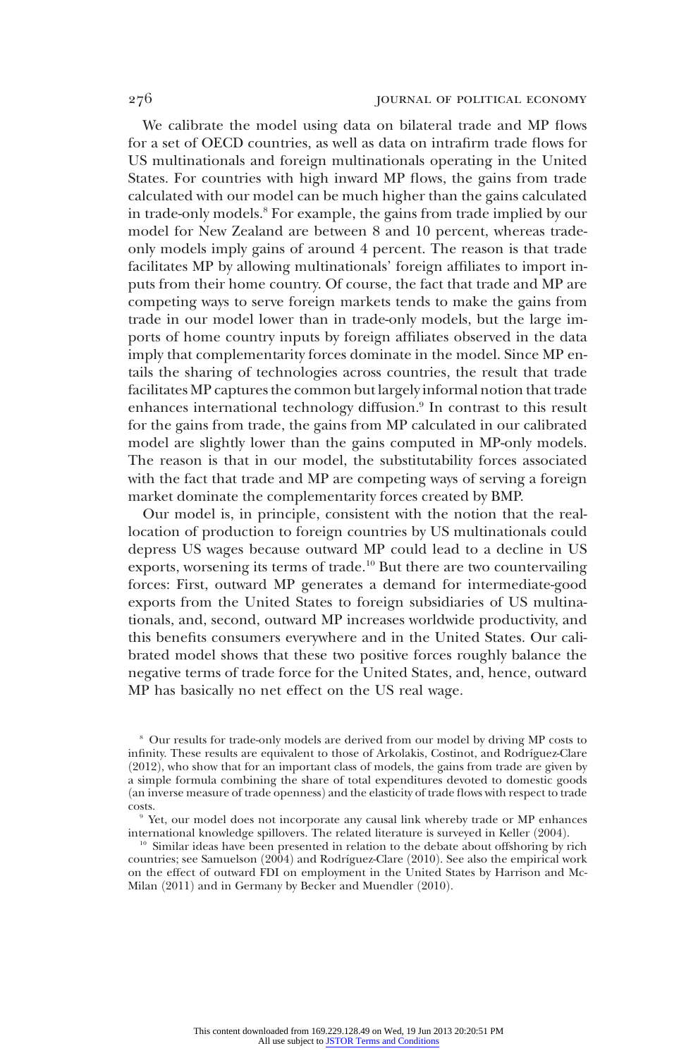We calibrate the model using data on bilateral trade and MP flows for a set of OECD countries, as well as data on intrafirm trade flows for US multinationals and foreign multinationals operating in the United States. For countries with high inward MP flows, the gains from trade calculated with our model can be much higher than the gains calculated in trade-only models.[8] For example, the gains from trade implied by our model for New Zealand are between 8 and 10 percent, whereas trade-only models imply gains of around 4 percent. The reason is that trade facilitates MP by allowing multinationals' foreign affiliates to import inputs from their home country. Of course, the fact that trade and MP are competing ways to serve foreign markets tends to make the gains from trade in our model lower than in trade-only models, but the large imports of home country inputs by foreign affiliates observed in the data imply that complementarity forces dominate in the model. Since MP entails the sharing of technologies across countries, the result that trade facilitates MP captures the common but largely informal notion that trade enhances international technology diffusion.[9] In contrast to this result for the gains from trade, the gains from MP calculated in our calibrated model are slightly lower than the gains computed in MP-only models. The reason is that in our model, the substitutability forces associated with the fact that trade and MP are competing ways of serving a foreign market dominate the complementarity forces created by BMP.

Our model is, in principle, consistent with the notion that the reallocation of production to foreign countries by US multinationals could depress US wages because outward MP could lead to a decline in US exports, worsening its terms of trade.[10] But there are two countervailing forces: First, outward MP generates a demand for intermediate-good exports from the United States to foreign subsidiaries of US multinationals, and, second, outward MP increases worldwide productivity, and this benefits consumers everywhere and in the United States. Our calibrated model shows that these two positive forces roughly balance the negative terms of trade force for the United States, and, hence, outward MP has basically no net effect on the US real wage.

[8] Our results for trade-only models are derived from our model by driving MP costs to infinity. These results are equivalent to those of Arkolakis, Costinot, and Rodríguez-Clare (2012), who show that for an important class of models, the gains from trade are given by a simple formula combining the share of total expenditures devoted to domestic goods (an inverse measure of trade openness) and the elasticity of trade flows with respect to trade costs.

[9] Yet, our model does not incorporate any causal link whereby trade or MP enhances international knowledge spillovers. The related literature is surveyed in Keller (2004).

[10] Similar ideas have been presented in relation to the debate about offshoring by rich countries; see Samuelson (2004) and Rodríguez-Clare (2010). See also the empirical work on the effect of outward FDI on employment in the United States by Harrison and McMilan (2011) and in Germany by Becker and Muendler (2010).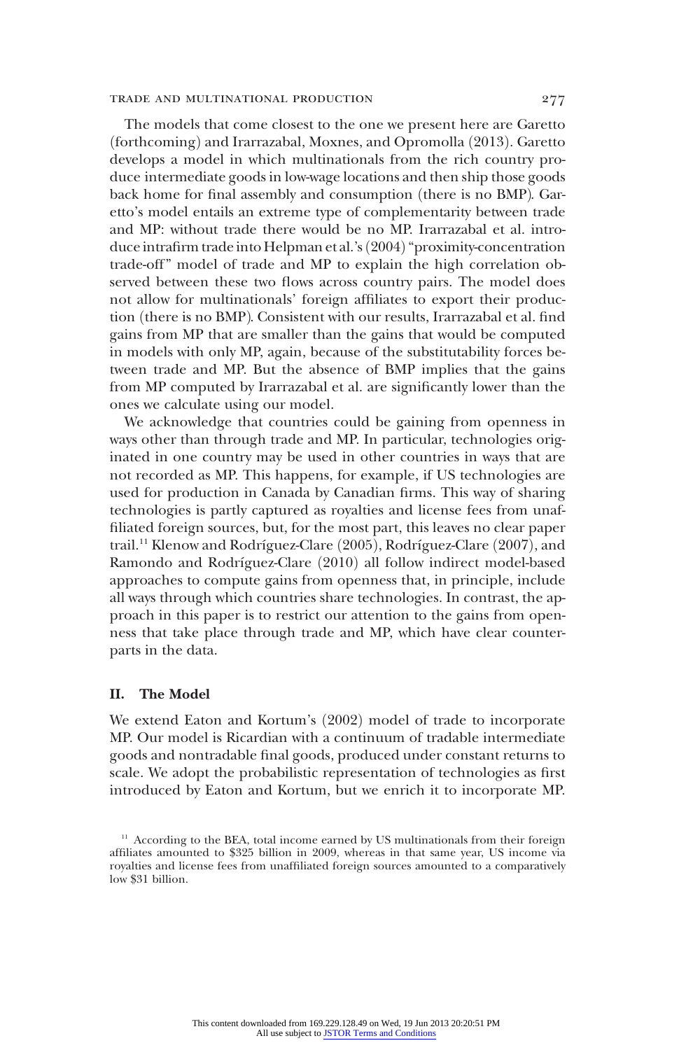The models that come closest to the one we present here are Garetto (forthcoming) and Irarrazabal, Moxnes, and Opromolla (2013). Garetto develops a model in which multinationals from the rich country produce intermediate goods in low-wage locations and then ship those goods back home for final assembly and consumption (there is no BMP). Garetto's model entails an extreme type of complementarity between trade and MP: without trade there would be no MP. Irarrazabal et al. introduce intrafirm trade into Helpman et al.'s (2004) "proximity-concentration trade-off" model of trade and MP to explain the high correlation observed between these two flows across country pairs. The model does not allow for multinationals' foreign affiliates to export their production (there is no BMP). Consistent with our results, Irarrazabal et al. find gains from MP that are smaller than the gains that would be computed in models with only MP, again, because of the substitutability forces between trade and MP. But the absence of BMP implies that the gains from MP computed by Irarrazabal et al. are significantly lower than the ones we calculate using our model.

We acknowledge that countries could be gaining from openness in ways other than through trade and MP. In particular, technologies originated in one country may be used in other countries in ways that are not recorded as MP. This happens, for example, if US technologies are used for production in Canada by Canadian firms. This way of sharing technologies is partly captured as royalties and license fees from unaffiliated foreign sources, but, for the most part, this leaves no clear paper trail.[11] Klenow and Rodríguez-Clare (2005), Rodríguez-Clare (2007), and Ramondo and Rodríguez-Clare (2010) all follow indirect model-based approaches to compute gains from openness that, in principle, include all ways through which countries share technologies. In contrast, the approach in this paper is to restrict our attention to the gains from openness that take place through trade and MP, which have clear counterparts in the data.

## II. The Model

We extend Eaton and Kortum's (2002) model of trade to incorporate MP. Our model is Ricardian with a continuum of tradable intermediate goods and nontradable final goods, produced under constant returns to scale. We adopt the probabilistic representation of technologies as first introduced by Eaton and Kortum, but we enrich it to incorporate MP.

[11] According to the BEA, total income earned by US multinationals from their foreign affiliates amounted to $325 billion in 2009, whereas in that same year, US income via royalties and license fees from unaffiliated foreign sources amounted to a comparatively low $31 billion.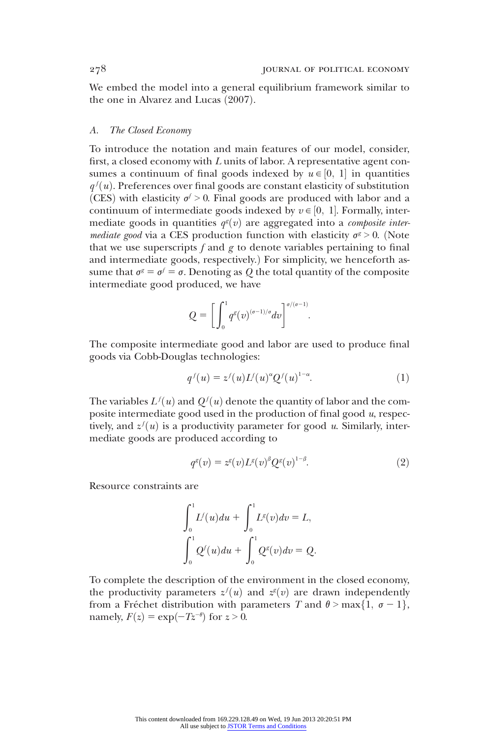We embed the model into a general equilibrium framework similar to the one in Alvarez and Lucas (2007).

### A. *The Closed Economy*

To introduce the notation and main features of our model, consider, first, a closed economy with $L$ units of labor. A representative agent consumes a continuum of final goods indexed by $u \in [0, 1]$ in quantities $q^f(u)$. Preferences over final goods are constant elasticity of substitution (CES) with elasticity $\sigma^f > 0$. Final goods are produced with labor and a continuum of intermediate goods indexed by $v \in [0, 1]$. Formally, intermediate goods in quantities $q^g(v)$ are aggregated into a *composite intermediate good* via a CES production function with elasticity $\sigma^g > 0$. (Note that we use superscripts $f$ and $g$ to denote variables pertaining to final and intermediate goods, respectively.) For simplicity, we henceforth assume that $\sigma^g = \sigma^f = \sigma$. Denoting as $Q$ the total quantity of the composite intermediate good produced, we have

$$Q = \left[ \int_0^1 q^g(v)^{(\sigma-1)/\sigma} dv \right]^{\sigma/(\sigma-1)}.$$

The composite intermediate good and labor are used to produce final goods via Cobb-Douglas technologies:

$$q^f(u) = z^f(u) L^f(u)^{\alpha} Q^f(u)^{1-\alpha}. \tag{1}$$

The variables $L^f(u)$ and $Q^f(u)$ denote the quantity of labor and the composite intermediate good used in the production of final good $u$, respectively, and $z^f(u)$ is a productivity parameter for good $u$. Similarly, intermediate goods are produced according to

$$q^g(v) = z^g(v) L^g(v)^{\beta} Q^g(v)^{1-\beta}. \tag{2}$$

Resource constraints are

$$\int_0^1 L^f(u) du + \int_0^1 L^g(v) dv = L,$$

$$\int_0^1 Q^f(u) du + \int_0^1 Q^g(v) dv = Q.$$

To complete the description of the environment in the closed economy, the productivity parameters $z^f(u)$ and $z^g(v)$ are drawn independently from a Fréchet distribution with parameters $T$ and $\theta > \max\{1, \sigma - 1\}$, namely, $F(z) = \exp(-Tz^{-\theta})$ for $z > 0$.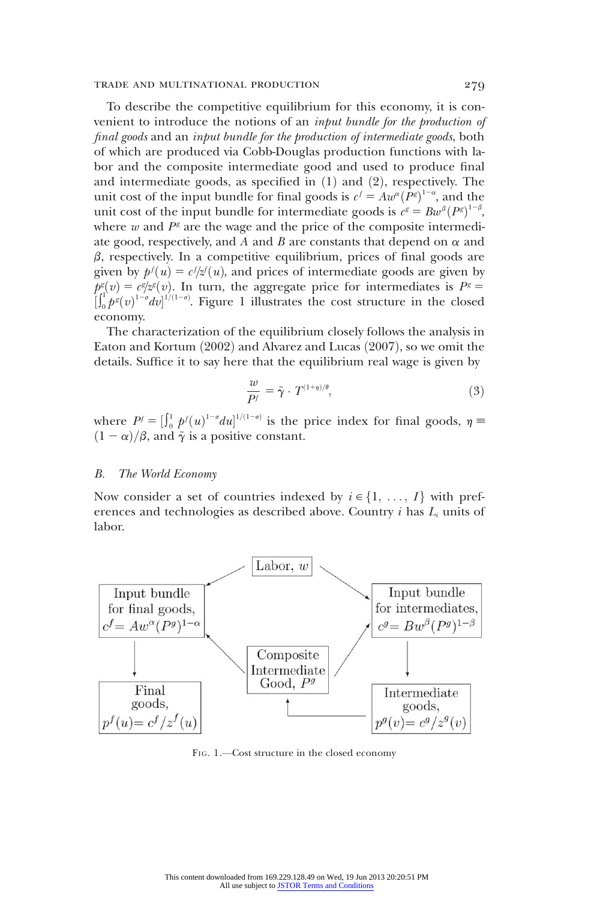To describe the competitive equilibrium for this economy, it is convenient to introduce the notions of an *input bundle for the production of final goods* and an *input bundle for the production of intermediate goods*, both of which are produced via Cobb-Douglas production functions with labor and the composite intermediate good and used to produce final and intermediate goods, as specified in (1) and (2), respectively. The unit cost of the input bundle for final goods is $c^f = Aw^{\alpha}(P^g)^{1-\alpha}$, and the unit cost of the input bundle for intermediate goods is $c^g = Bw^{\beta}(P^g)^{1-\beta}$, where $w$ and $P^g$ are the wage and the price of the composite intermediate good, respectively, and $A$ and $B$ are constants that depend on $\alpha$ and $\beta$, respectively. In a competitive equilibrium, prices of final goods are given by $p^f(u) = c^f/z^f(u)$, and prices of intermediate goods are given by $p^g(v) = c^g/z^g(v)$. In turn, the aggregate price for intermediates is $P^g = [\int_0^1 p^g(v)^{1-\sigma}dv]^{1/(1-\sigma)}$. Figure 1 illustrates the cost structure in the closed economy.

The characterization of the equilibrium closely follows the analysis in Eaton and Kortum (2002) and Alvarez and Lucas (2007), so we omit the details. Suffice it to say here that the equilibrium real wage is given by

$$\frac{w}{P^f} = \tilde{\gamma} \cdot T^{(1+\eta)/\theta}, \tag{3}$$

where $P^f = [\int_0^1 p^f(u)^{1-\sigma}du]^{1/(1-\sigma)}$ is the price index for final goods, $\eta \equiv (1-\alpha)/\beta$, and $\tilde{\gamma}$ is a positive constant.

### B. *The World Economy*

Now consider a set of countries indexed by $i \in \{1, \ldots, I\}$ with preferences and technologies as described above. Country $i$ has $L_i$ units of labor.

Labor, $w$

Input bundle for final goods, $c^f = Aw^{\alpha}(P^g)^{1-\alpha}$

Input bundle for intermediates, $c^g = Bw^{\beta}(P^g)^{1-\beta}$

Composite Intermediate Good, $P^g$

Final goods, $p^f(u) = c^f/z^f(u)$

Intermediate goods, $p^g(v) = c^g/z^g(v)$

Fig. 1.—Cost structure in the closed economy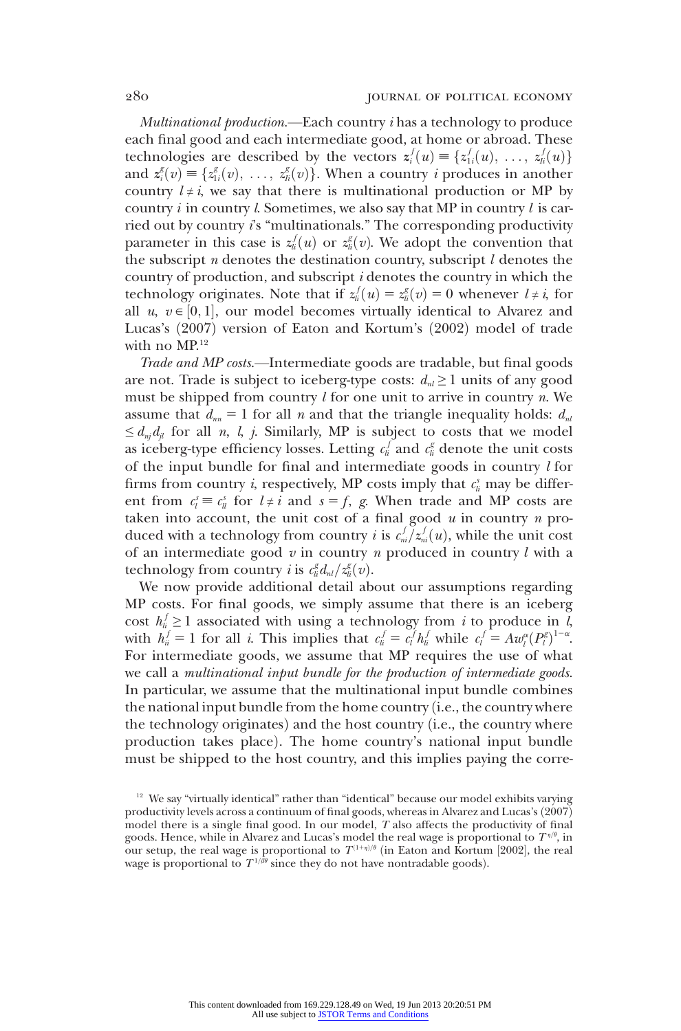*Multinational production.*—Each country $i$ has a technology to produce each final good and each intermediate good, at home or abroad. These technologies are described by the vectors $\mathbf{z}_i^f(u) \equiv \{z_{1i}^f(u), \ldots, z_{Ii}^f(u)\}$ and $\mathbf{z}_i^g(v) \equiv \{z_{1i}^g(v), \ldots, z_{Ii}^g(v)\}$. When a country $i$ produces in another country $l \neq i$, we say that there is multinational production or MP by country $i$ in country $l$. Sometimes, we also say that MP in country $l$ is carried out by country $i$'s "multinationals." The corresponding productivity parameter in this case is $z_{li}^f(u)$ or $z_{li}^g(v)$. We adopt the convention that the subscript $n$ denotes the destination country, subscript $l$ denotes the country of production, and subscript $i$ denotes the country in which the technology originates. Note that if $z_{li}^f(u) = z_{li}^g(v) = 0$ whenever $l \neq i$, for all $u, v \in [0, 1]$, our model becomes virtually identical to Alvarez and Lucas's (2007) version of Eaton and Kortum's (2002) model of trade with no MP.[12]

*Trade and MP costs.*—Intermediate goods are tradable, but final goods are not. Trade is subject to iceberg-type costs: $d_{nl} \geq 1$ units of any good must be shipped from country $l$ for one unit to arrive in country $n$. We assume that $d_{nn} = 1$ for all $n$ and that the triangle inequality holds: $d_{nl} \leq d_{nj} d_{jl}$ for all $n$, $l$, $j$. Similarly, MP is subject to costs that we model as iceberg-type efficiency losses. Letting $c_{li}^f$ and $c_{li}^g$ denote the unit costs of the input bundle for final and intermediate goods in country $l$ for firms from country $i$, respectively, MP costs imply that $c_{li}^s$ may be different from $c_l^s \equiv c_{ll}^s$ for $l \neq i$ and $s = f, g$. When trade and MP costs are taken into account, the unit cost of a final good $u$ in country $n$ produced with a technology from country $i$ is $c_{ni}^f / z_{ni}^f(u)$, while the unit cost of an intermediate good $v$ in country $n$ produced in country $l$ with a technology from country $i$ is $c_{li}^g d_{nl} / z_{li}^g(v)$.

We now provide additional detail about our assumptions regarding MP costs. For final goods, we simply assume that there is an iceberg cost $h_{li}^f \geq 1$ associated with using a technology from $i$ to produce in $l$, with $h_{ii}^f = 1$ for all $i$. This implies that $c_{li}^f = c_l^f h_{li}^f$ while $c_l^f = A w_l^\alpha (P_l^g)^{1-\alpha}$. For intermediate goods, we assume that MP requires the use of what we call a *multinational input bundle for the production of intermediate goods*. In particular, we assume that the multinational input bundle combines the national input bundle from the home country (i.e., the country where the technology originates) and the host country (i.e., the country where production takes place). The home country's national input bundle must be shipped to the host country, and this implies paying the corre-

[12] We say "virtually identical" rather than "identical" because our model exhibits varying productivity levels across a continuum of final goods, whereas in Alvarez and Lucas's (2007) model there is a single final good. In our model, $T$ also affects the productivity of final goods. Hence, while in Alvarez and Lucas's model the real wage is proportional to $T^{\eta/\theta}$, in our setup, the real wage is proportional to $T^{(1+\eta)/\theta}$ (in Eaton and Kortum [2002], the real wage is proportional to $T^{1/\beta\theta}$ since they do not have nontradable goods).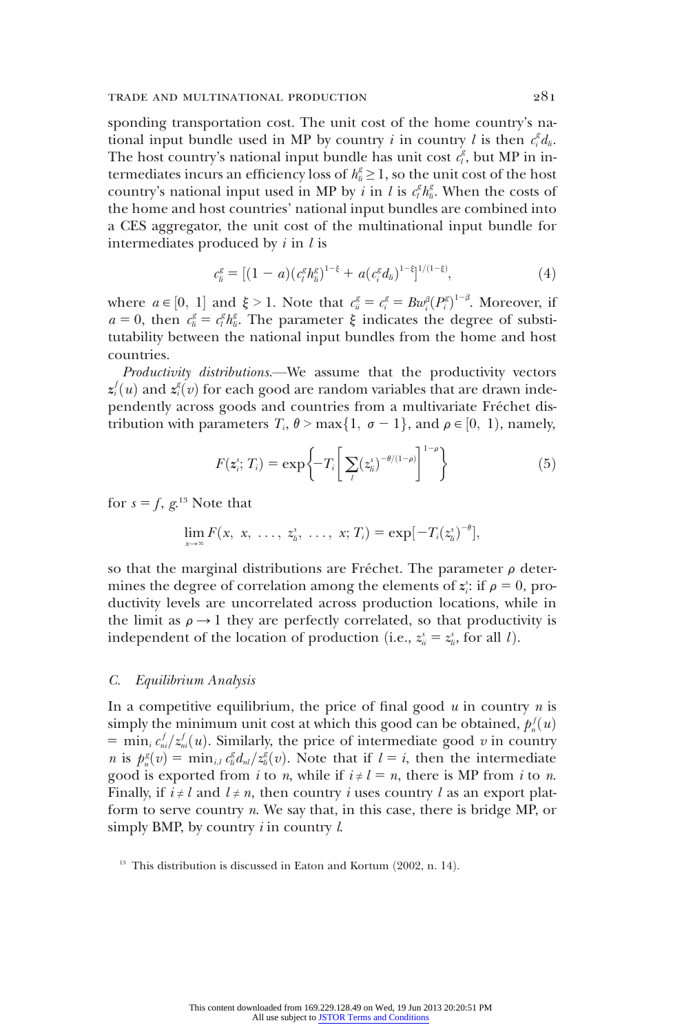sponding transportation cost. The unit cost of the home country's national input bundle used in MP by country $i$ in country $l$ is then $c_i^g d_{li}$. The host country's national input bundle has unit cost $c_l^g$, but MP in intermediates incurs an efficiency loss of $h_{li}^g \geq 1$, so the unit cost of the host country's national input used in MP by $i$ in $l$ is $c_l^g h_{li}^g$. When the costs of the home and host countries' national input bundles are combined into a CES aggregator, the unit cost of the multinational input bundle for intermediates produced by $i$ in $l$ is

$$c_{li}^g = [(1-a)(c_l^g h_{li}^g)^{1-\xi} + a(c_i^g d_{li})^{1-\xi}]^{1/(1-\xi)}, \tag{4}$$

where $a \in [0, 1]$ and $\xi > 1$. Note that $c_{ii}^g = c_i^g = Bw_i^\beta (P_i^g)^{1-\beta}$. Moreover, if $a = 0$, then $c_{li}^g = c_l^g h_{li}^g$. The parameter $\xi$ indicates the degree of substitutability between the national input bundles from the home and host countries.

*Productivity distributions.*—We assume that the productivity vectors $\mathbf{z}_i^f(u)$ and $\mathbf{z}_i^g(v)$ for each good are random variables that are drawn independently across goods and countries from a multivariate Fréchet distribution with parameters $T_i$, $\theta > \max\{1, \sigma - 1\}$, and $\rho \in [0, 1)$, namely,

$$F(\mathbf{z}_i^s; T_i) = \exp\left\{-T_i\left[\sum_l (z_{li}^s)^{-\theta/(1-\rho)}\right]^{1-\rho}\right\} \tag{5}$$

for $s = f, g$.[13] Note that

$$\lim_{x\to\infty} F(x,\ x,\ \ldots,\ z_{li}^s,\ \ldots,\ x;\ T_i) = \exp[-T_i(z_{li}^s)^{-\theta}],$$

so that the marginal distributions are Fréchet. The parameter $\rho$ determines the degree of correlation among the elements of $\mathbf{z}_i^s$: if $\rho = 0$, productivity levels are uncorrelated across production locations, while in the limit as $\rho \to 1$ they are perfectly correlated, so that productivity is independent of the location of production (i.e., $z_{ii}^s = z_{li}^s$, for all $l$).

### C. *Equilibrium Analysis*

In a competitive equilibrium, the price of final good $u$ in country $n$ is simply the minimum unit cost at which this good can be obtained, $p_n^f(u) = \min_i c_{ni}^f / z_{ni}^f(u)$. Similarly, the price of intermediate good $v$ in country $n$ is $p_n^g(v) = \min_{i,l} c_{li}^g d_{nl} / z_{li}^g(v)$. Note that if $l = i$, then the intermediate good is exported from $i$ to $n$, while if $i \neq l = n$, there is MP from $i$ to $n$. Finally, if $i \neq l$ and $l \neq n$, then country $i$ uses country $l$ as an export platform to serve country $n$. We say that, in this case, there is bridge MP, or simply BMP, by country $i$ in country $l$.

[13] This distribution is discussed in Eaton and Kortum (2002, n. 14).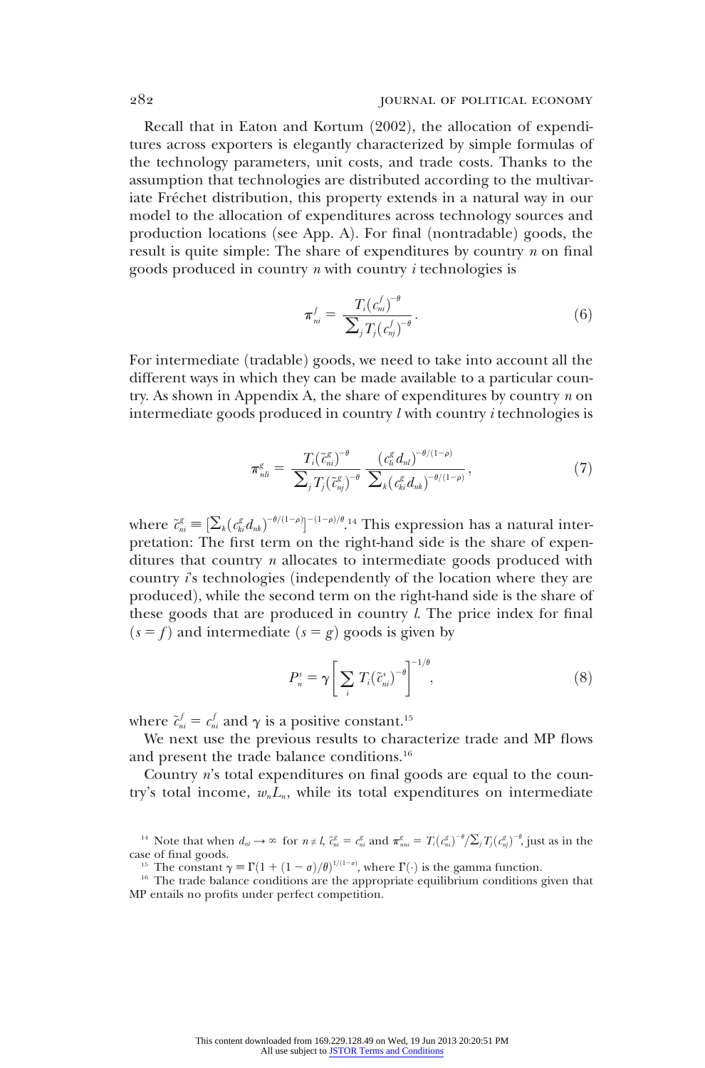Recall that in Eaton and Kortum (2002), the allocation of expenditures across exporters is elegantly characterized by simple formulas of the technology parameters, unit costs, and trade costs. Thanks to the assumption that technologies are distributed according to the multivariate Fréchet distribution, this property extends in a natural way in our model to the allocation of expenditures across technology sources and production locations (see App. A). For final (nontradable) goods, the result is quite simple: The share of expenditures by country $n$ on final goods produced in country $n$ with country $i$ technologies is

$$\pi_{ni}^{f} = \frac{T_i (c_{ni}^{f})^{-\theta}}{\sum_j T_j (c_{nj}^{f})^{-\theta}}. \tag{6}$$

For intermediate (tradable) goods, we need to take into account all the different ways in which they can be made available to a particular country. As shown in Appendix A, the share of expenditures by country $n$ on intermediate goods produced in country $l$ with country $i$ technologies is

$$\pi_{nli}^{g} = \frac{T_i (\tilde{c}_{ni}^{g})^{-\theta}}{\sum_j T_j (\tilde{c}_{nj}^{g})^{-\theta}} \frac{(c_{li}^{g} d_{nl})^{-\theta/(1-\rho)}}{\sum_k (c_{ki}^{g} d_{nk})^{-\theta/(1-\rho)}}, \tag{7}$$

where $\tilde{c}_{ni}^{g} \equiv [\sum_k (c_{ki}^{g} d_{nk})^{-\theta/(1-\rho)}]^{-(1-\rho)/\theta}$.[14] This expression has a natural interpretation: The first term on the right-hand side is the share of expenditures that country $n$ allocates to intermediate goods produced with country $i$'s technologies (independently of the location where they are produced), while the second term on the right-hand side is the share of these goods that are produced in country $l$. The price index for final $(s = f)$ and intermediate $(s = g)$ goods is given by

$$P_n^s = \gamma \left[ \sum_i T_i (\tilde{c}_{ni}^{s})^{-\theta} \right]^{-1/\theta}, \tag{8}$$

where $\tilde{c}_{ni}^{f} = c_{ni}^{f}$ and $\gamma$ is a positive constant.[15]

We next use the previous results to characterize trade and MP flows and present the trade balance conditions.[16]

Country $n$'s total expenditures on final goods are equal to the country's total income, $w_n L_n$, while its total expenditures on intermediate

[14] Note that when $d_{nl} \to \infty$ for $n \neq l$, $\tilde{c}_{ni}^{g} = c_{ni}^{g}$ and $\pi_{nni}^{g} = T_i (c_{ni}^{g})^{-\theta} / \sum_j T_j (c_{nj}^{g})^{-\theta}$, just as in the case of final goods.

[15] The constant $\gamma \equiv \Gamma(1 + (1 - \sigma)/\theta)^{1/(1-\sigma)}$, where $\Gamma(\cdot)$ is the gamma function.

[16] The trade balance conditions are the appropriate equilibrium conditions given that MP entails no profits under perfect competition.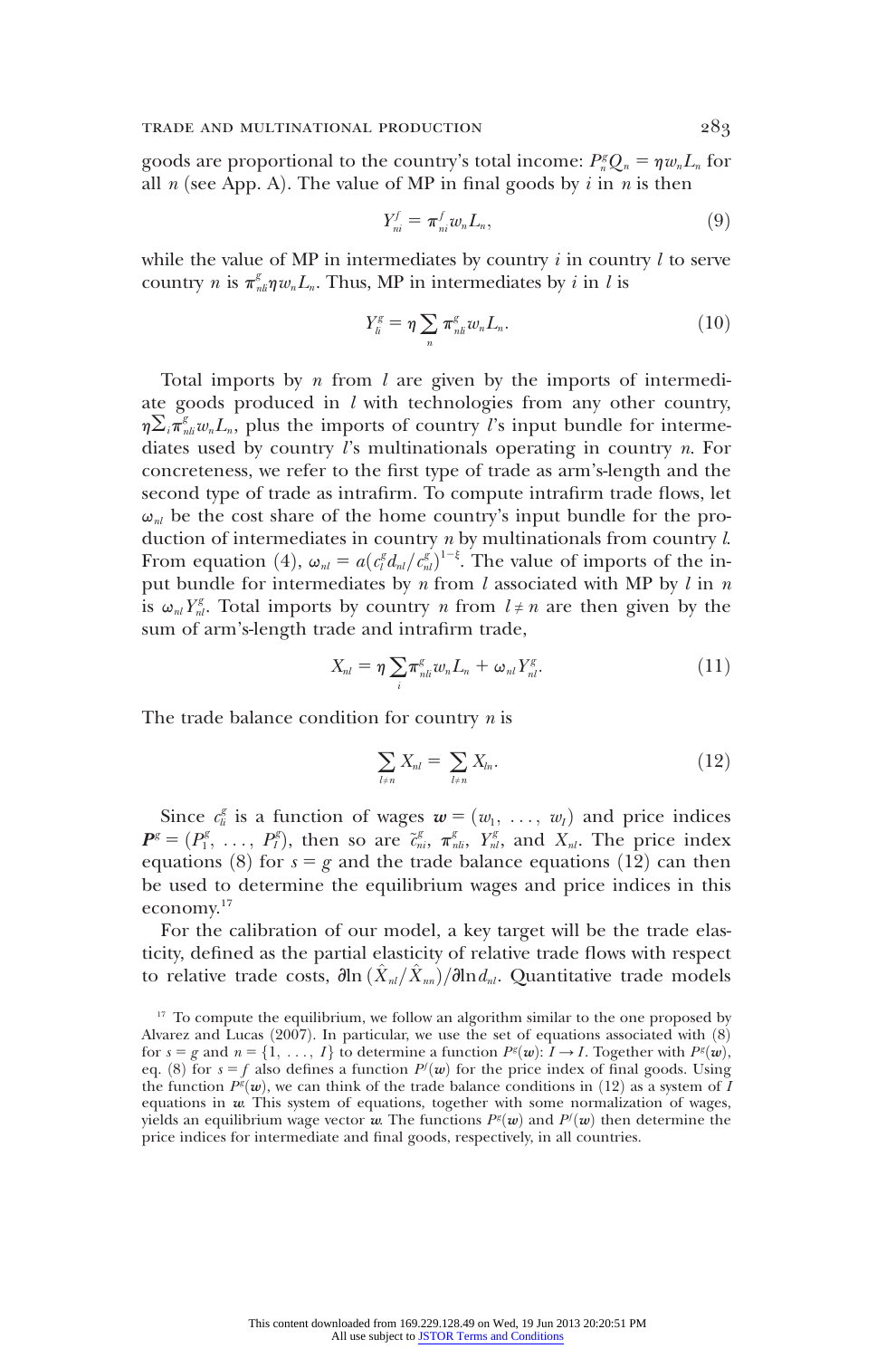goods are proportional to the country's total income: $P_n^g Q_n = \eta w_n L_n$ for all $n$ (see App. A). The value of MP in final goods by $i$ in $n$ is then

$$Y_{ni}^f = \pi_{ni}^f w_n L_n, \tag{9}$$

while the value of MP in intermediates by country $i$ in country $l$ to serve country $n$ is $\pi_{nli}^g \eta w_n L_n$. Thus, MP in intermediates by $i$ in $l$ is

$$Y_{li}^g = \eta \sum_n \pi_{nli}^g w_n L_n. \tag{10}$$

Total imports by $n$ from $l$ are given by the imports of intermediate goods produced in $l$ with technologies from any other country, $\eta \sum_i \pi_{nli}^g w_n L_n$, plus the imports of country $l$'s input bundle for intermediates used by country $l$'s multinationals operating in country $n$. For concreteness, we refer to the first type of trade as arm's-length and the second type of trade as intrafirm. To compute intrafirm trade flows, let $\omega_{nl}$ be the cost share of the home country's input bundle for the production of intermediates in country $n$ by multinationals from country $l$. From equation (4), $\omega_{nl} = a(c_l^g d_{nl}/c_{nl}^g)^{1-\xi}$. The value of imports of the input bundle for intermediates by $n$ from $l$ associated with MP by $l$ in $n$ is $\omega_{nl} Y_{nl}^g$. Total imports by country $n$ from $l \neq n$ are then given by the sum of arm's-length trade and intrafirm trade,

$$X_{nl} = \eta \sum_i \pi_{nli}^g w_n L_n + \omega_{nl} Y_{nl}^g. \tag{11}$$

The trade balance condition for country $n$ is

$$\sum_{l \neq n} X_{nl} = \sum_{l \neq n} X_{ln}. \tag{12}$$

Since $c_{li}^g$ is a function of wages $\boldsymbol{w} = (w_1, \ldots, w_I)$ and price indices $\boldsymbol{P}^g = (P_1^g, \ldots, P_I^g)$, then so are $\tilde{c}_{ni}^g$, $\pi_{nli}^g$, $Y_{nl}^g$, and $X_{nl}$. The price index equations (8) for $s = g$ and the trade balance equations (12) can then be used to determine the equilibrium wages and price indices in this economy.[17]

For the calibration of our model, a key target will be the trade elasticity, defined as the partial elasticity of relative trade flows with respect to relative trade costs, $\partial \ln (\hat{X}_{nl}/\hat{X}_{nn})/\partial \ln d_{nl}$. Quantitative trade models

[17] To compute the equilibrium, we follow an algorithm similar to the one proposed by Alvarez and Lucas (2007). In particular, we use the set of equations associated with (8) for $s = g$ and $n = \{1, \ldots, I\}$ to determine a function $P^g(\boldsymbol{w})$: $I \to I$. Together with $P^g(\boldsymbol{w})$, eq. (8) for $s = f$ also defines a function $P^f(\boldsymbol{w})$ for the price index of final goods. Using the function $P^g(\boldsymbol{w})$, we can think of the trade balance conditions in (12) as a system of $I$ equations in $\boldsymbol{w}$. This system of equations, together with some normalization of wages, yields an equilibrium wage vector $\boldsymbol{w}$. The functions $P^g(\boldsymbol{w})$ and $P^f(\boldsymbol{w})$ then determine the price indices for intermediate and final goods, respectively, in all countries.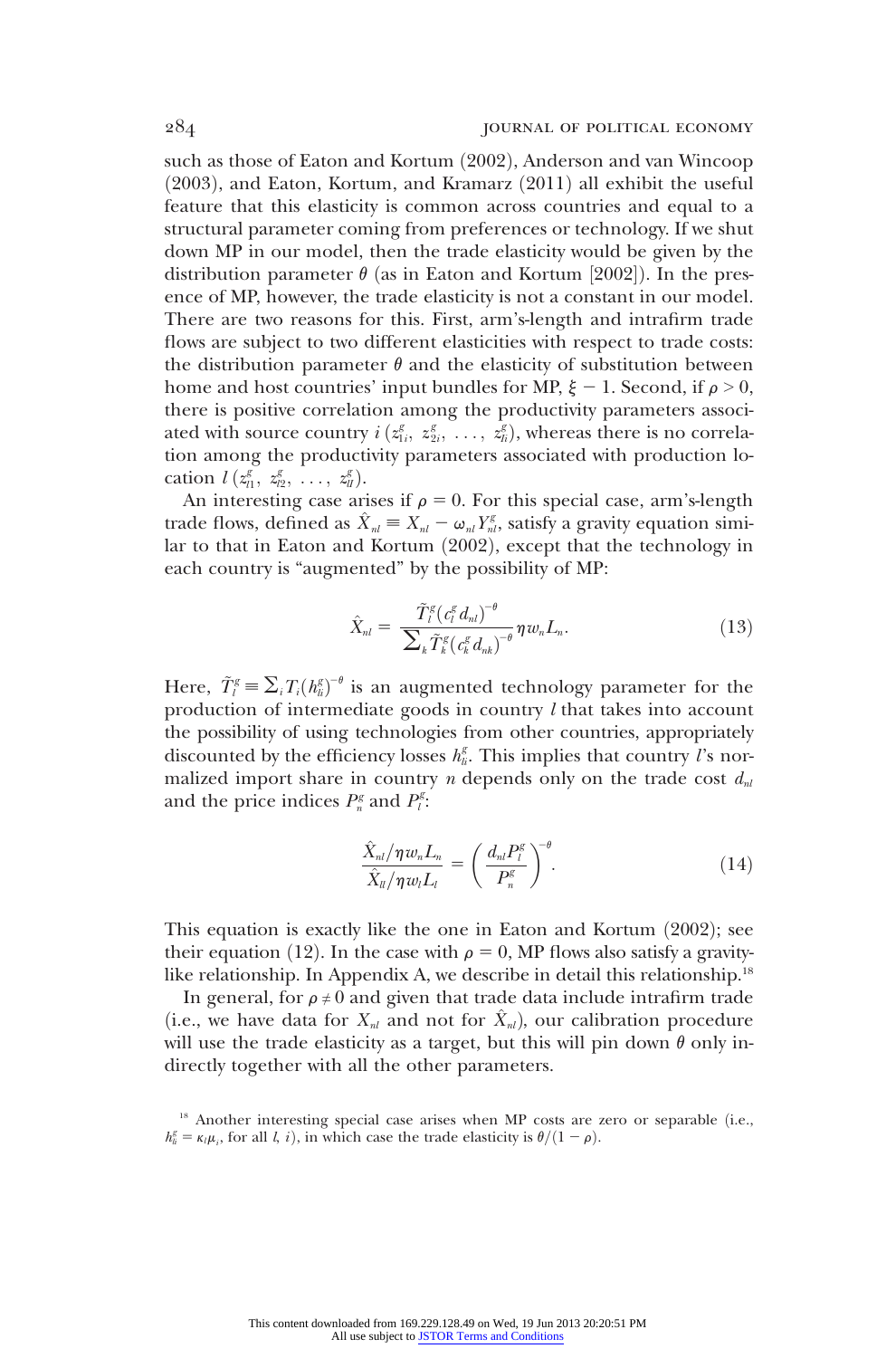such as those of Eaton and Kortum (2002), Anderson and van Wincoop (2003), and Eaton, Kortum, and Kramarz (2011) all exhibit the useful feature that this elasticity is common across countries and equal to a structural parameter coming from preferences or technology. If we shut down MP in our model, then the trade elasticity would be given by the distribution parameter $\theta$ (as in Eaton and Kortum [2002]). In the presence of MP, however, the trade elasticity is not a constant in our model. There are two reasons for this. First, arm's-length and intrafirm trade flows are subject to two different elasticities with respect to trade costs: the distribution parameter $\theta$ and the elasticity of substitution between home and host countries' input bundles for MP, $\xi - 1$. Second, if $\rho > 0$, there is positive correlation among the productivity parameters associated with source country $i$ $(z^g_{1i}, z^g_{2i}, \ldots, z^g_{Ii})$, whereas there is no correlation among the productivity parameters associated with production location $l$ $(z^g_{l1}, z^g_{l2}, \ldots, z^g_{lI})$.

An interesting case arises if $\rho = 0$. For this special case, arm's-length trade flows, defined as $\hat{X}_{nl} \equiv X_{nl} - \omega_{nl} Y^g_{nl}$, satisfy a gravity equation similar to that in Eaton and Kortum (2002), except that the technology in each country is "augmented" by the possibility of MP:

$$\hat{X}_{nl} = \frac{\tilde{T}^g_l (c^g_l d_{nl})^{-\theta}}{\sum_k \tilde{T}^g_k (c^g_k d_{nk})^{-\theta}} \eta w_n L_n. \tag{13}$$

Here, $\tilde{T}^g_l \equiv \sum_i T_i (h^g_{li})^{-\theta}$ is an augmented technology parameter for the production of intermediate goods in country $l$ that takes into account the possibility of using technologies from other countries, appropriately discounted by the efficiency losses $h^g_{li}$. This implies that country $l$'s normalized import share in country $n$ depends only on the trade cost $d_{nl}$ and the price indices $P^g_n$ and $P^g_l$:

$$\frac{\hat{X}_{nl}/\eta w_n L_n}{\hat{X}_{ll}/\eta w_l L_l} = \left( \frac{d_{nl} P^g_l}{P^g_n} \right)^{-\theta}. \tag{14}$$

This equation is exactly like the one in Eaton and Kortum (2002); see their equation (12). In the case with $\rho = 0$, MP flows also satisfy a gravity-like relationship. In Appendix A, we describe in detail this relationship.[18]

In general, for $\rho \neq 0$ and given that trade data include intrafirm trade (i.e., we have data for $X_{nl}$ and not for $\hat{X}_{nl}$), our calibration procedure will use the trade elasticity as a target, but this will pin down $\theta$ only indirectly together with all the other parameters.

[18] Another interesting special case arises when MP costs are zero or separable (i.e., $h^g_{li} = \kappa_l \mu_i$, for all $l$, $i$), in which case the trade elasticity is $\theta/(1 - \rho)$.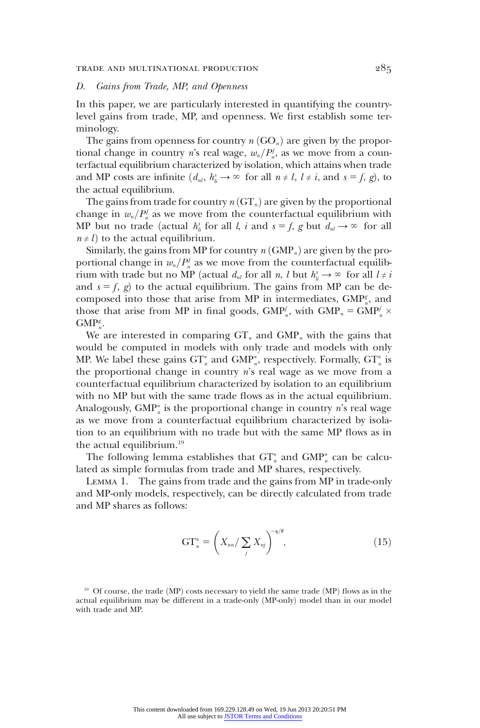### D. *Gains from Trade, MP, and Openness*

In this paper, we are particularly interested in quantifying the country-level gains from trade, MP, and openness. We first establish some terminology.

The gains from openness for country $n$ ($\text{GO}_n$) are given by the proportional change in country $n$'s real wage, $w_n/P_n^f$, as we move from a counterfactual equilibrium characterized by isolation, which attains when trade and MP costs are infinite ($d_{nl}$, $h_{li}^s \to \infty$ for all $n \neq l$, $l \neq i$, and $s = f$, $g$), to the actual equilibrium.

The gains from trade for country $n$ ($\text{GT}_n$) are given by the proportional change in $w_n/P_n^f$ as we move from the counterfactual equilibrium with MP but no trade (actual $h_{li}^s$ for all $l$, $i$ and $s = f$, $g$ but $d_{nl} \to \infty$ for all $n \neq l$) to the actual equilibrium.

Similarly, the gains from MP for country $n$ ($\text{GMP}_n$) are given by the proportional change in $w_n/P_n^f$ as we move from the counterfactual equilibrium with trade but no MP (actual $d_{nl}$ for all $n$, $l$ but $h_{li}^s \to \infty$ for all $l \neq i$ and $s = f$, $g$) to the actual equilibrium. The gains from MP can be decomposed into those that arise from MP in intermediates, $\text{GMP}_n^g$, and those that arise from MP in final goods, $\text{GMP}_n^f$, with $\text{GMP}_n = \text{GMP}_n^f \times \text{GMP}_n^g$.

We are interested in comparing $\text{GT}_n$ and $\text{GMP}_n$ with the gains that would be computed in models with only trade and models with only MP. We label these gains $\text{GT}_n^*$ and $\text{GMP}_n^*$, respectively. Formally, $\text{GT}_n^*$ is the proportional change in country $n$'s real wage as we move from a counterfactual equilibrium characterized by isolation to an equilibrium with no MP but with the same trade flows as in the actual equilibrium. Analogously, $\text{GMP}_n^*$ is the proportional change in country $n$'s real wage as we move from a counterfactual equilibrium characterized by isolation to an equilibrium with no trade but with the same MP flows as in the actual equilibrium.[19]

The following lemma establishes that $\text{GT}_n^*$ and $\text{GMP}_n^*$ can be calculated as simple formulas from trade and MP shares, respectively.

Lemma 1. The gains from trade and the gains from MP in trade-only and MP-only models, respectively, can be directly calculated from trade and MP shares as follows:

$$\text{GT}_n^* = \left( X_{nn} / \sum_j X_{nj} \right)^{-\eta/\theta}, \tag{15}$$

[19] Of course, the trade (MP) costs necessary to yield the same trade (MP) flows as in the actual equilibrium may be different in a trade-only (MP-only) model than in our model with trade and MP.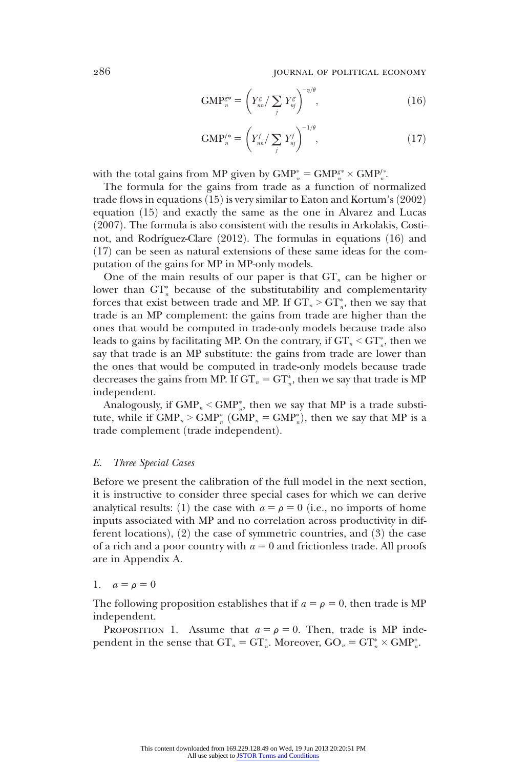$$\text{GMP}_n^{g*} = \left( Y_{nn}^g / \sum_j Y_{nj}^g \right)^{-\eta/\theta}, \tag{16}$$

$$\text{GMP}_n^{f*} = \left( Y_{nn}^f / \sum_j Y_{nj}^f \right)^{-1/\theta}, \tag{17}$$

with the total gains from MP given by $\text{GMP}_n^* = \text{GMP}_n^{g*} \times \text{GMP}_n^{f*}$.

The formula for the gains from trade as a function of normalized trade flows in equations (15) is very similar to Eaton and Kortum's (2002) equation (15) and exactly the same as the one in Alvarez and Lucas (2007). The formula is also consistent with the results in Arkolakis, Costinot, and Rodríguez-Clare (2012). The formulas in equations (16) and (17) can be seen as natural extensions of these same ideas for the computation of the gains for MP in MP-only models.

One of the main results of our paper is that $\text{GT}_n$ can be higher or lower than $\text{GT}_n^*$ because of the substitutability and complementarity forces that exist between trade and MP. If $\text{GT}_n > \text{GT}_n^*$, then we say that trade is an MP complement: the gains from trade are higher than the ones that would be computed in trade-only models because trade also leads to gains by facilitating MP. On the contrary, if $\text{GT}_n < \text{GT}_n^*$, then we say that trade is an MP substitute: the gains from trade are lower than the ones that would be computed in trade-only models because trade decreases the gains from MP. If $\text{GT}_n = \text{GT}_n^*$, then we say that trade is MP independent.

Analogously, if $\text{GMP}_n < \text{GMP}_n^*$, then we say that MP is a trade substitute, while if $\text{GMP}_n > \text{GMP}_n^*$ ($\text{GMP}_n = \text{GMP}_n^*$), then we say that MP is a trade complement (trade independent).

### *E. Three Special Cases*

Before we present the calibration of the full model in the next section, it is instructive to consider three special cases for which we can derive analytical results: (1) the case with $a = \rho = 0$ (i.e., no imports of home inputs associated with MP and no correlation across productivity in different locations), (2) the case of symmetric countries, and (3) the case of a rich and a poor country with $a = 0$ and frictionless trade. All proofs are in Appendix A.

#### 1. $a = \rho = 0$

The following proposition establishes that if $a = \rho = 0$, then trade is MP independent.

PROPOSITION 1. Assume that $a = \rho = 0$. Then, trade is MP independent in the sense that $\text{GT}_n = \text{GT}_n^*$. Moreover, $\text{GO}_n = \text{GT}_n^* \times \text{GMP}_n^*$.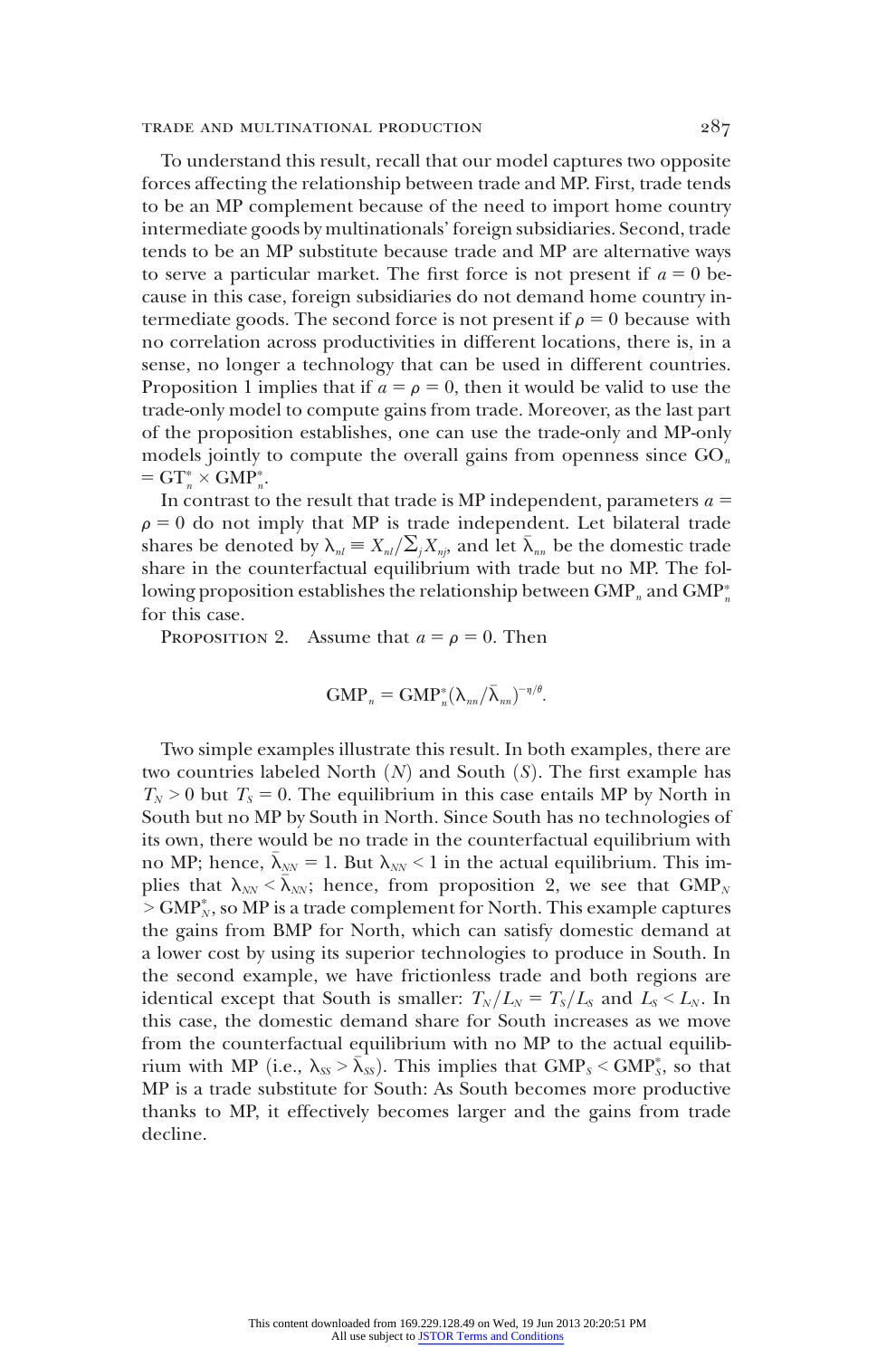To understand this result, recall that our model captures two opposite forces affecting the relationship between trade and MP. First, trade tends to be an MP complement because of the need to import home country intermediate goods by multinationals' foreign subsidiaries. Second, trade tends to be an MP substitute because trade and MP are alternative ways to serve a particular market. The first force is not present if $a = 0$ because in this case, foreign subsidiaries do not demand home country intermediate goods. The second force is not present if $\rho = 0$ because with no correlation across productivities in different locations, there is, in a sense, no longer a technology that can be used in different countries. Proposition 1 implies that if $a = \rho = 0$, then it would be valid to use the trade-only model to compute gains from trade. Moreover, as the last part of the proposition establishes, one can use the trade-only and MP-only models jointly to compute the overall gains from openness since $\text{GO}_n = \text{GT}_n^* \times \text{GMP}_n^*$.

In contrast to the result that trade is MP independent, parameters $a = \rho = 0$ do not imply that MP is trade independent. Let bilateral trade shares be denoted by $\lambda_{nl} \equiv X_{nl}/\sum_j X_{nj}$, and let $\bar{\lambda}_{nn}$ be the domestic trade share in the counterfactual equilibrium with trade but no MP. The following proposition establishes the relationship between $\text{GMP}_n$ and $\text{GMP}_n^*$ for this case.

Proposition 2. Assume that $a = \rho = 0$. Then

$$\text{GMP}_n = \text{GMP}_n^* (\lambda_{nn}/\bar{\lambda}_{nn})^{-\eta/\theta}.$$

Two simple examples illustrate this result. In both examples, there are two countries labeled North ($N$) and South ($S$). The first example has $T_N > 0$ but $T_S = 0$. The equilibrium in this case entails MP by North in South but no MP by South in North. Since South has no technologies of its own, there would be no trade in the counterfactual equilibrium with no MP; hence, $\bar{\lambda}_{NN} = 1$. But $\lambda_{NN} < 1$ in the actual equilibrium. This implies that $\lambda_{NN} < \bar{\lambda}_{NN}$; hence, from proposition 2, we see that $\text{GMP}_N > \text{GMP}_N^*$, so MP is a trade complement for North. This example captures the gains from BMP for North, which can satisfy domestic demand at a lower cost by using its superior technologies to produce in South. In the second example, we have frictionless trade and both regions are identical except that South is smaller: $T_N/L_N = T_S/L_S$ and $L_S < L_N$. In this case, the domestic demand share for South increases as we move from the counterfactual equilibrium with no MP to the actual equilibrium with MP (i.e., $\lambda_{SS} > \bar{\lambda}_{SS}$). This implies that $\text{GMP}_S < \text{GMP}_S^*$, so that MP is a trade substitute for South: As South becomes more productive thanks to MP, it effectively becomes larger and the gains from trade decline.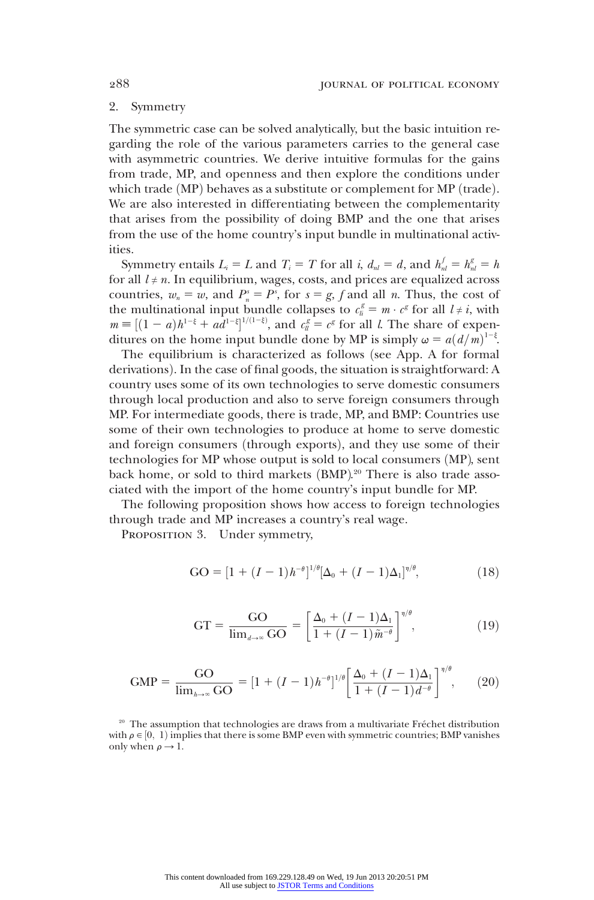### 2. Symmetry

The symmetric case can be solved analytically, but the basic intuition regarding the role of the various parameters carries to the general case with asymmetric countries. We derive intuitive formulas for the gains from trade, MP, and openness and then explore the conditions under which trade (MP) behaves as a substitute or complement for MP (trade). We are also interested in differentiating between the complementarity that arises from the possibility of doing BMP and the one that arises from the use of the home country's input bundle in multinational activities.

Symmetry entails $L_i = L$ and $T_i = T$ for all $i$, $d_{nl} = d$, and $h^f_{nl} = h^g_{nl} = h$ for all $l \neq n$. In equilibrium, wages, costs, and prices are equalized across countries, $w_n = w$, and $P^s_n = P^s$, for $s = g, f$ and all $n$. Thus, the cost of the multinational input bundle collapses to $c^g_{li} = m \cdot c^g$ for all $l \neq i$, with $m \equiv [(1-a)h^{1-\xi} + ad^{1-\xi}]^{1/(1-\xi)}$, and $c^g_{ll} = c^g$ for all $l$. The share of expenditures on the home input bundle done by MP is simply $\omega = a(d/m)^{1-\xi}$.

The equilibrium is characterized as follows (see App. A for formal derivations). In the case of final goods, the situation is straightforward: A country uses some of its own technologies to serve domestic consumers through local production and also to serve foreign consumers through MP. For intermediate goods, there is trade, MP, and BMP: Countries use some of their own technologies to produce at home to serve domestic and foreign consumers (through exports), and they use some of their technologies for MP whose output is sold to local consumers (MP), sent back home, or sold to third markets (BMP).[20] There is also trade associated with the import of the home country's input bundle for MP.

The following proposition shows how access to foreign technologies through trade and MP increases a country's real wage.

PROPOSITION 3. Under symmetry,

$$\mathrm{GO} = [1 + (I-1)h^{-\theta}]^{1/\theta}[\Delta_0 + (I-1)\Delta_1]^{\eta/\theta}, \tag{18}$$

$$\mathrm{GT} = \frac{\mathrm{GO}}{\lim_{d\to\infty}\mathrm{GO}} = \left[\frac{\Delta_0 + (I-1)\Delta_1}{1 + (I-1)\tilde{m}^{-\theta}}\right]^{\eta/\theta}, \tag{19}$$

$$\mathrm{GMP} = \frac{\mathrm{GO}}{\lim_{h\to\infty}\mathrm{GO}} = [1 + (I-1)h^{-\theta}]^{1/\theta}\left[\frac{\Delta_0 + (I-1)\Delta_1}{1 + (I-1)d^{-\theta}}\right]^{\eta/\theta}, \tag{20}$$

[20] The assumption that technologies are draws from a multivariate Fréchet distribution with $\rho \in [0, 1)$ implies that there is some BMP even with symmetric countries; BMP vanishes only when $\rho \to 1$.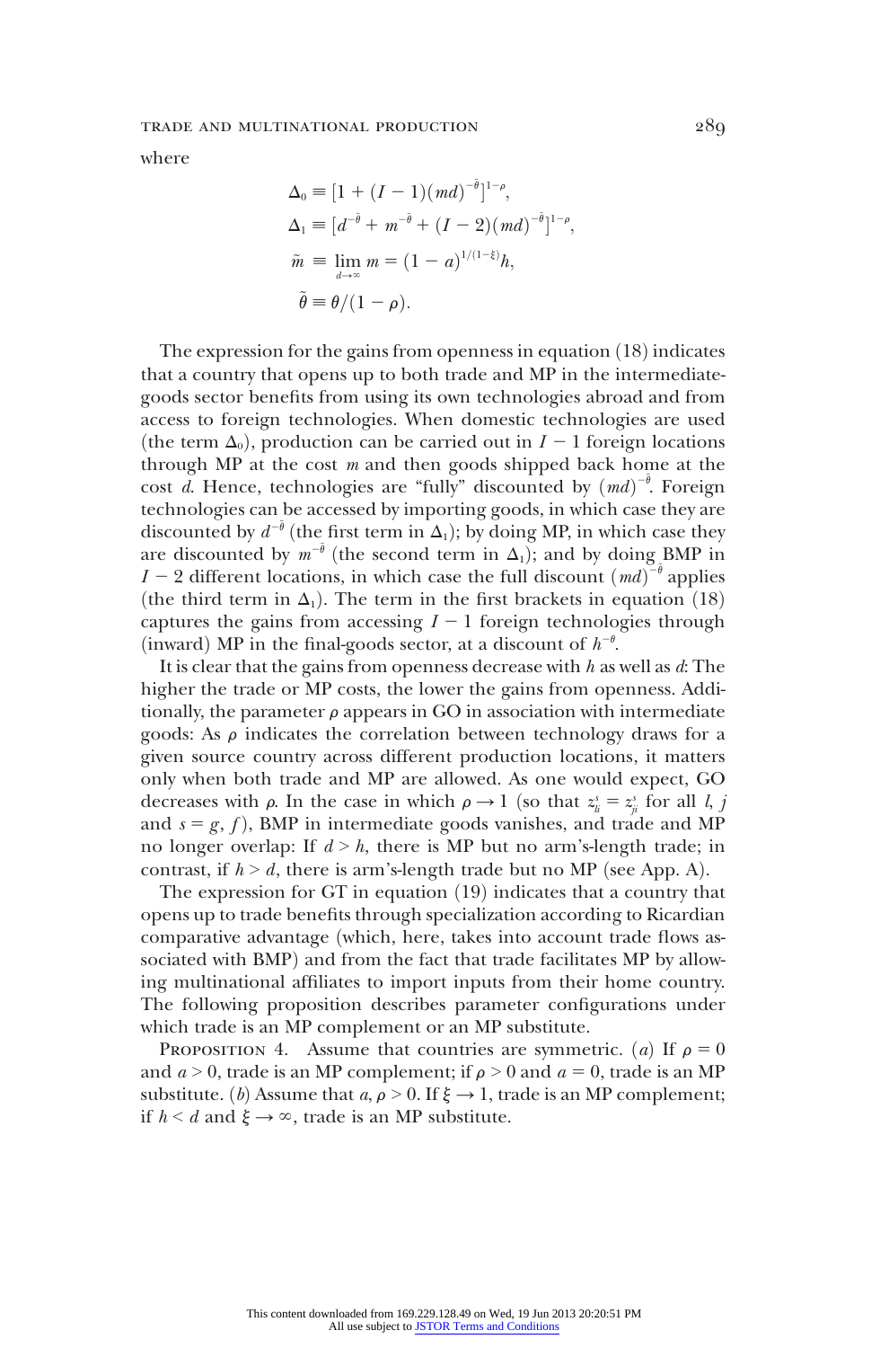where

$$\Delta_0 \equiv [1 + (I-1)(md)^{-\tilde{\theta}}]^{1-\rho},$$

$$\Delta_1 \equiv [d^{-\tilde{\theta}} + m^{-\tilde{\theta}} + (I-2)(md)^{-\tilde{\theta}}]^{1-\rho},$$

$$\tilde{m} \equiv \lim_{d \to \infty} m = (1-a)^{1/(1-\xi)} h,$$

$$\tilde{\theta} \equiv \theta/(1-\rho).$$

The expression for the gains from openness in equation (18) indicates that a country that opens up to both trade and MP in the intermediate-goods sector benefits from using its own technologies abroad and from access to foreign technologies. When domestic technologies are used (the term $\Delta_0$), production can be carried out in $I-1$ foreign locations through MP at the cost $m$ and then goods shipped back home at the cost $d$. Hence, technologies are "fully" discounted by $(md)^{-\tilde{\theta}}$. Foreign technologies can be accessed by importing goods, in which case they are discounted by $d^{-\tilde{\theta}}$ (the first term in $\Delta_1$); by doing MP, in which case they are discounted by $m^{-\tilde{\theta}}$ (the second term in $\Delta_1$); and by doing BMP in $I-2$ different locations, in which case the full discount $(md)^{-\tilde{\theta}}$ applies (the third term in $\Delta_1$). The term in the first brackets in equation (18) captures the gains from accessing $I-1$ foreign technologies through (inward) MP in the final-goods sector, at a discount of $h^{-\theta}$.

It is clear that the gains from openness decrease with $h$ as well as $d$: The higher the trade or MP costs, the lower the gains from openness. Additionally, the parameter $\rho$ appears in GO in association with intermediate goods: As $\rho$ indicates the correlation between technology draws for a given source country across different production locations, it matters only when both trade and MP are allowed. As one would expect, GO decreases with $\rho$. In the case in which $\rho \to 1$ (so that $z^s_{li} = z^s_{ji}$ for all $l$, $j$ and $s = g, f$), BMP in intermediate goods vanishes, and trade and MP no longer overlap: If $d > h$, there is MP but no arm's-length trade; in contrast, if $h > d$, there is arm's-length trade but no MP (see App. A).

The expression for GT in equation (19) indicates that a country that opens up to trade benefits through specialization according to Ricardian comparative advantage (which, here, takes into account trade flows associated with BMP) and from the fact that trade facilitates MP by allowing multinational affiliates to import inputs from their home country. The following proposition describes parameter configurations under which trade is an MP complement or an MP substitute.

Proposition 4. Assume that countries are symmetric. (*a*) If $\rho = 0$ and $a > 0$, trade is an MP complement; if $\rho > 0$ and $a = 0$, trade is an MP substitute. (*b*) Assume that $a, \rho > 0$. If $\xi \to 1$, trade is an MP complement; if $h < d$ and $\xi \to \infty$, trade is an MP substitute.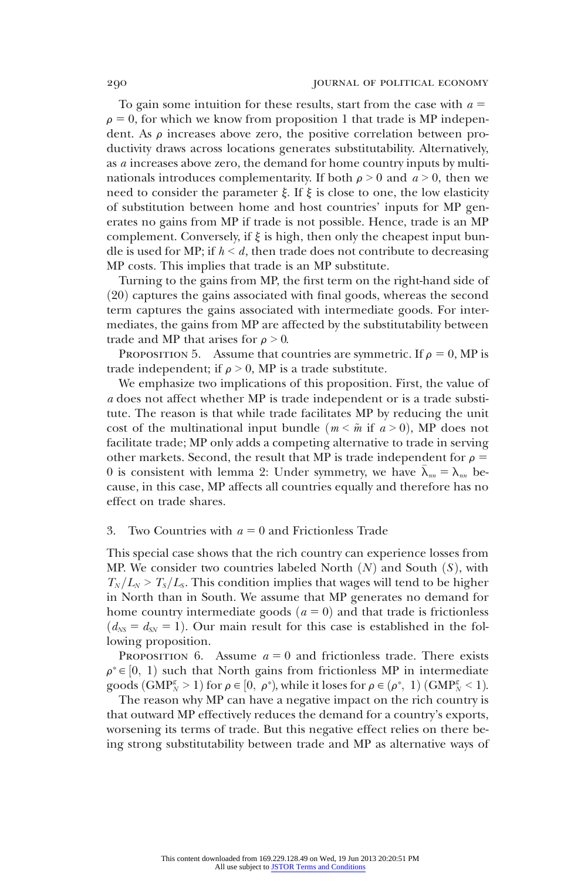To gain some intuition for these results, start from the case with $a = \rho = 0$, for which we know from proposition 1 that trade is MP independent. As $\rho$ increases above zero, the positive correlation between productivity draws across locations generates substitutability. Alternatively, as $a$ increases above zero, the demand for home country inputs by multinationals introduces complementarity. If both $\rho > 0$ and $a > 0$, then we need to consider the parameter $\xi$. If $\xi$ is close to one, the low elasticity of substitution between home and host countries' inputs for MP generates no gains from MP if trade is not possible. Hence, trade is an MP complement. Conversely, if $\xi$ is high, then only the cheapest input bundle is used for MP; if $h < d$, then trade does not contribute to decreasing MP costs. This implies that trade is an MP substitute.

Turning to the gains from MP, the first term on the right-hand side of (20) captures the gains associated with final goods, whereas the second term captures the gains associated with intermediate goods. For intermediates, the gains from MP are affected by the substitutability between trade and MP that arises for $\rho > 0$.

Proposition 5. Assume that countries are symmetric. If $\rho = 0$, MP is trade independent; if $\rho > 0$, MP is a trade substitute.

We emphasize two implications of this proposition. First, the value of $a$ does not affect whether MP is trade independent or is a trade substitute. The reason is that while trade facilitates MP by reducing the unit cost of the multinational input bundle ($m < \tilde{m}$ if $a > 0$), MP does not facilitate trade; MP only adds a competing alternative to trade in serving other markets. Second, the result that MP is trade independent for $\rho = 0$ is consistent with lemma 2: Under symmetry, we have $\bar{\lambda}_{nn} = \lambda_{nn}$ because, in this case, MP affects all countries equally and therefore has no effect on trade shares.

### 3. Two Countries with $a = 0$ and Frictionless Trade

This special case shows that the rich country can experience losses from MP. We consider two countries labeled North ($N$) and South ($S$), with $T_N/L_N > T_S/L_S$. This condition implies that wages will tend to be higher in North than in South. We assume that MP generates no demand for home country intermediate goods ($a = 0$) and that trade is frictionless ($d_{NS} = d_{SN} = 1$). Our main result for this case is established in the following proposition.

Proposition 6. Assume $a = 0$ and frictionless trade. There exists $\rho^* \in [0, 1)$ such that North gains from frictionless MP in intermediate goods ($\text{GMP}_N^g > 1$) for $\rho \in [0, \rho^*)$, while it loses for $\rho \in (\rho^*, 1)$ ($\text{GMP}_N^g < 1$).

The reason why MP can have a negative impact on the rich country is that outward MP effectively reduces the demand for a country's exports, worsening its terms of trade. But this negative effect relies on there being strong substitutability between trade and MP as alternative ways of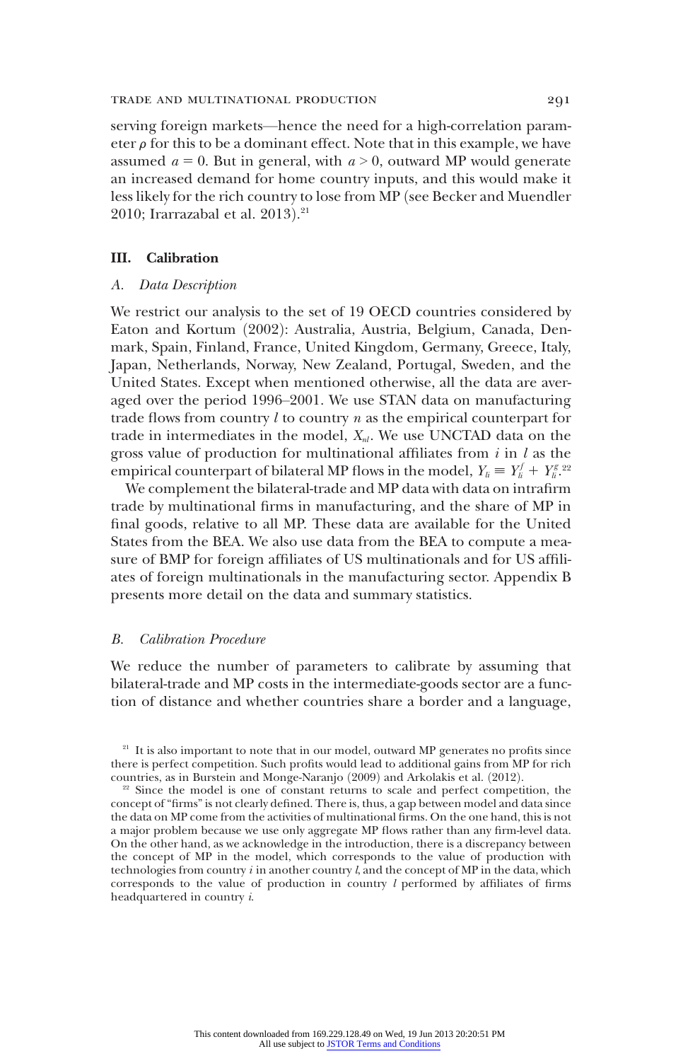serving foreign markets—hence the need for a high-correlation parameter $\rho$ for this to be a dominant effect. Note that in this example, we have assumed $a = 0$. But in general, with $a > 0$, outward MP would generate an increased demand for home country inputs, and this would make it less likely for the rich country to lose from MP (see Becker and Muendler 2010; Irarrazabal et al. 2013).[21]

## III. Calibration

### A. Data Description

We restrict our analysis to the set of 19 OECD countries considered by Eaton and Kortum (2002): Australia, Austria, Belgium, Canada, Denmark, Spain, Finland, France, United Kingdom, Germany, Greece, Italy, Japan, Netherlands, Norway, New Zealand, Portugal, Sweden, and the United States. Except when mentioned otherwise, all the data are averaged over the period 1996–2001. We use STAN data on manufacturing trade flows from country $l$ to country $n$ as the empirical counterpart for trade in intermediates in the model, $X_{nl}$. We use UNCTAD data on the gross value of production for multinational affiliates from $i$ in $l$ as the empirical counterpart of bilateral MP flows in the model, $Y_{li} \equiv Y^{f}_{li} + Y^{g}_{li}$.[22]

We complement the bilateral-trade and MP data with data on intrafirm trade by multinational firms in manufacturing, and the share of MP in final goods, relative to all MP. These data are available for the United States from the BEA. We also use data from the BEA to compute a measure of BMP for foreign affiliates of US multinationals and for US affiliates of foreign multinationals in the manufacturing sector. Appendix B presents more detail on the data and summary statistics.

### B. Calibration Procedure

We reduce the number of parameters to calibrate by assuming that bilateral-trade and MP costs in the intermediate-goods sector are a function of distance and whether countries share a border and a language,

[21] It is also important to note that in our model, outward MP generates no profits since there is perfect competition. Such profits would lead to additional gains from MP for rich countries, as in Burstein and Monge-Naranjo (2009) and Arkolakis et al. (2012).

[22] Since the model is one of constant returns to scale and perfect competition, the concept of "firms" is not clearly defined. There is, thus, a gap between model and data since the data on MP come from the activities of multinational firms. On the one hand, this is not a major problem because we use only aggregate MP flows rather than any firm-level data. On the other hand, as we acknowledge in the introduction, there is a discrepancy between the concept of MP in the model, which corresponds to the value of production with technologies from country $i$ in another country $l$, and the concept of MP in the data, which corresponds to the value of production in country $l$ performed by affiliates of firms headquartered in country $i$.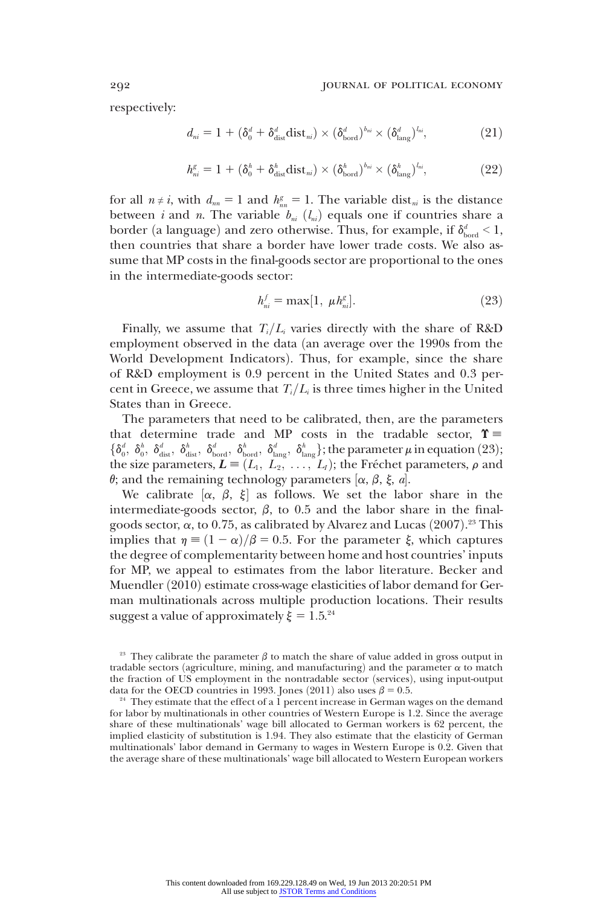respectively:

$$d_{ni} = 1 + (\delta_0^d + \delta_{\text{dist}}^d \text{dist}_{ni}) \times (\delta_{\text{bord}}^d)^{b_{ni}} \times (\delta_{\text{lang}}^d)^{l_{ni}}, \tag{21}$$

$$h_{ni}^g = 1 + (\delta_0^h + \delta_{\text{dist}}^h \text{dist}_{ni}) \times (\delta_{\text{bord}}^h)^{b_{ni}} \times (\delta_{\text{lang}}^h)^{l_{ni}}, \tag{22}$$

for all $n \neq i$, with $d_{nn} = 1$ and $h_{nn}^g = 1$. The variable $\text{dist}_{ni}$ is the distance between $i$ and $n$. The variable $b_{ni}$ ($l_{ni}$) equals one if countries share a border (a language) and zero otherwise. Thus, for example, if $\delta_{\text{bord}}^d < 1$, then countries that share a border have lower trade costs. We also assume that MP costs in the final-goods sector are proportional to the ones in the intermediate-goods sector:

$$h_{ni}^f = \max[1, \mu h_{ni}^g]. \tag{23}$$

Finally, we assume that $T_i/L_i$ varies directly with the share of R&D employment observed in the data (an average over the 1990s from the World Development Indicators). Thus, for example, since the share of R&D employment is 0.9 percent in the United States and 0.3 percent in Greece, we assume that $T_i/L_i$ is three times higher in the United States than in Greece.

The parameters that need to be calibrated, then, are the parameters that determine trade and MP costs in the tradable sector, $\Upsilon \equiv \{\delta_0^d, \delta_0^h, \delta_{\text{dist}}^d, \delta_{\text{dist}}^h, \delta_{\text{bord}}^d, \delta_{\text{bord}}^h, \delta_{\text{lang}}^d, \delta_{\text{lang}}^h\}$; the parameter $\mu$ in equation (23); the size parameters, $\boldsymbol{L} \equiv (L_1, L_2, \ldots, L_I)$; the Fréchet parameters, $\rho$ and $\theta$; and the remaining technology parameters $[\alpha, \beta, \xi, a]$.

We calibrate $[\alpha, \beta, \xi]$ as follows. We set the labor share in the intermediate-goods sector, $\beta$, to 0.5 and the labor share in the final-goods sector, $\alpha$, to 0.75, as calibrated by Alvarez and Lucas (2007).[23] This implies that $\eta \equiv (1 - \alpha)/\beta = 0.5$. For the parameter $\xi$, which captures the degree of complementarity between home and host countries' inputs for MP, we appeal to estimates from the labor literature. Becker and Muendler (2010) estimate cross-wage elasticities of labor demand for German multinationals across multiple production locations. Their results suggest a value of approximately $\xi = 1.5$.[24]

[23] They calibrate the parameter $\beta$ to match the share of value added in gross output in tradable sectors (agriculture, mining, and manufacturing) and the parameter $\alpha$ to match the fraction of US employment in the nontradable sector (services), using input-output data for the OECD countries in 1993. Jones (2011) also uses $\beta = 0.5$.

[24] They estimate that the effect of a 1 percent increase in German wages on the demand for labor by multinationals in other countries of Western Europe is 1.2. Since the average share of these multinationals' wage bill allocated to German workers is 62 percent, the implied elasticity of substitution is 1.94. They also estimate that the elasticity of German multinationals' labor demand in Germany to wages in Western Europe is 0.2. Given that the average share of these multinationals' wage bill allocated to Western European workers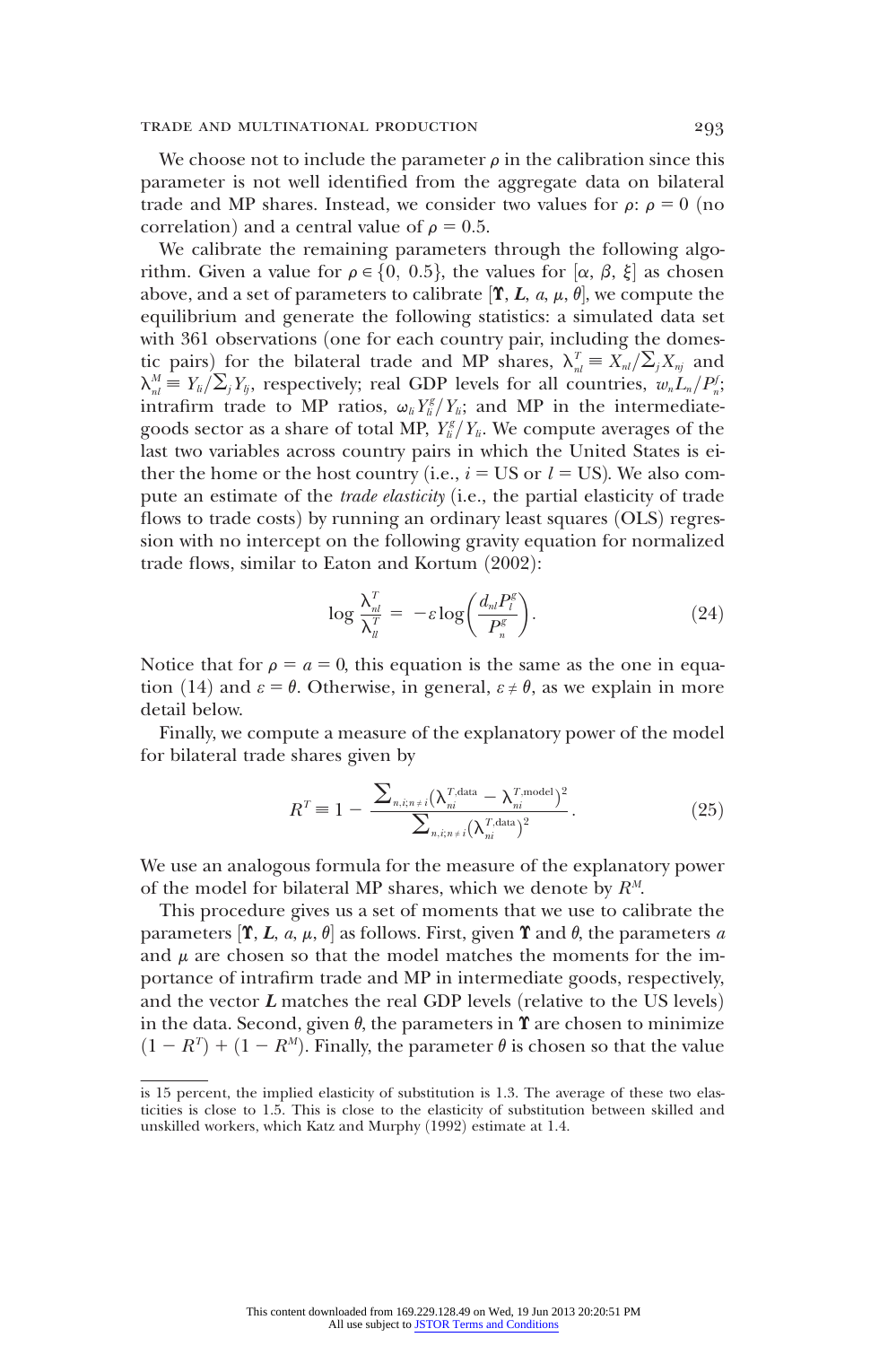We choose not to include the parameter $\rho$ in the calibration since this parameter is not well identified from the aggregate data on bilateral trade and MP shares. Instead, we consider two values for $\rho$: $\rho = 0$ (no correlation) and a central value of $\rho = 0.5$.

We calibrate the remaining parameters through the following algorithm. Given a value for $\rho \in \{0, 0.5\}$, the values for $[\alpha, \beta, \xi]$ as chosen above, and a set of parameters to calibrate $[\boldsymbol{\Upsilon}, \boldsymbol{L}, a, \mu, \theta]$, we compute the equilibrium and generate the following statistics: a simulated data set with 361 observations (one for each country pair, including the domestic pairs) for the bilateral trade and MP shares, $\lambda_{nl}^{T} \equiv X_{nl}/\sum_j X_{nj}$ and $\lambda_{nl}^{M} \equiv Y_{li}/\sum_j Y_{lj}$, respectively; real GDP levels for all countries, $w_n L_n / P_n^f$; intrafirm trade to MP ratios, $\omega_{li} Y_{li}^g / Y_{li}$; and MP in the intermediate-goods sector as a share of total MP, $Y_{li}^g / Y_{li}$. We compute averages of the last two variables across country pairs in which the United States is either the home or the host country (i.e., $i$ = US or $l$ = US). We also compute an estimate of the *trade elasticity* (i.e., the partial elasticity of trade flows to trade costs) by running an ordinary least squares (OLS) regression with no intercept on the following gravity equation for normalized trade flows, similar to Eaton and Kortum (2002):

$$\log \frac{\lambda_{nl}^{T}}{\lambda_{ll}^{T}} = -\varepsilon \log\left(\frac{d_{nl} P_l^g}{P_n^g}\right). \tag{24}$$

Notice that for $\rho = a = 0$, this equation is the same as the one in equation (14) and $\varepsilon = \theta$. Otherwise, in general, $\varepsilon \neq \theta$, as we explain in more detail below.

Finally, we compute a measure of the explanatory power of the model for bilateral trade shares given by

$$R^{T} \equiv 1 - \frac{\sum_{n,i;n\neq i}\left(\lambda_{ni}^{T,\text{data}} - \lambda_{ni}^{T,\text{model}}\right)^2}{\sum_{n,i;n\neq i}\left(\lambda_{ni}^{T,\text{data}}\right)^2}. \tag{25}$$

We use an analogous formula for the measure of the explanatory power of the model for bilateral MP shares, which we denote by $R^{M}$.

This procedure gives us a set of moments that we use to calibrate the parameters $[\boldsymbol{\Upsilon}, \boldsymbol{L}, a, \mu, \theta]$ as follows. First, given $\boldsymbol{\Upsilon}$ and $\theta$, the parameters $a$ and $\mu$ are chosen so that the model matches the moments for the importance of intrafirm trade and MP in intermediate goods, respectively, and the vector $\boldsymbol{L}$ matches the real GDP levels (relative to the US levels) in the data. Second, given $\theta$, the parameters in $\boldsymbol{\Upsilon}$ are chosen to minimize $(1 - R^{T}) + (1 - R^{M})$. Finally, the parameter $\theta$ is chosen so that the value

---

is 15 percent, the implied elasticity of substitution is 1.3. The average of these two elasticities is close to 1.5. This is close to the elasticity of substitution between skilled and unskilled workers, which Katz and Murphy (1992) estimate at 1.4.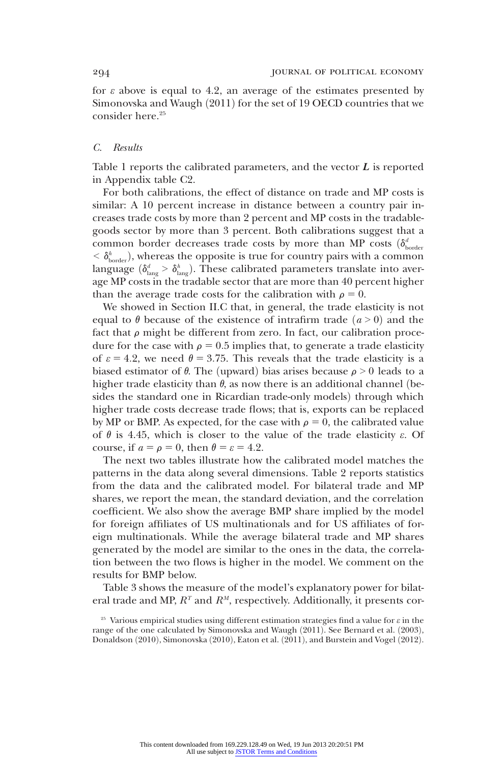for $\varepsilon$ above is equal to 4.2, an average of the estimates presented by Simonovska and Waugh (2011) for the set of 19 OECD countries that we consider here.[25]

### C. Results

Table 1 reports the calibrated parameters, and the vector $\boldsymbol{L}$ is reported in Appendix table C2.

For both calibrations, the effect of distance on trade and MP costs is similar: A 10 percent increase in distance between a country pair increases trade costs by more than 2 percent and MP costs in the tradable-goods sector by more than 3 percent. Both calibrations suggest that a common border decreases trade costs by more than MP costs ($\delta^{d}_{\text{border}} < \delta^{h}_{\text{border}}$), whereas the opposite is true for country pairs with a common language ($\delta^{d}_{\text{lang}} > \delta^{h}_{\text{lang}}$). These calibrated parameters translate into average MP costs in the tradable sector that are more than 40 percent higher than the average trade costs for the calibration with $\rho = 0$.

We showed in Section II.C that, in general, the trade elasticity is not equal to $\theta$ because of the existence of intrafirm trade ($a > 0$) and the fact that $\rho$ might be different from zero. In fact, our calibration procedure for the case with $\rho = 0.5$ implies that, to generate a trade elasticity of $\varepsilon = 4.2$, we need $\theta = 3.75$. This reveals that the trade elasticity is a biased estimator of $\theta$. The (upward) bias arises because $\rho > 0$ leads to a higher trade elasticity than $\theta$, as now there is an additional channel (besides the standard one in Ricardian trade-only models) through which higher trade costs decrease trade flows; that is, exports can be replaced by MP or BMP. As expected, for the case with $\rho = 0$, the calibrated value of $\theta$ is 4.45, which is closer to the value of the trade elasticity $\varepsilon$. Of course, if $a = \rho = 0$, then $\theta = \varepsilon = 4.2$.

The next two tables illustrate how the calibrated model matches the patterns in the data along several dimensions. Table 2 reports statistics from the data and the calibrated model. For bilateral trade and MP shares, we report the mean, the standard deviation, and the correlation coefficient. We also show the average BMP share implied by the model for foreign affiliates of US multinationals and for US affiliates of foreign multinationals. While the average bilateral trade and MP shares generated by the model are similar to the ones in the data, the correlation between the two flows is higher in the model. We comment on the results for BMP below.

Table 3 shows the measure of the model's explanatory power for bilateral trade and MP, $R^{T}$ and $R^{M}$, respectively. Additionally, it presents cor-

[25] Various empirical studies using different estimation strategies find a value for $\varepsilon$ in the range of the one calculated by Simonovska and Waugh (2011). See Bernard et al. (2003), Donaldson (2010), Simonovska (2010), Eaton et al. (2011), and Burstein and Vogel (2012).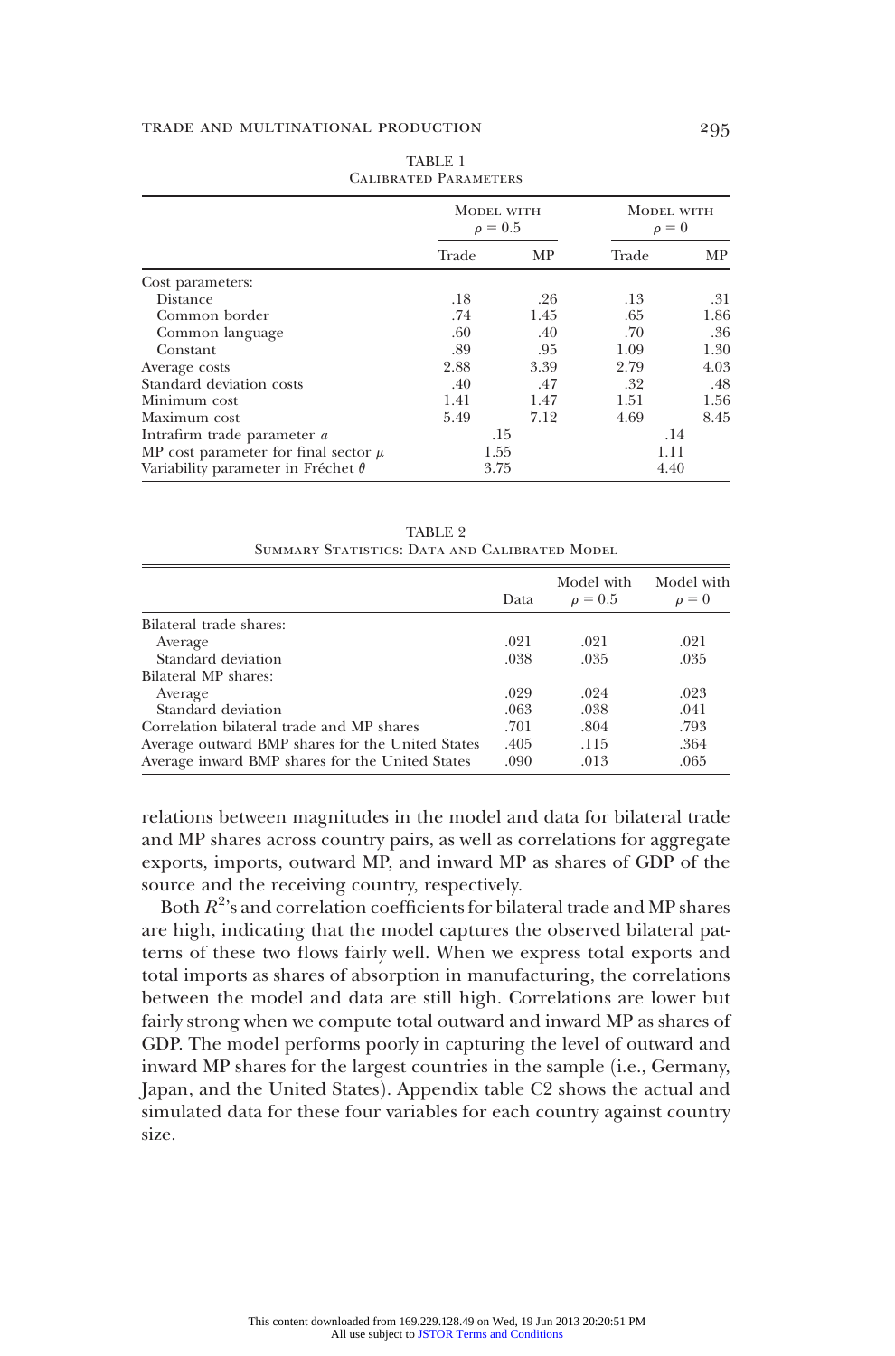TABLE 1
Calibrated Parameters

| | Model with $\rho = 0.5$ | | Model with $\rho = 0$ | |
|---|---|---|---|---|
| | Trade | MP | Trade | MP |
| Cost parameters: | | | | |
| Distance | .18 | .26 | .13 | .31 |
| Common border | .74 | 1.45 | .65 | 1.86 |
| Common language | .60 | .40 | .70 | .36 |
| Constant | .89 | .95 | 1.09 | 1.30 |
| Average costs | 2.88 | 3.39 | 2.79 | 4.03 |
| Standard deviation costs | .40 | .47 | .32 | .48 |
| Minimum cost | 1.41 | 1.47 | 1.51 | 1.56 |
| Maximum cost | 5.49 | 7.12 | 4.69 | 8.45 |
| Intrafirm trade parameter $a$ | .15 | | .14 | |
| MP cost parameter for final sector $\mu$ | 1.55 | | 1.11 | |
| Variability parameter in Fréchet $\theta$ | 3.75 | | 4.40 | |

TABLE 2
Summary Statistics: Data and Calibrated Model

| | Data | Model with $\rho = 0.5$ | Model with $\rho = 0$ |
|---|---|---|---|
| Bilateral trade shares: | | | |
| Average | .021 | .021 | .021 |
| Standard deviation | .038 | .035 | .035 |
| Bilateral MP shares: | | | |
| Average | .029 | .024 | .023 |
| Standard deviation | .063 | .038 | .041 |
| Correlation bilateral trade and MP shares | .701 | .804 | .793 |
| Average outward BMP shares for the United States | .405 | .115 | .364 |
| Average inward BMP shares for the United States | .090 | .013 | .065 |

relations between magnitudes in the model and data for bilateral trade and MP shares across country pairs, as well as correlations for aggregate exports, imports, outward MP, and inward MP as shares of GDP of the source and the receiving country, respectively.

Both $R^2$'s and correlation coefficients for bilateral trade and MP shares are high, indicating that the model captures the observed bilateral patterns of these two flows fairly well. When we express total exports and total imports as shares of absorption in manufacturing, the correlations between the model and data are still high. Correlations are lower but fairly strong when we compute total outward and inward MP as shares of GDP. The model performs poorly in capturing the level of outward and inward MP shares for the largest countries in the sample (i.e., Germany, Japan, and the United States). Appendix table C2 shows the actual and simulated data for these four variables for each country against country size.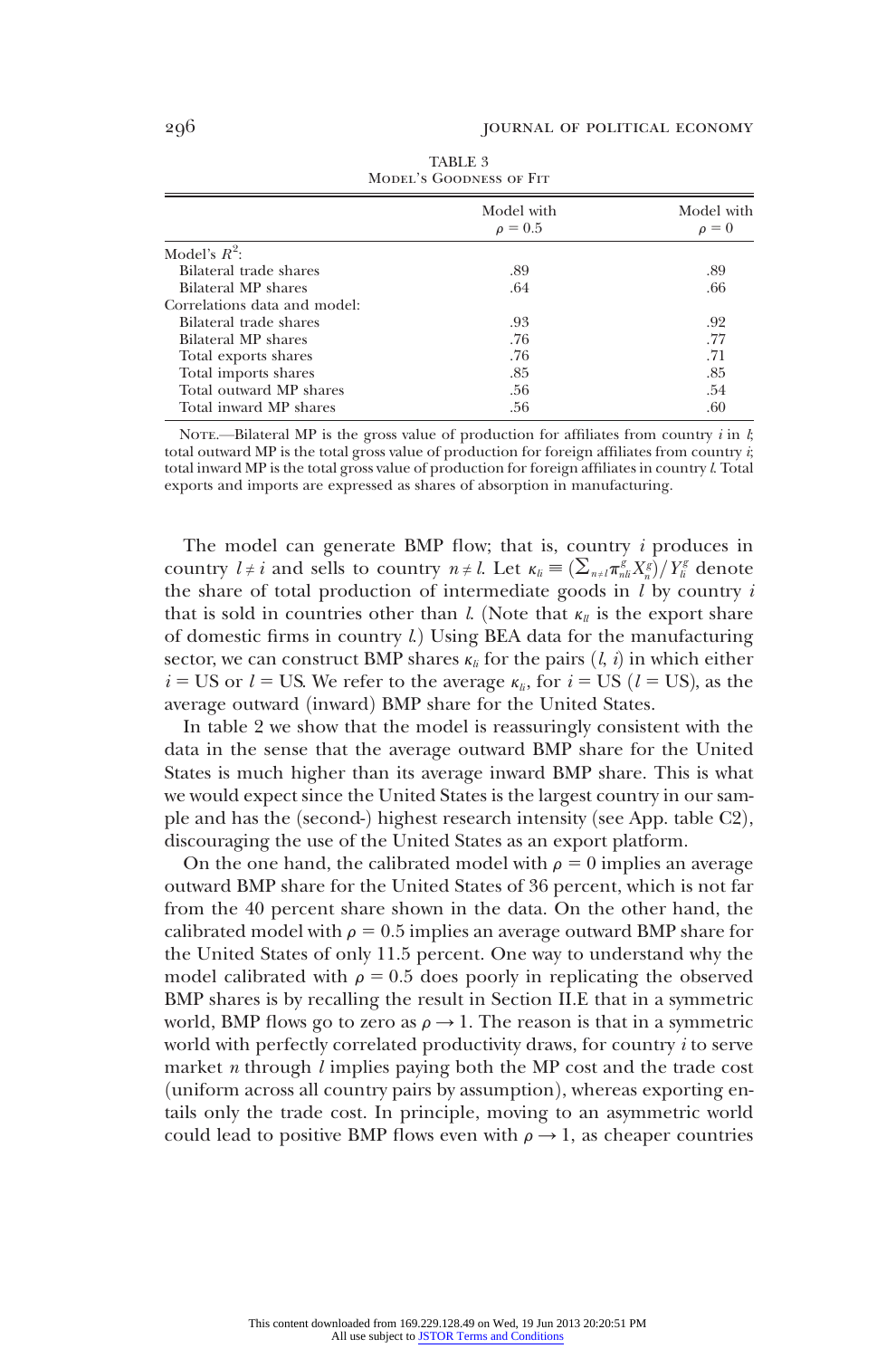TABLE 3
Model's Goodness of Fit

| | Model with $\rho = 0.5$ | Model with $\rho = 0$ |
|---|---|---|
| Model's $R^2$: | | |
| Bilateral trade shares | .89 | .89 |
| Bilateral MP shares | .64 | .66 |
| Correlations data and model: | | |
| Bilateral trade shares | .93 | .92 |
| Bilateral MP shares | .76 | .77 |
| Total exports shares | .76 | .71 |
| Total imports shares | .85 | .85 |
| Total outward MP shares | .56 | .54 |
| Total inward MP shares | .56 | .60 |

Note.—Bilateral MP is the gross value of production for affiliates from country $i$ in $l$; total outward MP is the total gross value of production for foreign affiliates from country $i$; total inward MP is the total gross value of production for foreign affiliates in country $l$. Total exports and imports are expressed as shares of absorption in manufacturing.

The model can generate BMP flow; that is, country $i$ produces in country $l \neq i$ and sells to country $n \neq l$. Let $\kappa_{li} \equiv (\sum_{n \neq l} \pi^g_{nli} X^g_n)/Y^g_{li}$ denote the share of total production of intermediate goods in $l$ by country $i$ that is sold in countries other than $l$. (Note that $\kappa_{ll}$ is the export share of domestic firms in country $l$.) Using BEA data for the manufacturing sector, we can construct BMP shares $\kappa_{li}$ for the pairs $(l, i)$ in which either $i = \text{US}$ or $l = \text{US}$. We refer to the average $\kappa_{li}$, for $i = \text{US}$ ($l = \text{US}$), as the average outward (inward) BMP share for the United States.

In table 2 we show that the model is reassuringly consistent with the data in the sense that the average outward BMP share for the United States is much higher than its average inward BMP share. This is what we would expect since the United States is the largest country in our sample and has the (second-) highest research intensity (see App. table C2), discouraging the use of the United States as an export platform.

On the one hand, the calibrated model with $\rho = 0$ implies an average outward BMP share for the United States of 36 percent, which is not far from the 40 percent share shown in the data. On the other hand, the calibrated model with $\rho = 0.5$ implies an average outward BMP share for the United States of only 11.5 percent. One way to understand why the model calibrated with $\rho = 0.5$ does poorly in replicating the observed BMP shares is by recalling the result in Section II.E that in a symmetric world, BMP flows go to zero as $\rho \rightarrow 1$. The reason is that in a symmetric world with perfectly correlated productivity draws, for country $i$ to serve market $n$ through $l$ implies paying both the MP cost and the trade cost (uniform across all country pairs by assumption), whereas exporting entails only the trade cost. In principle, moving to an asymmetric world could lead to positive BMP flows even with $\rho \rightarrow 1$, as cheaper countries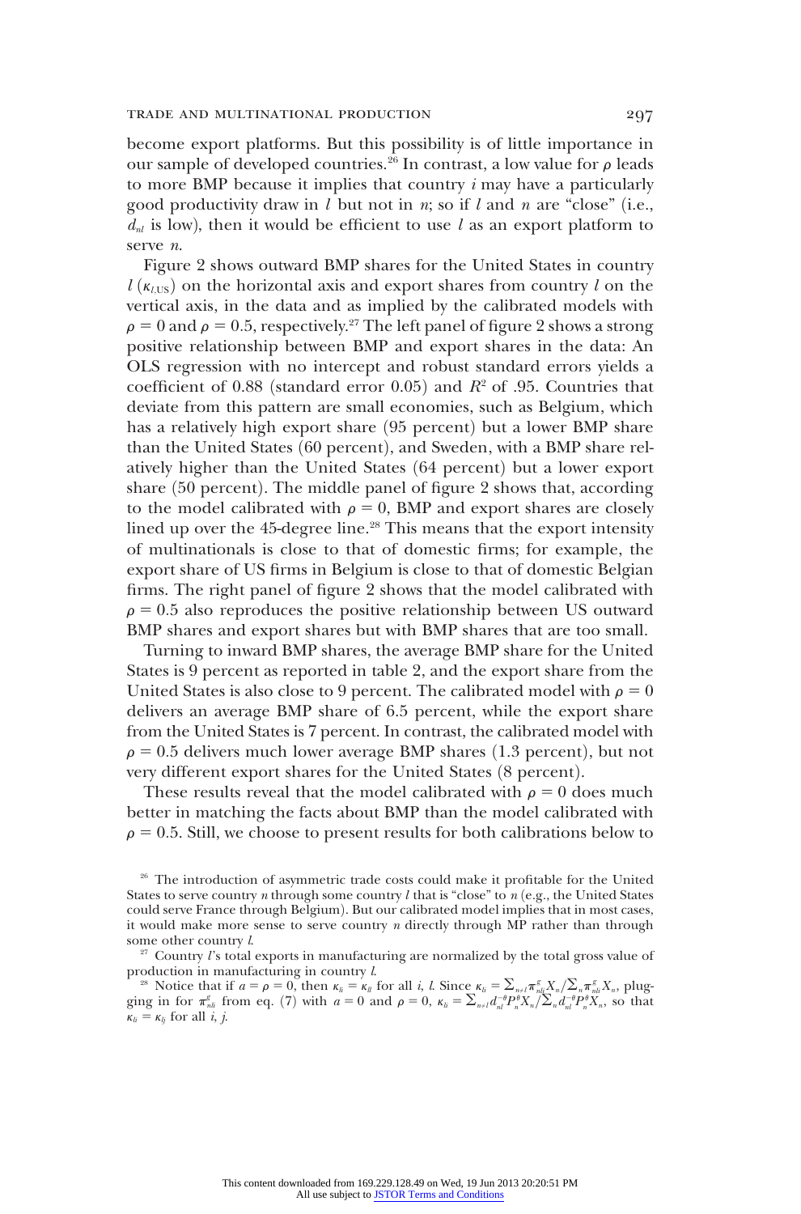become export platforms. But this possibility is of little importance in our sample of developed countries.[26] In contrast, a low value for $\rho$ leads to more BMP because it implies that country $i$ may have a particularly good productivity draw in $l$ but not in $n$; so if $l$ and $n$ are "close" (i.e., $d_{nl}$ is low), then it would be efficient to use $l$ as an export platform to serve $n$.

Figure 2 shows outward BMP shares for the United States in country $l$ ($\kappa_{l,\text{US}}$) on the horizontal axis and export shares from country $l$ on the vertical axis, in the data and as implied by the calibrated models with $\rho = 0$ and $\rho = 0.5$, respectively.[27] The left panel of figure 2 shows a strong positive relationship between BMP and export shares in the data: An OLS regression with no intercept and robust standard errors yields a coefficient of 0.88 (standard error 0.05) and $R^2$ of .95. Countries that deviate from this pattern are small economies, such as Belgium, which has a relatively high export share (95 percent) but a lower BMP share than the United States (60 percent), and Sweden, with a BMP share relatively higher than the United States (64 percent) but a lower export share (50 percent). The middle panel of figure 2 shows that, according to the model calibrated with $\rho = 0$, BMP and export shares are closely lined up over the 45-degree line.[28] This means that the export intensity of multinationals is close to that of domestic firms; for example, the export share of US firms in Belgium is close to that of domestic Belgian firms. The right panel of figure 2 shows that the model calibrated with $\rho = 0.5$ also reproduces the positive relationship between US outward BMP shares and export shares but with BMP shares that are too small.

Turning to inward BMP shares, the average BMP share for the United States is 9 percent as reported in table 2, and the export share from the United States is also close to 9 percent. The calibrated model with $\rho = 0$ delivers an average BMP share of 6.5 percent, while the export share from the United States is 7 percent. In contrast, the calibrated model with $\rho = 0.5$ delivers much lower average BMP shares (1.3 percent), but not very different export shares for the United States (8 percent).

These results reveal that the model calibrated with $\rho = 0$ does much better in matching the facts about BMP than the model calibrated with $\rho = 0.5$. Still, we choose to present results for both calibrations below to

[26] The introduction of asymmetric trade costs could make it profitable for the United States to serve country $n$ through some country $l$ that is "close" to $n$ (e.g., the United States could serve France through Belgium). But our calibrated model implies that in most cases, it would make more sense to serve country $n$ directly through MP rather than through some other country $l$.

[27] Country $l$'s total exports in manufacturing are normalized by the total gross value of production in manufacturing in country $l$.

[28] Notice that if $a = \rho = 0$, then $\kappa_{li} = \kappa_{ll}$ for all $i$, $l$. Since $\kappa_{li} = \sum_{n \neq l} \pi^g_{nli} X_n / \sum_n \pi^g_{nli} X_n$, plugging in for $\pi^g_{nli}$ from eq. (7) with $a = 0$ and $\rho = 0$, $\kappa_{li} = \sum_{n \neq l} d_{nl}^{-\theta} P_n^{\theta} X_n / \sum_n d_{nl}^{-\theta} P_n^{\theta} X_n$, so that $\kappa_{li} = \kappa_{lj}$ for all $i$, $j$.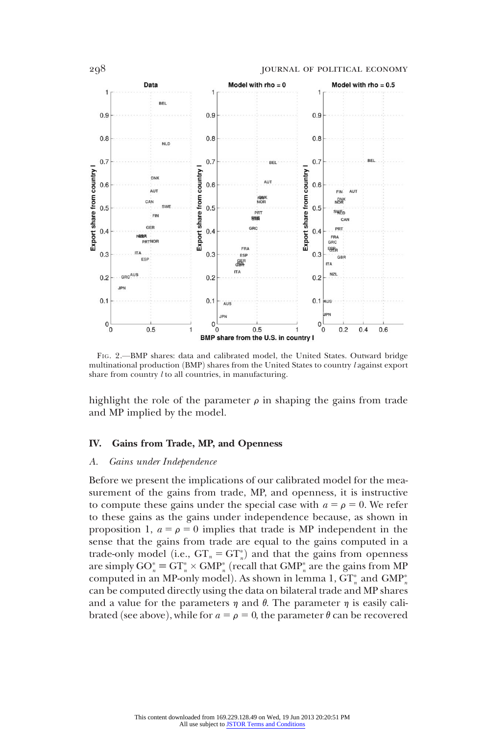Fig. 2.—BMP shares: data and calibrated model, the United States. Outward bridge multinational production (BMP) shares from the United States to country $l$ against export share from country $l$ to all countries, in manufacturing.

highlight the role of the parameter $\rho$ in shaping the gains from trade and MP implied by the model.

## IV. Gains from Trade, MP, and Openness

### *A. Gains under Independence*

Before we present the implications of our calibrated model for the measurement of the gains from trade, MP, and openness, it is instructive to compute these gains under the special case with $a = \rho = 0$. We refer to these gains as the gains under independence because, as shown in proposition 1, $a = \rho = 0$ implies that trade is MP independent in the sense that the gains from trade are equal to the gains computed in a trade-only model (i.e., $\text{GT}_n = \text{GT}_n^*$) and that the gains from openness are simply $\text{GO}_n^* \equiv \text{GT}_n^* \times \text{GMP}_n^*$ (recall that $\text{GMP}_n^*$ are the gains from MP computed in an MP-only model). As shown in lemma 1, $\text{GT}_n^*$ and $\text{GMP}_n^*$ can be computed directly using the data on bilateral trade and MP shares and a value for the parameters $\eta$ and $\theta$. The parameter $\eta$ is easily calibrated (see above), while for $a = \rho = 0$, the parameter $\theta$ can be recovered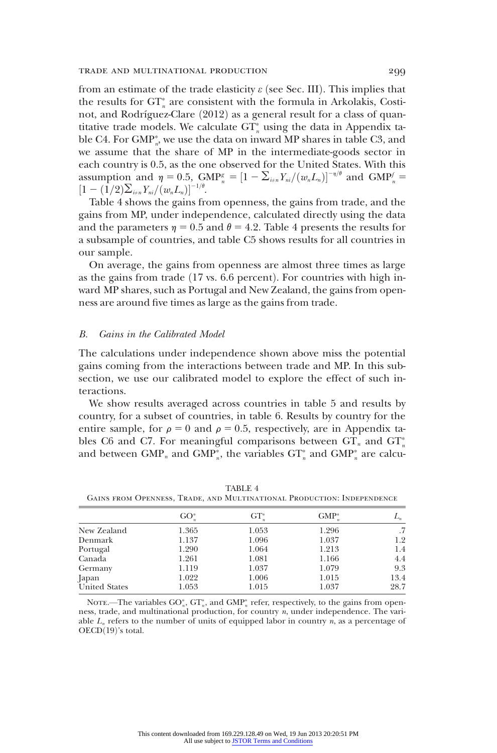from an estimate of the trade elasticity $\varepsilon$ (see Sec. III). This implies that the results for $\mathrm{GT}^*_n$ are consistent with the formula in Arkolakis, Costinot, and Rodríguez-Clare (2012) as a general result for a class of quantitative trade models. We calculate $\mathrm{GT}^*_n$ using the data in Appendix table C4. For $\mathrm{GMP}^*_n$, we use the data on inward MP shares in table C3, and we assume that the share of MP in the intermediate-goods sector in each country is 0.5, as the one observed for the United States. With this assumption and $\eta = 0.5$, $\mathrm{GMP}^g_n = [1 - \sum_{i \neq n} Y_{ni}/(w_n L_n)]^{-\eta/\theta}$ and $\mathrm{GMP}^f_n = [1 - (1/2)\sum_{i \neq n} Y_{ni}/(w_n L_n)]^{-1/\theta}$.

Table 4 shows the gains from openness, the gains from trade, and the gains from MP, under independence, calculated directly using the data and the parameters $\eta = 0.5$ and $\theta = 4.2$. Table 4 presents the results for a subsample of countries, and table C5 shows results for all countries in our sample.

On average, the gains from openness are almost three times as large as the gains from trade (17 vs. 6.6 percent). For countries with high inward MP shares, such as Portugal and New Zealand, the gains from openness are around five times as large as the gains from trade.

### *B. Gains in the Calibrated Model*

The calculations under independence shown above miss the potential gains coming from the interactions between trade and MP. In this subsection, we use our calibrated model to explore the effect of such interactions.

We show results averaged across countries in table 5 and results by country, for a subset of countries, in table 6. Results by country for the entire sample, for $\rho = 0$ and $\rho = 0.5$, respectively, are in Appendix tables C6 and C7. For meaningful comparisons between $\mathrm{GT}_n$ and $\mathrm{GT}^*_n$ and between $\mathrm{GMP}_n$ and $\mathrm{GMP}^*_n$, the variables $\mathrm{GT}^*_n$ and $\mathrm{GMP}^*_n$ are calcu-

TABLE 4
Gains from Openness, Trade, and Multinational Production: Independence

| | $\mathrm{GO}^*_n$ | $\mathrm{GT}^*_n$ | $\mathrm{GMP}^*_n$ | $L_n$ |
|---|---|---|---|---|
| New Zealand | 1.365 | 1.053 | 1.296 | .7 |
| Denmark | 1.137 | 1.096 | 1.037 | 1.2 |
| Portugal | 1.290 | 1.064 | 1.213 | 1.4 |
| Canada | 1.261 | 1.081 | 1.166 | 4.4 |
| Germany | 1.119 | 1.037 | 1.079 | 9.3 |
| Japan | 1.022 | 1.006 | 1.015 | 13.4 |
| United States | 1.053 | 1.015 | 1.037 | 28.7 |

Note.—The variables $\mathrm{GO}^*_n$, $\mathrm{GT}^*_n$, and $\mathrm{GMP}^*_n$ refer, respectively, to the gains from openness, trade, and multinational production, for country $n$, under independence. The variable $L_n$ refers to the number of units of equipped labor in country $n$, as a percentage of OECD(19)'s total.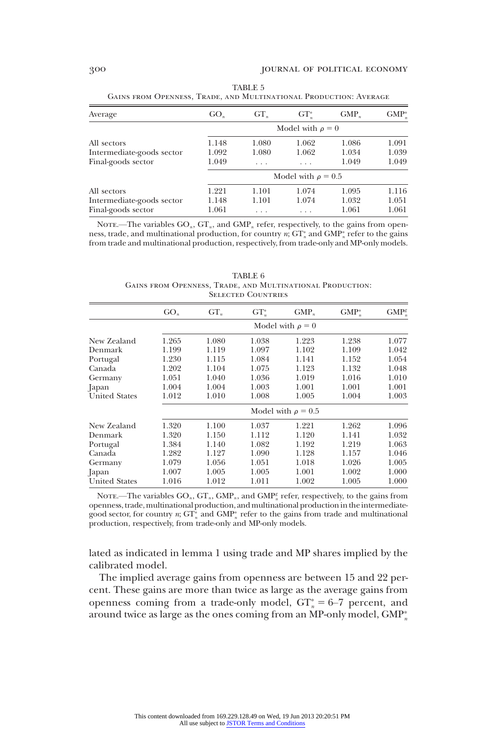TABLE 5

Gains from Openness, Trade, and Multinational Production: Average

| Average | $GO_n$ | $GT_n$ | $GT_n^*$ | $GMP_n$ | $GMP_n^*$ |
|---|---|---|---|---|---|
| | Model with $\rho = 0$ | | | | |
| All sectors | 1.148 | 1.080 | 1.062 | 1.086 | 1.091 |
| Intermediate-goods sector | 1.092 | 1.080 | 1.062 | 1.034 | 1.039 |
| Final-goods sector | 1.049 | . . . | . . . | 1.049 | 1.049 |
| | Model with $\rho = 0.5$ | | | | |
| All sectors | 1.221 | 1.101 | 1.074 | 1.095 | 1.116 |
| Intermediate-goods sector | 1.148 | 1.101 | 1.074 | 1.032 | 1.051 |
| Final-goods sector | 1.061 | . . . | . . . | 1.061 | 1.061 |

Note.—The variables $GO_n$, $GT_n$, and $GMP_n$ refer, respectively, to the gains from openness, trade, and multinational production, for country $n$; $GT_n^*$ and $GMP_n^*$ refer to the gains from trade and multinational production, respectively, from trade-only and MP-only models.

TABLE 6

Gains from Openness, Trade, and Multinational Production: Selected Countries

| | $GO_n$ | $GT_n$ | $GT_n^*$ | $GMP_n$ | $GMP_n^*$ | $GMP_n^g$ |
|---|---|---|---|---|---|---|
| | Model with $\rho = 0$ | | | | | |
| New Zealand | 1.265 | 1.080 | 1.038 | 1.223 | 1.238 | 1.077 |
| Denmark | 1.199 | 1.119 | 1.097 | 1.102 | 1.109 | 1.042 |
| Portugal | 1.230 | 1.115 | 1.084 | 1.141 | 1.152 | 1.054 |
| Canada | 1.202 | 1.104 | 1.075 | 1.123 | 1.132 | 1.048 |
| Germany | 1.051 | 1.040 | 1.036 | 1.019 | 1.016 | 1.010 |
| Japan | 1.004 | 1.004 | 1.003 | 1.001 | 1.001 | 1.001 |
| United States | 1.012 | 1.010 | 1.008 | 1.005 | 1.004 | 1.003 |
| | Model with $\rho = 0.5$ | | | | | |
| New Zealand | 1.320 | 1.100 | 1.037 | 1.221 | 1.262 | 1.096 |
| Denmark | 1.320 | 1.150 | 1.112 | 1.120 | 1.141 | 1.032 |
| Portugal | 1.384 | 1.140 | 1.082 | 1.192 | 1.219 | 1.063 |
| Canada | 1.282 | 1.127 | 1.090 | 1.128 | 1.157 | 1.046 |
| Germany | 1.079 | 1.056 | 1.051 | 1.018 | 1.026 | 1.005 |
| Japan | 1.007 | 1.005 | 1.005 | 1.001 | 1.002 | 1.000 |
| United States | 1.016 | 1.012 | 1.011 | 1.002 | 1.005 | 1.000 |

Note.—The variables $GO_n$, $GT_n$, $GMP_n$, and $GMP_n^g$ refer, respectively, to the gains from openness, trade, multinational production, and multinational production in the intermediate-good sector, for country $n$; $GT_n^*$ and $GMP_n^*$ refer to the gains from trade and multinational production, respectively, from trade-only and MP-only models.

lated as indicated in lemma 1 using trade and MP shares implied by the calibrated model.

The implied average gains from openness are between 15 and 22 percent. These gains are more than twice as large as the average gains from openness coming from a trade-only model, $GT_n^* = 6$–7 percent, and around twice as large as the ones coming from an MP-only model, $GMP_n^*$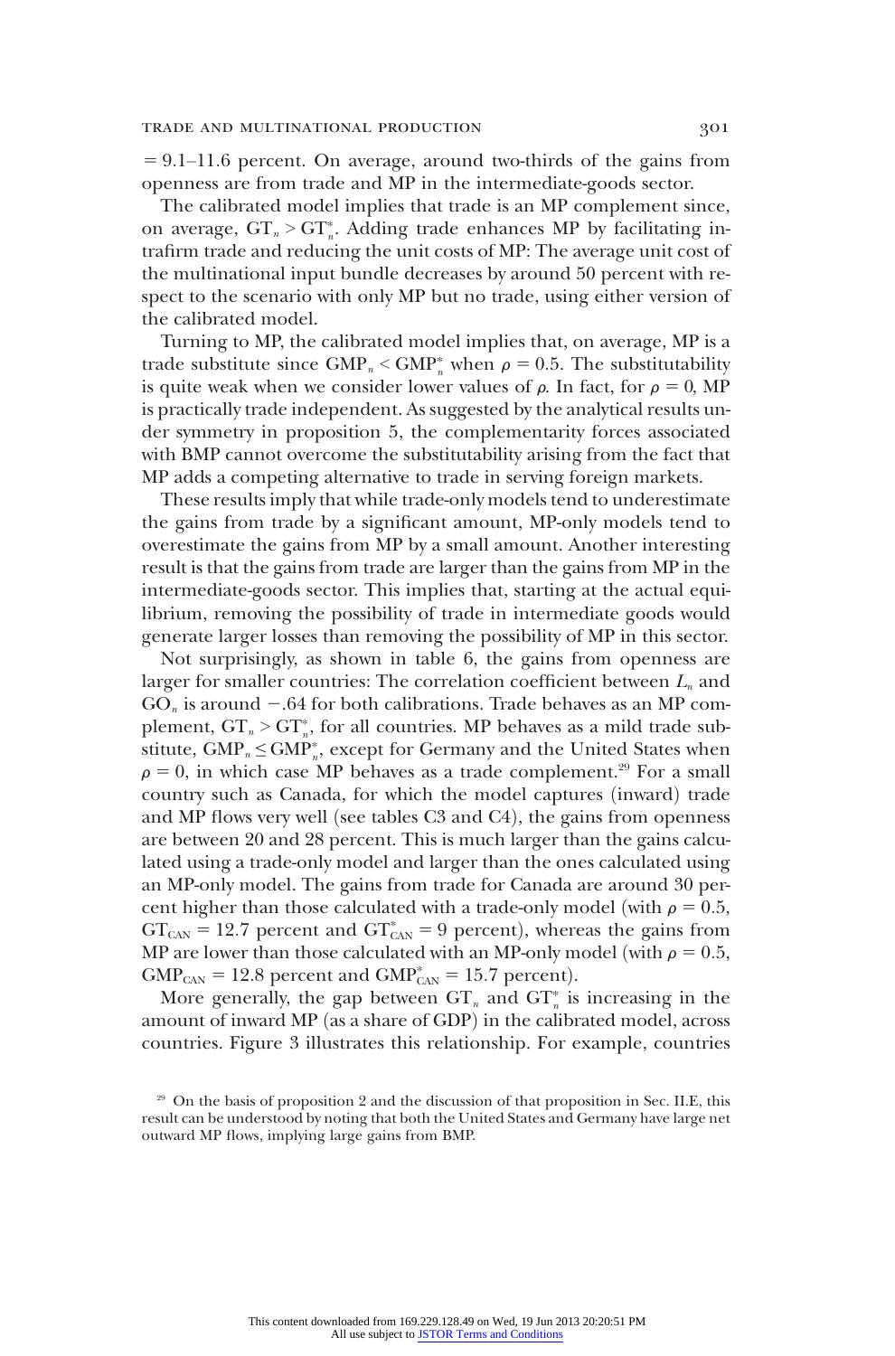= 9.1–11.6 percent. On average, around two-thirds of the gains from openness are from trade and MP in the intermediate-goods sector.

The calibrated model implies that trade is an MP complement since, on average, $GT_n > GT_n^*$. Adding trade enhances MP by facilitating intrafirm trade and reducing the unit costs of MP: The average unit cost of the multinational input bundle decreases by around 50 percent with respect to the scenario with only MP but no trade, using either version of the calibrated model.

Turning to MP, the calibrated model implies that, on average, MP is a trade substitute since $GMP_n < GMP_n^*$ when $\rho = 0.5$. The substitutability is quite weak when we consider lower values of $\rho$. In fact, for $\rho = 0$, MP is practically trade independent. As suggested by the analytical results under symmetry in proposition 5, the complementarity forces associated with BMP cannot overcome the substitutability arising from the fact that MP adds a competing alternative to trade in serving foreign markets.

These results imply that while trade-only models tend to underestimate the gains from trade by a significant amount, MP-only models tend to overestimate the gains from MP by a small amount. Another interesting result is that the gains from trade are larger than the gains from MP in the intermediate-goods sector. This implies that, starting at the actual equilibrium, removing the possibility of trade in intermediate goods would generate larger losses than removing the possibility of MP in this sector.

Not surprisingly, as shown in table 6, the gains from openness are larger for smaller countries: The correlation coefficient between $L_n$ and $GO_n$ is around −.64 for both calibrations. Trade behaves as an MP complement, $GT_n > GT_n^*$, for all countries. MP behaves as a mild trade substitute, $GMP_n \leq GMP_n^*$, except for Germany and the United States when $\rho = 0$, in which case MP behaves as a trade complement.[29] For a small country such as Canada, for which the model captures (inward) trade and MP flows very well (see tables C3 and C4), the gains from openness are between 20 and 28 percent. This is much larger than the gains calculated using a trade-only model and larger than the ones calculated using an MP-only model. The gains from trade for Canada are around 30 percent higher than those calculated with a trade-only model (with $\rho = 0.5$, $GT_{CAN} = 12.7$ percent and $GT_{CAN}^* = 9$ percent), whereas the gains from MP are lower than those calculated with an MP-only model (with $\rho = 0.5$, $GMP_{CAN} = 12.8$ percent and $GMP_{CAN}^* = 15.7$ percent).

More generally, the gap between $GT_n$ and $GT_n^*$ is increasing in the amount of inward MP (as a share of GDP) in the calibrated model, across countries. Figure 3 illustrates this relationship. For example, countries

[29] On the basis of proposition 2 and the discussion of that proposition in Sec. II.E, this result can be understood by noting that both the United States and Germany have large net outward MP flows, implying large gains from BMP.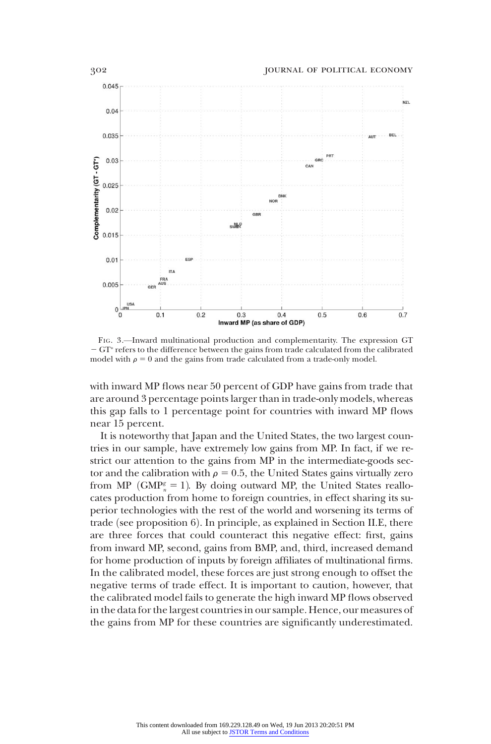FIG. 3.—Inward multinational production and complementarity. The expression GT − GT* refers to the difference between the gains from trade calculated from the calibrated model with $\rho = 0$ and the gains from trade calculated from a trade-only model.

with inward MP flows near 50 percent of GDP have gains from trade that are around 3 percentage points larger than in trade-only models, whereas this gap falls to 1 percentage point for countries with inward MP flows near 15 percent.

It is noteworthy that Japan and the United States, the two largest countries in our sample, have extremely low gains from MP. In fact, if we restrict our attention to the gains from MP in the intermediate-goods sector and the calibration with $\rho = 0.5$, the United States gains virtually zero from MP ($\mathrm{GMP}_n^g = 1$). By doing outward MP, the United States reallocates production from home to foreign countries, in effect sharing its superior technologies with the rest of the world and worsening its terms of trade (see proposition 6). In principle, as explained in Section II.E, there are three forces that could counteract this negative effect: first, gains from inward MP, second, gains from BMP, and, third, increased demand for home production of inputs by foreign affiliates of multinational firms. In the calibrated model, these forces are just strong enough to offset the negative terms of trade effect. It is important to caution, however, that the calibrated model fails to generate the high inward MP flows observed in the data for the largest countries in our sample. Hence, our measures of the gains from MP for these countries are significantly underestimated.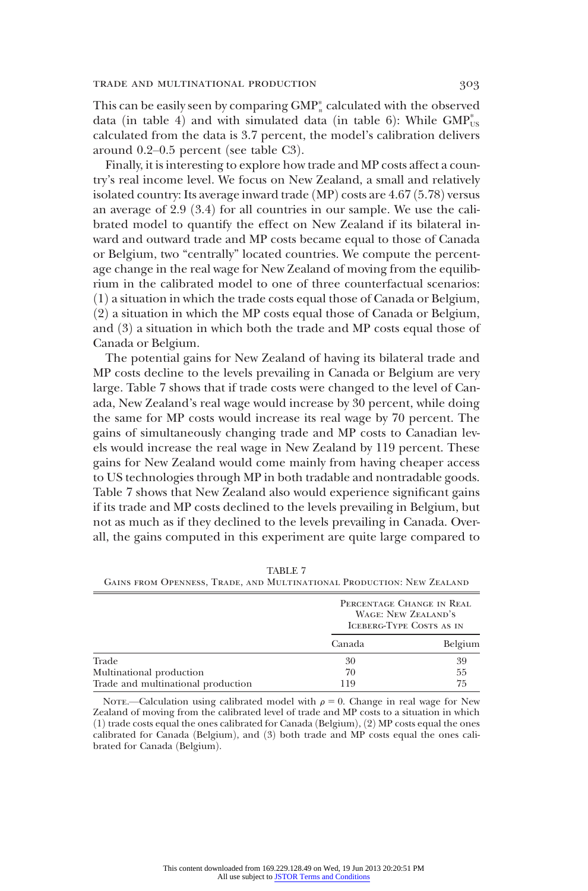This can be easily seen by comparing $\text{GMP}_n^*$ calculated with the observed data (in table 4) and with simulated data (in table 6): While $\text{GMP}_{\text{US}}^*$ calculated from the data is 3.7 percent, the model's calibration delivers around 0.2–0.5 percent (see table C3).

Finally, it is interesting to explore how trade and MP costs affect a country's real income level. We focus on New Zealand, a small and relatively isolated country: Its average inward trade (MP) costs are 4.67 (5.78) versus an average of 2.9 (3.4) for all countries in our sample. We use the calibrated model to quantify the effect on New Zealand if its bilateral inward and outward trade and MP costs became equal to those of Canada or Belgium, two "centrally" located countries. We compute the percentage change in the real wage for New Zealand of moving from the equilibrium in the calibrated model to one of three counterfactual scenarios: (1) a situation in which the trade costs equal those of Canada or Belgium, (2) a situation in which the MP costs equal those of Canada or Belgium, and (3) a situation in which both the trade and MP costs equal those of Canada or Belgium.

The potential gains for New Zealand of having its bilateral trade and MP costs decline to the levels prevailing in Canada or Belgium are very large. Table 7 shows that if trade costs were changed to the level of Canada, New Zealand's real wage would increase by 30 percent, while doing the same for MP costs would increase its real wage by 70 percent. The gains of simultaneously changing trade and MP costs to Canadian levels would increase the real wage in New Zealand by 119 percent. These gains for New Zealand would come mainly from having cheaper access to US technologies through MP in both tradable and nontradable goods. Table 7 shows that New Zealand also would experience significant gains if its trade and MP costs declined to the levels prevailing in Belgium, but not as much as if they declined to the levels prevailing in Canada. Overall, the gains computed in this experiment are quite large compared to

TABLE 7
Gains from Openness, Trade, and Multinational Production: New Zealand

| | Percentage Change in Real Wage: New Zealand's Iceberg-Type Costs as in | |
|---|---|---|
| | Canada | Belgium |
| Trade | 30 | 39 |
| Multinational production | 70 | 55 |
| Trade and multinational production | 119 | 75 |

Note.—Calculation using calibrated model with $\rho = 0$. Change in real wage for New Zealand of moving from the calibrated level of trade and MP costs to a situation in which (1) trade costs equal the ones calibrated for Canada (Belgium), (2) MP costs equal the ones calibrated for Canada (Belgium), and (3) both trade and MP costs equal the ones calibrated for Canada (Belgium).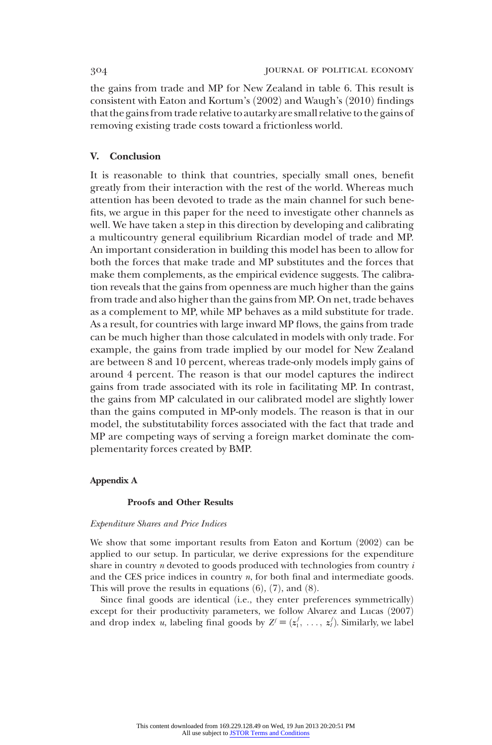the gains from trade and MP for New Zealand in table 6. This result is consistent with Eaton and Kortum's (2002) and Waugh's (2010) findings that the gains from trade relative to autarky are small relative to the gains of removing existing trade costs toward a frictionless world.

## V. Conclusion

It is reasonable to think that countries, specially small ones, benefit greatly from their interaction with the rest of the world. Whereas much attention has been devoted to trade as the main channel for such benefits, we argue in this paper for the need to investigate other channels as well. We have taken a step in this direction by developing and calibrating a multicountry general equilibrium Ricardian model of trade and MP. An important consideration in building this model has been to allow for both the forces that make trade and MP substitutes and the forces that make them complements, as the empirical evidence suggests. The calibration reveals that the gains from openness are much higher than the gains from trade and also higher than the gains from MP. On net, trade behaves as a complement to MP, while MP behaves as a mild substitute for trade. As a result, for countries with large inward MP flows, the gains from trade can be much higher than those calculated in models with only trade. For example, the gains from trade implied by our model for New Zealand are between 8 and 10 percent, whereas trade-only models imply gains of around 4 percent. The reason is that our model captures the indirect gains from trade associated with its role in facilitating MP. In contrast, the gains from MP calculated in our calibrated model are slightly lower than the gains computed in MP-only models. The reason is that in our model, the substitutability forces associated with the fact that trade and MP are competing ways of serving a foreign market dominate the complementarity forces created by BMP.

### Appendix A

#### Proofs and Other Results

*Expenditure Shares and Price Indices*

We show that some important results from Eaton and Kortum (2002) can be applied to our setup. In particular, we derive expressions for the expenditure share in country $n$ devoted to goods produced with technologies from country $i$ and the CES price indices in country $n$, for both final and intermediate goods. This will prove the results in equations (6), (7), and (8).

Since final goods are identical (i.e., they enter preferences symmetrically) except for their productivity parameters, we follow Alvarez and Lucas (2007) and drop index $u$, labeling final goods by $Z^f \equiv (z_1^f, \ldots, z_I^f)$. Similarly, we label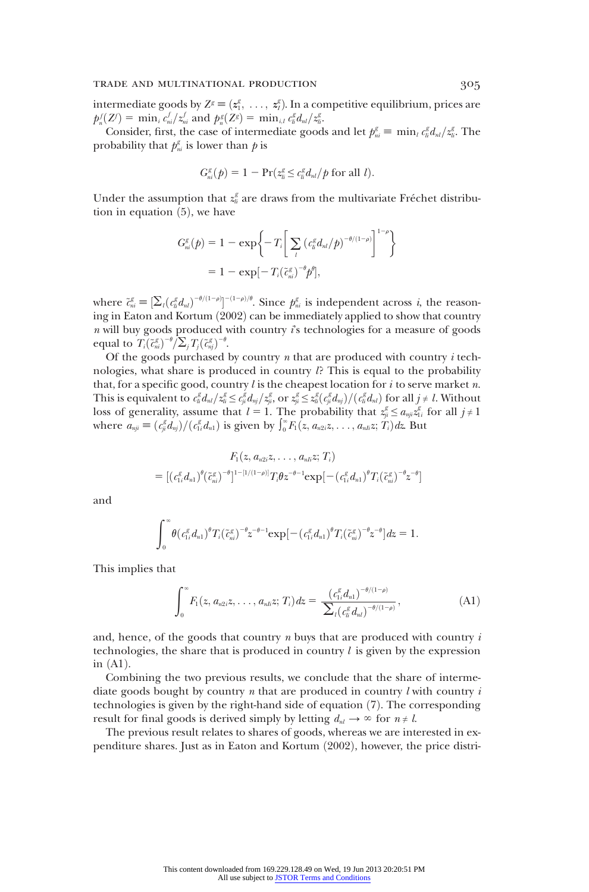intermediate goods by $Z^g \equiv (z_1^g, \ldots, z_I^g)$. In a competitive equilibrium, prices are $p_n^f(Z^f) = \min_i c_{ni}^f / z_{ni}^f$ and $p_n^g(Z^g) = \min_{i,l} c_{li}^g d_{nl} / z_{li}^g$.

Consider, first, the case of intermediate goods and let $p_{ni}^g \equiv \min_l c_{li}^g d_{nl} / z_{li}^g$. The probability that $p_{ni}^g$ is lower than $p$ is

$$G_{ni}^g(p) = 1 - \Pr(z_{li}^g \leq c_{li}^g d_{nl}/p \text{ for all } l).$$

Under the assumption that $z_{li}^g$ are draws from the multivariate Fréchet distribution in equation (5), we have

$$\begin{aligned} G_{ni}^g(p) &= 1 - \exp\left\{ -T_i \left[ \sum_l (c_{li}^g d_{nl}/p)^{-\theta/(1-\rho)} \right]^{1-\rho} \right\} \\ &= 1 - \exp[-T_i (\tilde{c}_{ni}^g)^{-\theta} p^{\theta}], \end{aligned}$$

where $\tilde{c}_{ni}^g \equiv [\sum_l (c_{li}^g d_{nl})^{-\theta/(1-\rho)}]^{-(1-\rho)/\theta}$. Since $p_{ni}^g$ is independent across $i$, the reasoning in Eaton and Kortum (2002) can be immediately applied to show that country $n$ will buy goods produced with country $i$'s technologies for a measure of goods equal to $T_i(\tilde{c}_{ni}^g)^{-\theta} / \sum_j T_j (\tilde{c}_{nj}^g)^{-\theta}$.

Of the goods purchased by country $n$ that are produced with country $i$ technologies, what share is produced in country $l$? This is equal to the probability that, for a specific good, country $l$ is the cheapest location for $i$ to serve market $n$. This is equivalent to $c_{li}^g d_{nl} / z_{li}^g \leq c_{ji}^g d_{nj} / z_{ji}^g$, or $z_{ji}^g \leq z_{li}^g (c_{ji}^g d_{nj}) / (c_{li}^g d_{nl})$ for all $j \neq l$. Without loss of generality, assume that $l = 1$. The probability that $z_{ji}^g \leq a_{nji} z_{1i}^g$ for all $j \neq 1$ where $a_{nji} \equiv (c_{ji}^g d_{nj}) / (c_{1i}^g d_{n1})$ is given by $\int_0^\infty F_1(z, a_{n2i} z, \ldots, a_{nIi} z; T_i) dz$. But

$$\begin{aligned} &F_1(z, a_{n2i} z, \ldots, a_{nIi} z; T_i) \\ &= [(c_{1i}^g d_{n1})^{\theta} (\tilde{c}_{ni}^g)^{-\theta}]^{1-[1/(1-\rho)]} T_i \theta z^{-\theta-1} \exp[-(c_{1i}^g d_{n1})^{\theta} T_i (\tilde{c}_{ni}^g)^{-\theta} z^{-\theta}] \end{aligned}$$

and

$$\int_0^\infty \theta (c_{1i}^g d_{n1})^{\theta} T_i (\tilde{c}_{ni}^g)^{-\theta} z^{-\theta-1} \exp[-(c_{1i}^g d_{n1})^{\theta} T_i (\tilde{c}_{ni}^g)^{-\theta} z^{-\theta}] dz = 1.$$

This implies that

$$\int_0^\infty F_1(z, a_{n2i} z, \ldots, a_{nIi} z; T_i) dz = \frac{(c_{1i}^g d_{n1})^{-\theta/(1-\rho)}}{\sum_l (c_{li}^g d_{nl})^{-\theta/(1-\rho)}}, \tag{A1}$$

and, hence, of the goods that country $n$ buys that are produced with country $i$ technologies, the share that is produced in country $l$ is given by the expression in (A1).

Combining the two previous results, we conclude that the share of intermediate goods bought by country $n$ that are produced in country $l$ with country $i$ technologies is given by the right-hand side of equation (7). The corresponding result for final goods is derived simply by letting $d_{nl} \to \infty$ for $n \neq l$.

The previous result relates to shares of goods, whereas we are interested in expenditure shares. Just as in Eaton and Kortum (2002), however, the price distri-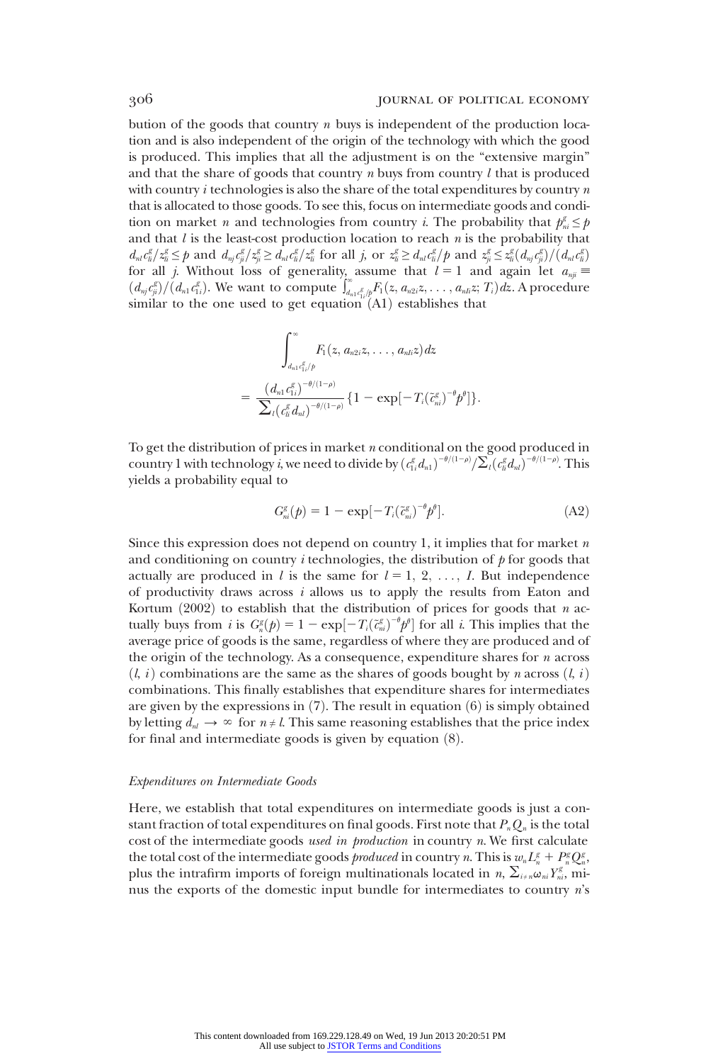bution of the goods that country $n$ buys is independent of the production location and is also independent of the origin of the technology with which the good is produced. This implies that all the adjustment is on the "extensive margin" and that the share of goods that country $n$ buys from country $l$ that is produced with country $i$ technologies is also the share of the total expenditures by country $n$ that is allocated to those goods. To see this, focus on intermediate goods and condition on market $n$ and technologies from country $i$. The probability that $p^g_{ni} \leq p$ and that $l$ is the least-cost production location to reach $n$ is the probability that $d_{nl}c^g_{li}/z^g_{li} \leq p$ and $d_{nj}c^g_{ji}/z^g_{ji} \geq d_{nl}c^g_{li}/z^g_{li}$ for all $j$, or $z^g_{li} \geq d_{nl}c^g_{li}/p$ and $z^g_{ji} \leq z^g_{li}(d_{nj}c^g_{ji})/(d_{nl}c^g_{li})$ for all $j$. Without loss of generality, assume that $l = 1$ and again let $a_{nji} \equiv (d_{nj}c^g_{ji})/(d_{n1}c^g_{1i})$. We want to compute $\int_{d_{n1}c^g_{1i}/p}^{\infty} F_1(z, a_{n2i}z, \ldots, a_{nIi}z; T_i)dz$. A procedure similar to the one used to get equation (A1) establishes that

$$\int_{d_{n1}c^g_{1i}/p}^{\infty} F_1(z, a_{n2i}z, \ldots, a_{nIi}z)dz$$

$$= \frac{(d_{n1}c^g_{1i})^{-\theta/(1-\rho)}}{\sum_l (c^g_{li}d_{nl})^{-\theta/(1-\rho)}} \{1 - \exp[-T_i(\tilde{c}^g_{ni})^{-\theta}p^{\theta}]\}.$$

To get the distribution of prices in market $n$ conditional on the good produced in country 1 with technology $i$, we need to divide by $(c^g_{1i}d_{n1})^{-\theta/(1-\rho)}/\sum_l(c^g_{li}d_{nl})^{-\theta/(1-\rho)}$. This yields a probability equal to

$$G^g_{ni}(p) = 1 - \exp[-T_i(\tilde{c}^g_{ni})^{-\theta}p^{\theta}]. \tag{A2}$$

Since this expression does not depend on country 1, it implies that for market $n$ and conditioning on country $i$ technologies, the distribution of $p$ for goods that actually are produced in $l$ is the same for $l = 1, 2, \ldots, I$. But independence of productivity draws across $i$ allows us to apply the results from Eaton and Kortum (2002) to establish that the distribution of prices for goods that $n$ actually buys from $i$ is $G^g_n(p) = 1 - \exp[-T_i(\tilde{c}^g_{ni})^{-\theta}p^{\theta}]$ for all $i$. This implies that the average price of goods is the same, regardless of where they are produced and of the origin of the technology. As a consequence, expenditure shares for $n$ across $(l, i)$ combinations are the same as the shares of goods bought by $n$ across $(l, i)$ combinations. This finally establishes that expenditure shares for intermediates are given by the expressions in (7). The result in equation (6) is simply obtained by letting $d_{nl} \to \infty$ for $n \neq l$. This same reasoning establishes that the price index for final and intermediate goods is given by equation (8).

### *Expenditures on Intermediate Goods*

Here, we establish that total expenditures on intermediate goods is just a constant fraction of total expenditures on final goods. First note that $P_nQ_n$ is the total cost of the intermediate goods *used in production* in country $n$. We first calculate the total cost of the intermediate goods *produced* in country $n$. This is $w_nL^g_n + P^g_nQ^g_n$, plus the intrafirm imports of foreign multinationals located in $n$, $\sum_{i\neq n}\omega_{ni}Y^g_{ni}$, minus the exports of the domestic input bundle for intermediates to country $n$'s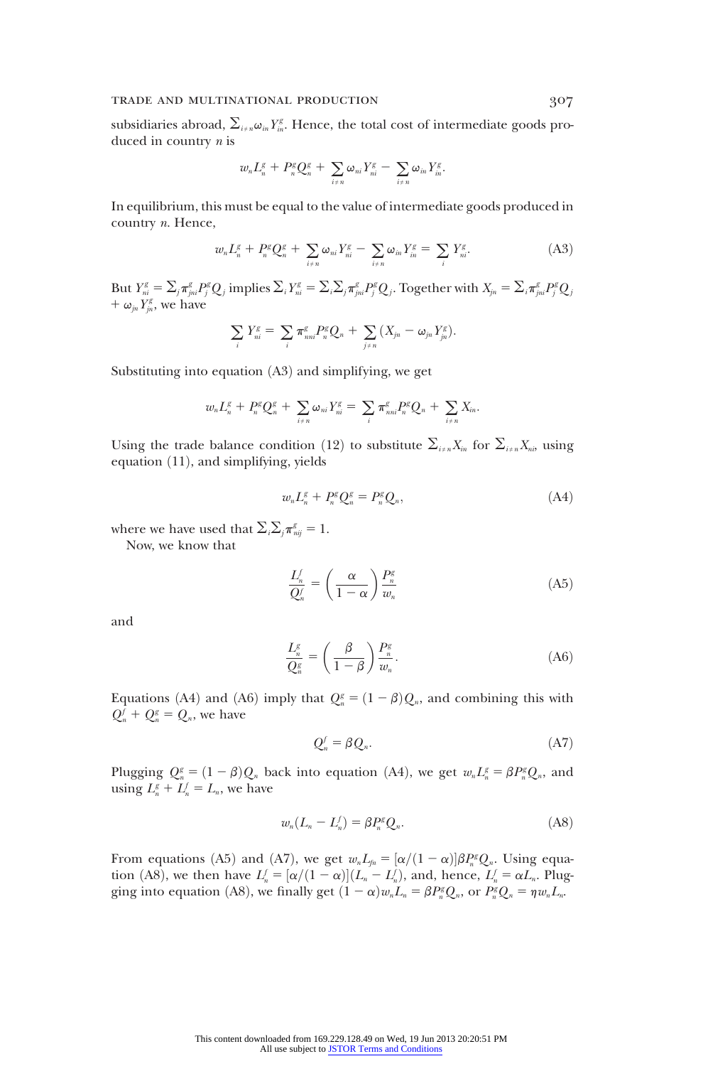subsidiaries abroad, $\sum_{i\neq n}\omega_{in} Y^g_{in}$. Hence, the total cost of intermediate goods produced in country $n$ is

$$w_n L^g_n + P^g_n Q^g_n + \sum_{i\neq n}\omega_{ni} Y^g_{ni} - \sum_{i\neq n}\omega_{in} Y^g_{in}.$$

In equilibrium, this must be equal to the value of intermediate goods produced in country $n$. Hence,

$$w_n L^g_n + P^g_n Q^g_n + \sum_{i\neq n}\omega_{ni} Y^g_{ni} - \sum_{i\neq n}\omega_{in} Y^g_{in} = \sum_i Y^g_{ni}. \tag{A3}$$

But $Y^g_{ni} = \sum_j \pi^g_{jni} P^g_j Q_j$ implies $\sum_i Y^g_{ni} = \sum_i \sum_j \pi^g_{jni} P^g_j Q_j$. Together with $X_{jn} = \sum_i \pi^g_{jni} P^g_j Q_j + \omega_{jn} Y^g_{jn}$, we have

$$\sum_i Y^g_{ni} = \sum_i \pi^g_{nni} P^g_n Q_n + \sum_{j\neq n}(X_{jn} - \omega_{jn} Y^g_{jn}).$$

Substituting into equation (A3) and simplifying, we get

$$w_n L^g_n + P^g_n Q^g_n + \sum_{i\neq n}\omega_{ni} Y^g_{ni} = \sum_i \pi^g_{nni} P^g_n Q_n + \sum_{i\neq n} X_{in}.$$

Using the trade balance condition (12) to substitute $\sum_{i\neq n} X_{in}$ for $\sum_{i\neq n} X_{ni}$, using equation (11), and simplifying, yields

$$w_n L^g_n + P^g_n Q^g_n = P^g_n Q_n, \tag{A4}$$

where we have used that $\sum_i \sum_j \pi^g_{nij} = 1$.

Now, we know that

$$\frac{L^f_n}{Q^f_n} = \left(\frac{\alpha}{1-\alpha}\right)\frac{P^g_n}{w_n} \tag{A5}$$

and

$$\frac{L^g_n}{Q^g_n} = \left(\frac{\beta}{1-\beta}\right)\frac{P^g_n}{w_n}. \tag{A6}$$

Equations (A4) and (A6) imply that $Q^g_n = (1-\beta)Q_n$, and combining this with $Q^f_n + Q^g_n = Q_n$, we have

$$Q^f_n = \beta Q_n. \tag{A7}$$

Plugging $Q^g_n = (1-\beta)Q_n$ back into equation (A4), we get $w_n L^g_n = \beta P^g_n Q_n$, and using $L^g_n + L^f_n = L_n$, we have

$$w_n(L_n - L^f_n) = \beta P^g_n Q_n. \tag{A8}$$

From equations (A5) and (A7), we get $w_n L_{fn} = [\alpha/(1-\alpha)]\beta P^g_n Q_n$. Using equation (A8), we then have $L^f_n = [\alpha/(1-\alpha)](L_n - L^f_n)$, and, hence, $L^f_n = \alpha L_n$. Plugging into equation (A8), we finally get $(1-\alpha)w_n L_n = \beta P^g_n Q_n$, or $P^g_n Q_n = \eta w_n L_n$.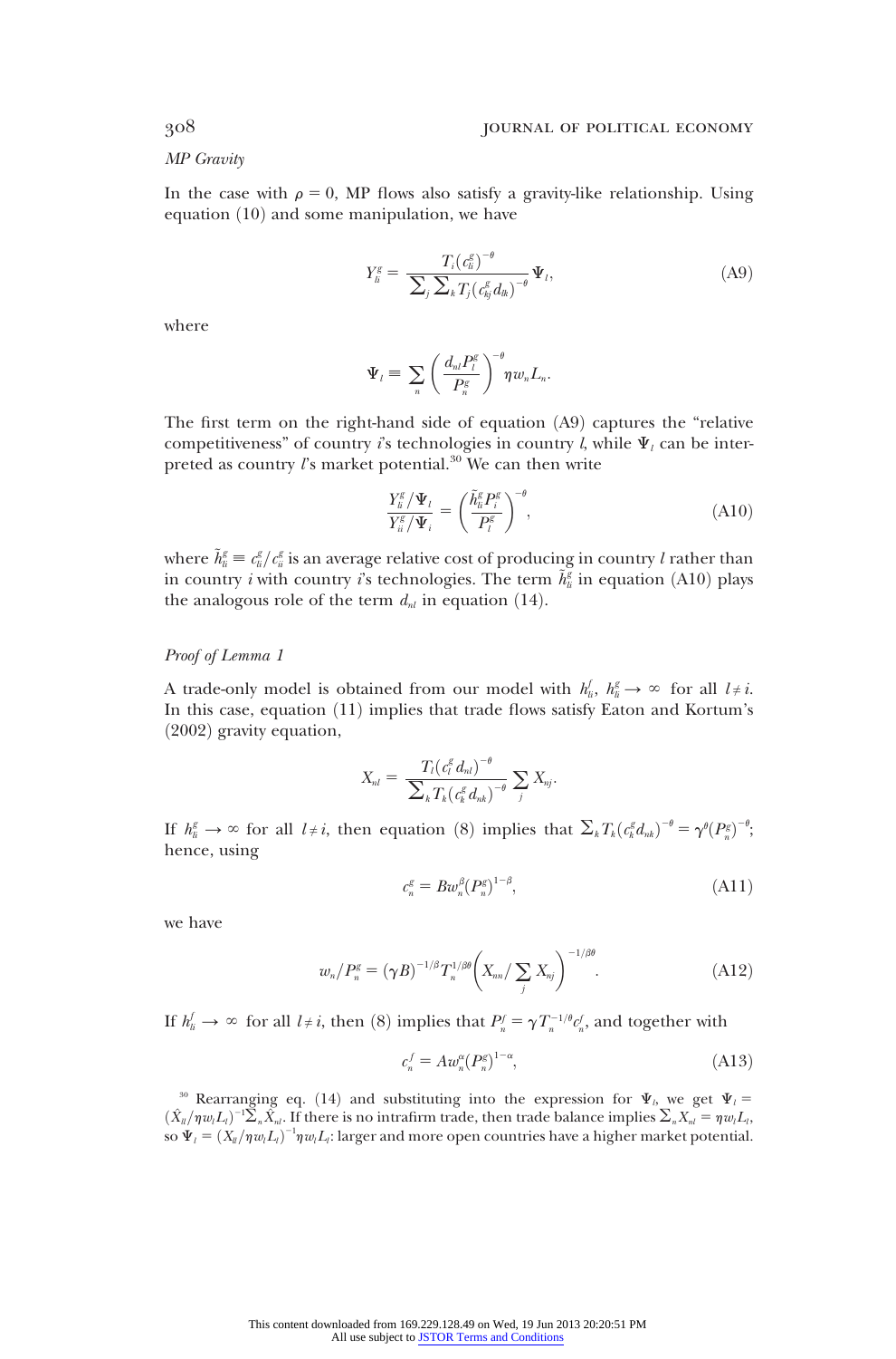*MP Gravity*

In the case with $\rho = 0$, MP flows also satisfy a gravity-like relationship. Using equation (10) and some manipulation, we have

$$Y_{li}^{g} = \frac{T_i (c_{li}^{g})^{-\theta}}{\sum_j \sum_k T_j (c_{kj}^{g} d_{lk})^{-\theta}} \Psi_l, \tag{A9}$$

where

$$\Psi_l \equiv \sum_n \left( \frac{d_{nl} P_l^{g}}{P_n^{g}} \right)^{-\theta} \eta w_n L_n.$$

The first term on the right-hand side of equation (A9) captures the "relative competitiveness" of country $i$'s technologies in country $l$, while $\Psi_l$ can be interpreted as country $l$'s market potential.[30] We can then write

$$\frac{Y_{li}^{g}/\Psi_l}{Y_{ii}^{g}/\Psi_i} = \left( \frac{\tilde{h}_{li}^{g} P_i^{g}}{P_l^{g}} \right)^{-\theta}, \tag{A10}$$

where $\tilde{h}_{li}^{g} \equiv c_{li}^{g}/c_{ii}^{g}$ is an average relative cost of producing in country $l$ rather than in country $i$ with country $i$'s technologies. The term $\tilde{h}_{li}^{g}$ in equation (A10) plays the analogous role of the term $d_{nl}$ in equation (14).

*Proof of Lemma 1*

A trade-only model is obtained from our model with $h_{li}^{f}$, $h_{li}^{g} \rightarrow \infty$ for all $l \neq i$. In this case, equation (11) implies that trade flows satisfy Eaton and Kortum's (2002) gravity equation,

$$X_{nl} = \frac{T_l (c_l^{g} d_{nl})^{-\theta}}{\sum_k T_k (c_k^{g} d_{nk})^{-\theta}} \sum_j X_{nj}.$$

If $h_{li}^{g} \rightarrow \infty$ for all $l \neq i$, then equation (8) implies that $\sum_k T_k (c_k^{g} d_{nk})^{-\theta} = \gamma^{\theta} (P_n^{g})^{-\theta}$; hence, using

$$c_n^{g} = B w_n^{\beta} (P_n^{g})^{1-\beta}, \tag{A11}$$

we have

$$w_n / P_n^{g} = (\gamma B)^{-1/\beta} T_n^{1/\beta\theta} \left( X_{nn} / \sum_j X_{nj} \right)^{-1/\beta\theta}. \tag{A12}$$

If $h_{li}^{f} \rightarrow \infty$ for all $l \neq i$, then (8) implies that $P_n^{f} = \gamma T_n^{-1/\theta} c_n^{f}$, and together with

$$c_n^{f} = A w_n^{\alpha} (P_n^{g})^{1-\alpha}, \tag{A13}$$

[30] Rearranging eq. (14) and substituting into the expression for $\Psi_l$, we get $\Psi_l = (\hat{X}_{ll}/\eta w_l L_l)^{-1} \sum_n \hat{X}_{nl}$. If there is no intrafirm trade, then trade balance implies $\sum_n X_{nl} = \eta w_l L_l$, so $\Psi_l = (X_{ll}/\eta w_l L_l)^{-1} \eta w_l L_l$: larger and more open countries have a higher market potential.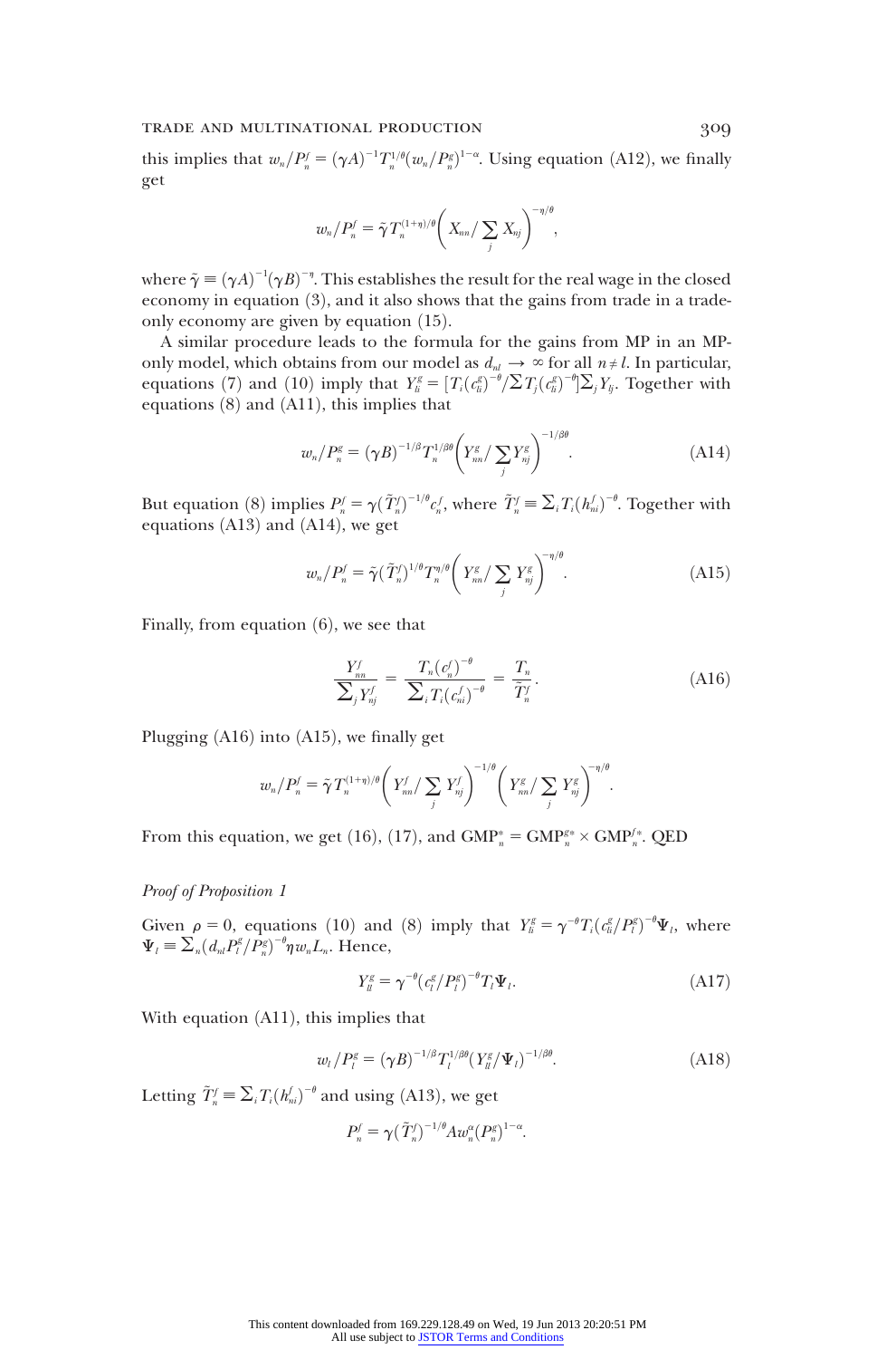this implies that $w_n/P_n^f = (\gamma A)^{-1} T_n^{1/\theta} (w_n/P_n^g)^{1-\alpha}$. Using equation (A12), we finally get

$$w_n/P_n^f = \tilde{\gamma} T_n^{(1+\eta)/\theta} \left( X_{nn} / \sum_j X_{nj} \right)^{-\eta/\theta},$$

where $\tilde{\gamma} \equiv (\gamma A)^{-1} (\gamma B)^{-\eta}$. This establishes the result for the real wage in the closed economy in equation (3), and it also shows that the gains from trade in a trade-only economy are given by equation (15).

A similar procedure leads to the formula for the gains from MP in an MP-only model, which obtains from our model as $d_{nl} \to \infty$ for all $n \neq l$. In particular, equations (7) and (10) imply that $Y_{li}^g = [T_i (c_{li}^g)^{-\theta} / \sum T_j (c_{lj}^g)^{-\theta}] \sum_j Y_{lj}$. Together with equations (8) and (A11), this implies that

$$w_n/P_n^g = (\gamma B)^{-1/\beta} T_n^{1/\beta\theta} \left( Y_{nn}^g / \sum_j Y_{nj}^g \right)^{-1/\beta\theta}. \tag{A14}$$

But equation (8) implies $P_n^f = \gamma (\tilde{T}_n^f)^{-1/\theta} c_n^f$, where $\tilde{T}_n^f \equiv \sum_i T_i (h_{ni}^f)^{-\theta}$. Together with equations (A13) and (A14), we get

$$w_n/P_n^f = \tilde{\gamma} (\tilde{T}_n^f)^{1/\theta} T_n^{\eta/\theta} \left( Y_{nn}^g / \sum_j Y_{nj}^g \right)^{-\eta/\theta}. \tag{A15}$$

Finally, from equation (6), we see that

$$\frac{Y_{nn}^f}{\sum_j Y_{nj}^f} = \frac{T_n (c_n^f)^{-\theta}}{\sum_i T_i (c_{ni}^f)^{-\theta}} = \frac{T_n}{\tilde{T}_n^f}. \tag{A16}$$

Plugging (A16) into (A15), we finally get

$$w_n/P_n^f = \tilde{\gamma} T_n^{(1+\eta)/\theta} \left( Y_{nn}^f / \sum_j Y_{nj}^f \right)^{-1/\theta} \left( Y_{nn}^g / \sum_j Y_{nj}^g \right)^{-\eta/\theta}.$$

From this equation, we get (16), (17), and $\text{GMP}_n^* = \text{GMP}_n^{g*} \times \text{GMP}_n^{f*}$. QED

*Proof of Proposition 1*

Given $\rho = 0$, equations (10) and (8) imply that $Y_{li}^g = \gamma^{-\theta} T_i (c_{li}^g / P_l^g)^{-\theta} \Psi_l$, where $\Psi_l \equiv \sum_n (d_{nl} P_l^g / P_n^g)^{-\theta} \eta w_n L_n$. Hence,

$$Y_{ll}^g = \gamma^{-\theta} (c_l^g / P_l^g)^{-\theta} T_l \Psi_l. \tag{A17}$$

With equation (A11), this implies that

$$w_l / P_l^g = (\gamma B)^{-1/\beta} T_l^{1/\beta\theta} (Y_{ll}^g / \Psi_l)^{-1/\beta\theta}. \tag{A18}$$

Letting $\tilde{T}_n^f \equiv \sum_i T_i (h_{ni}^f)^{-\theta}$ and using (A13), we get

$$P_n^f = \gamma (\tilde{T}_n^f)^{-1/\theta} A w_n^\alpha (P_n^g)^{1-\alpha}.$$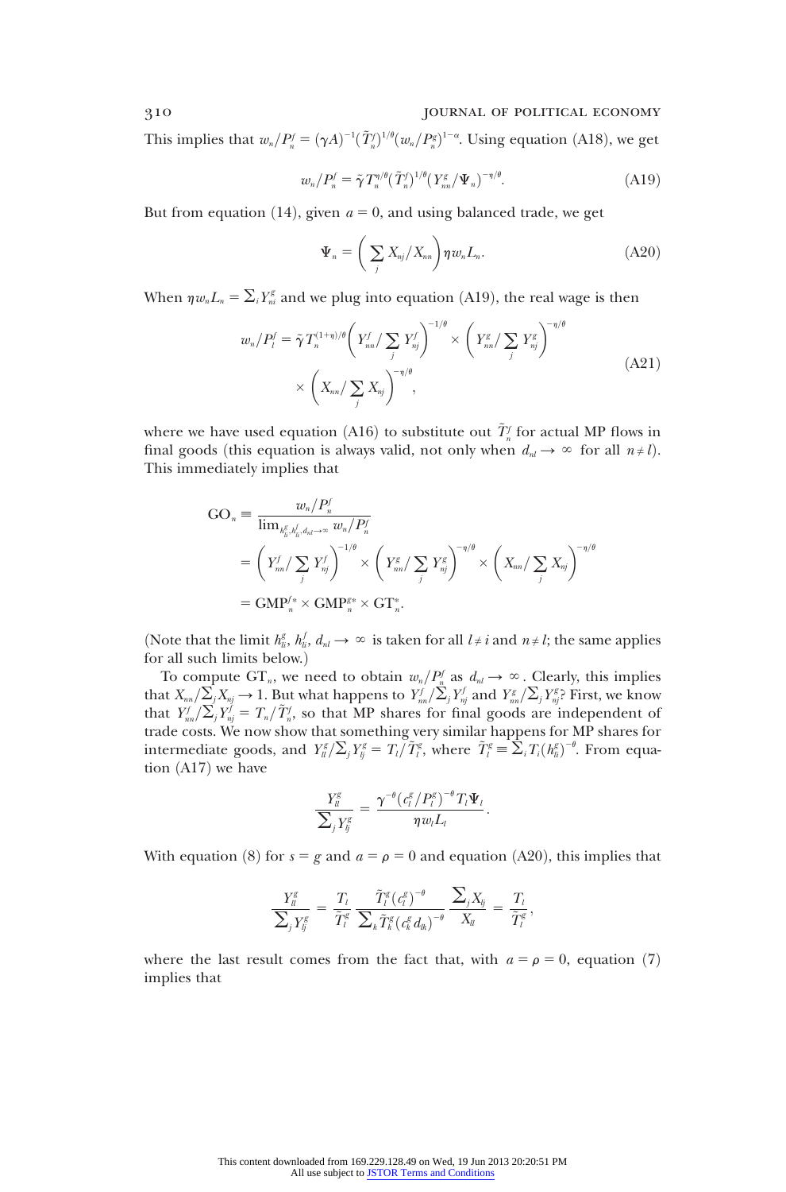This implies that $w_n/P_n^f = (\gamma A)^{-1}(\tilde{T}_n^f)^{1/\theta}(w_n/P_n^g)^{1-\alpha}$. Using equation (A18), we get

$$w_n/P_n^f = \tilde{\gamma} T_n^{\eta/\theta}(\tilde{T}_n^f)^{1/\theta}(Y_{nn}^g/\Psi_n)^{-\eta/\theta}. \tag{A19}$$

But from equation (14), given $a = 0$, and using balanced trade, we get

$$\Psi_n = \left(\sum_j X_{nj}/X_{nn}\right)\eta w_n L_n. \tag{A20}$$

When $\eta w_n L_n = \sum_i Y_{ni}^g$ and we plug into equation (A19), the real wage is then

$$\begin{aligned} w_n/P_l^f = \tilde{\gamma} T_n^{(1+\eta)/\theta}\left(Y_{nn}^f/\sum_j Y_{nj}^f\right)^{-1/\theta} \times \left(Y_{nn}^g/\sum_j Y_{nj}^g\right)^{-\eta/\theta} \\ \times \left(X_{nn}/\sum_j X_{nj}\right)^{-\eta/\theta}, \end{aligned} \tag{A21}$$

where we have used equation (A16) to substitute out $\tilde{T}_n^f$ for actual MP flows in final goods (this equation is always valid, not only when $d_{nl} \to \infty$ for all $n \neq l$). This immediately implies that

$$\begin{aligned} \mathrm{GO}_n &\equiv \frac{w_n/P_n^f}{\lim_{h_{li}^g, h_{li}^f, d_{nl} \to \infty} w_n/P_n^f} \\ &= \left(Y_{nn}^f/\sum_j Y_{nj}^f\right)^{-1/\theta} \times \left(Y_{nn}^g/\sum_j Y_{nj}^g\right)^{-\eta/\theta} \times \left(X_{nn}/\sum_j X_{nj}\right)^{-\eta/\theta} \\ &= \mathrm{GMP}_n^{f*} \times \mathrm{GMP}_n^{g*} \times \mathrm{GT}_n^*. \end{aligned}$$

(Note that the limit $h_{li}^g$, $h_{li}^f$, $d_{nl} \to \infty$ is taken for all $l \neq i$ and $n \neq l$; the same applies for all such limits below.)

To compute $\mathrm{GT}_n$, we need to obtain $w_n/P_n^f$ as $d_{nl} \to \infty$. Clearly, this implies that $X_{nn}/\sum_j X_{nj} \to 1$. But what happens to $Y_{nn}^f/\sum_j Y_{nj}^f$ and $Y_{nn}^g/\sum_j Y_{nj}^g$? First, we know that $Y_{nn}^f/\sum_j Y_{nj}^f = T_n/\tilde{T}_n^f$, so that MP shares for final goods are independent of trade costs. We now show that something very similar happens for MP shares for intermediate goods, and $Y_{ll}^g/\sum_j Y_{lj}^g = T_l/\tilde{T}_l^g$, where $\tilde{T}_l^g \equiv \sum_i T_i(h_{li}^g)^{-\theta}$. From equation (A17) we have

$$\frac{Y_{ll}^g}{\sum_j Y_{lj}^g} = \frac{\gamma^{-\theta}(c_l^g/P_l^g)^{-\theta} T_l \Psi_l}{\eta w_l L_l}.$$

With equation (8) for $s = g$ and $a = \rho = 0$ and equation (A20), this implies that

$$\frac{Y_{ll}^g}{\sum_j Y_{lj}^g} = \frac{T_l}{\tilde{T}_l^g} \frac{\tilde{T}_l^g(c_l^g)^{-\theta}}{\sum_k \tilde{T}_k^g(c_k^g d_{lk})^{-\theta}} \frac{\sum_j X_{lj}}{X_{ll}} = \frac{T_l}{\tilde{T}_l^g},$$

where the last result comes from the fact that, with $a = \rho = 0$, equation (7) implies that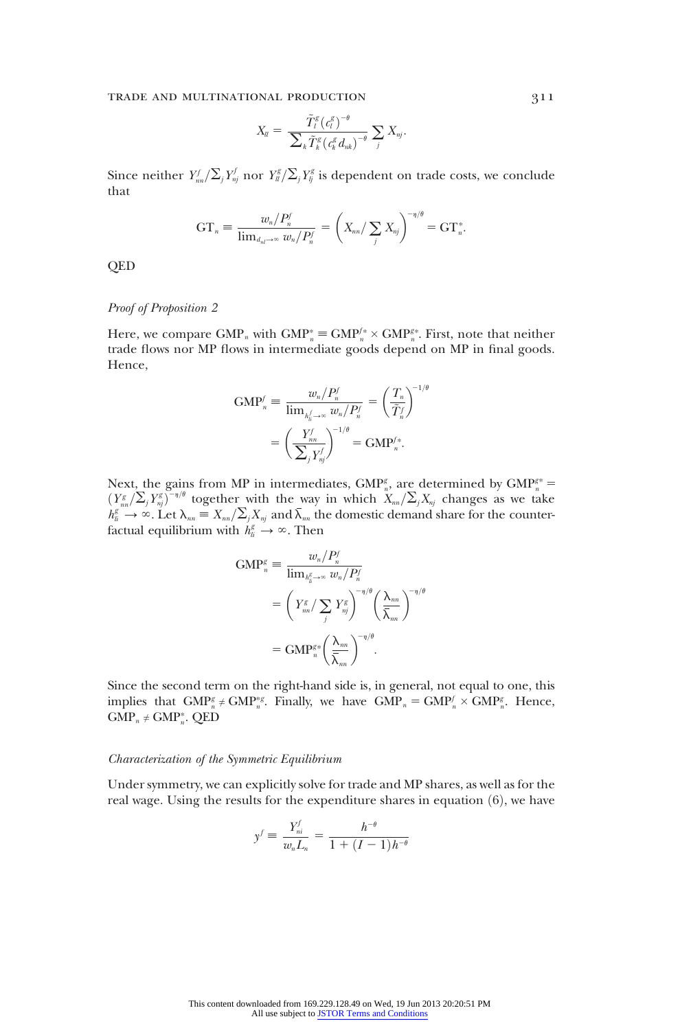$$X_{ll} = \frac{\tilde{T}_l^g (c_l^g)^{-\theta}}{\sum_k \tilde{T}_k^g (c_k^g d_{nk})^{-\theta}} \sum_j X_{nj}.$$

Since neither $Y_{nn}^f / \sum_j Y_{nj}^f$ nor $Y_{ll}^g / \sum_j Y_{lj}^g$ is dependent on trade costs, we conclude that

$$\mathrm{GT}_n \equiv \frac{w_n / P_n^f}{\lim_{d_{nl} \to \infty} w_n / P_n^f} = \left( X_{nn} / \sum_j X_{nj} \right)^{-\eta/\theta} = \mathrm{GT}_n^*.$$

QED

*Proof of Proposition 2*

Here, we compare $\mathrm{GMP}_n$ with $\mathrm{GMP}_n^* \equiv \mathrm{GMP}_n^{f*} \times \mathrm{GMP}_n^{g*}$. First, note that neither trade flows nor MP flows in intermediate goods depend on MP in final goods. Hence,

$$\mathrm{GMP}_n^f \equiv \frac{w_n / P_n^f}{\lim_{h_{li}^f \to \infty} w_n / P_n^f} = \left( \frac{T_n}{\tilde{T}_n^f} \right)^{-1/\theta}$$
$$= \left( \frac{Y_{nn}^f}{\sum_j Y_{nj}^f} \right)^{-1/\theta} = \mathrm{GMP}_n^{f*}.$$

Next, the gains from MP in intermediates, $\mathrm{GMP}_n^g$, are determined by $\mathrm{GMP}_n^{g*} = (Y_{nn}^g / \sum_j Y_{nj}^g)^{-\eta/\theta}$ together with the way in which $X_{nn} / \sum_j X_{nj}$ changes as we take $h_{li}^g \to \infty$. Let $\lambda_{nn} \equiv X_{nn} / \sum_j X_{nj}$ and $\bar{\lambda}_{nn}$ the domestic demand share for the counterfactual equilibrium with $h_{li}^g \to \infty$. Then

$$\mathrm{GMP}_n^g \equiv \frac{w_n / P_n^f}{\lim_{h_{li}^g \to \infty} w_n / P_n^f}$$
$$= \left( Y_{nn}^g / \sum_j Y_{nj}^g \right)^{-\eta/\theta} \left( \frac{\lambda_{nn}}{\bar{\lambda}_{nn}} \right)^{-\eta/\theta}$$
$$= \mathrm{GMP}_n^{g*} \left( \frac{\lambda_{nn}}{\bar{\lambda}_{nn}} \right)^{-\eta/\theta}.$$

Since the second term on the right-hand side is, in general, not equal to one, this implies that $\mathrm{GMP}_n^g \neq \mathrm{GMP}_n^{*g}$. Finally, we have $\mathrm{GMP}_n = \mathrm{GMP}_n^f \times \mathrm{GMP}_n^g$. Hence, $\mathrm{GMP}_n \neq \mathrm{GMP}_n^*$. QED

*Characterization of the Symmetric Equilibrium*

Under symmetry, we can explicitly solve for trade and MP shares, as well as for the real wage. Using the results for the expenditure shares in equation (6), we have

$$y^f \equiv \frac{Y_{ni}^f}{w_n L_n} = \frac{h^{-\theta}}{1 + (I-1)h^{-\theta}}$$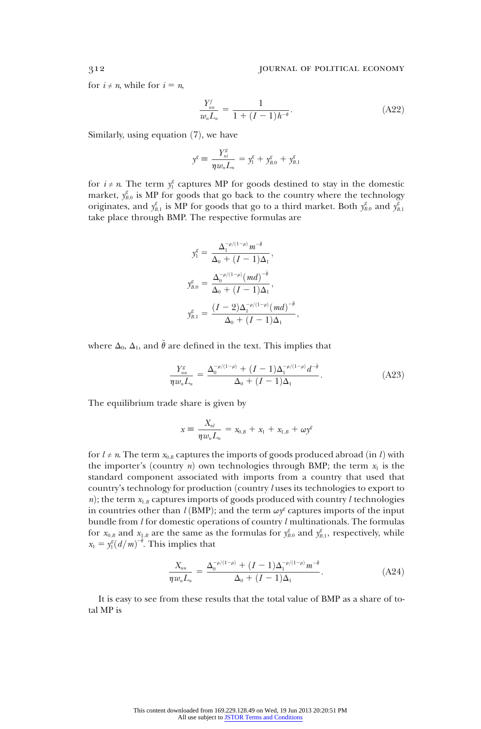for $i \neq n$, while for $i = n$,

$$\frac{Y^f_{nn}}{w_n L_n} = \frac{1}{1 + (I-1)h^{-\theta}}. \tag{A22}$$

Similarly, using equation (7), we have

$$y^g \equiv \frac{Y^g_{ni}}{\eta w_n L_n} = y^g_1 + y^g_{B,0} + y^g_{B,1}$$

for $i \neq n$. The term $y^g_1$ captures MP for goods destined to stay in the domestic market, $y^g_{B,0}$ is MP for goods that go back to the country where the technology originates, and $y^g_{B,1}$ is MP for goods that go to a third market. Both $y^g_{B,0}$ and $y^g_{B,1}$ take place through BMP. The respective formulas are

$$y^g_1 = \frac{\Delta_1^{-\rho/(1-\rho)} m^{-\tilde{\theta}}}{\Delta_0 + (I-1)\Delta_1},$$

$$y^g_{B,0} = \frac{\Delta_0^{-\rho/(1-\rho)} (md)^{-\tilde{\theta}}}{\Delta_0 + (I-1)\Delta_1},$$

$$y^g_{B,1} = \frac{(I-2)\Delta_1^{-\rho/(1-\rho)} (md)^{-\tilde{\theta}}}{\Delta_0 + (I-1)\Delta_1},$$

where $\Delta_0$, $\Delta_1$, and $\tilde{\theta}$ are defined in the text. This implies that

$$\frac{Y^g_{nn}}{\eta w_n L_n} = \frac{\Delta_0^{-\rho/(1-\rho)} + (I-1)\Delta_1^{-\rho/(1-\rho)} d^{-\tilde{\theta}}}{\Delta_0 + (I-1)\Delta_1}. \tag{A23}$$

The equilibrium trade share is given by

$$x \equiv \frac{X_{nl}}{\eta w_n L_n} = x_{0,B} + x_1 + x_{1,B} + \omega y^g$$

for $l \neq n$. The term $x_{0,B}$ captures the imports of goods produced abroad (in $l$) with the importer's (country $n$) own technologies through BMP; the term $x_1$ is the standard component associated with imports from a country that used that country's technology for production (country $l$ uses its technologies to export to $n$); the term $x_{1,B}$ captures imports of goods produced with country $l$ technologies in countries other than $l$ (BMP); and the term $\omega y^g$ captures imports of the input bundle from $l$ for domestic operations of country $l$ multinationals. The formulas for $x_{0,B}$ and $x_{1,B}$ are the same as the formulas for $y^g_{B,0}$ and $y^g_{B,1}$, respectively, while $x_1 = y^g_1 (d/m)^{-\tilde{\theta}}$. This implies that

$$\frac{X_{nn}}{\eta w_n L_n} = \frac{\Delta_0^{-\rho/(1-\rho)} + (I-1)\Delta_1^{-\rho/(1-\rho)} m^{-\tilde{\theta}}}{\Delta_0 + (I-1)\Delta_1}. \tag{A24}$$

It is easy to see from these results that the total value of BMP as a share of total MP is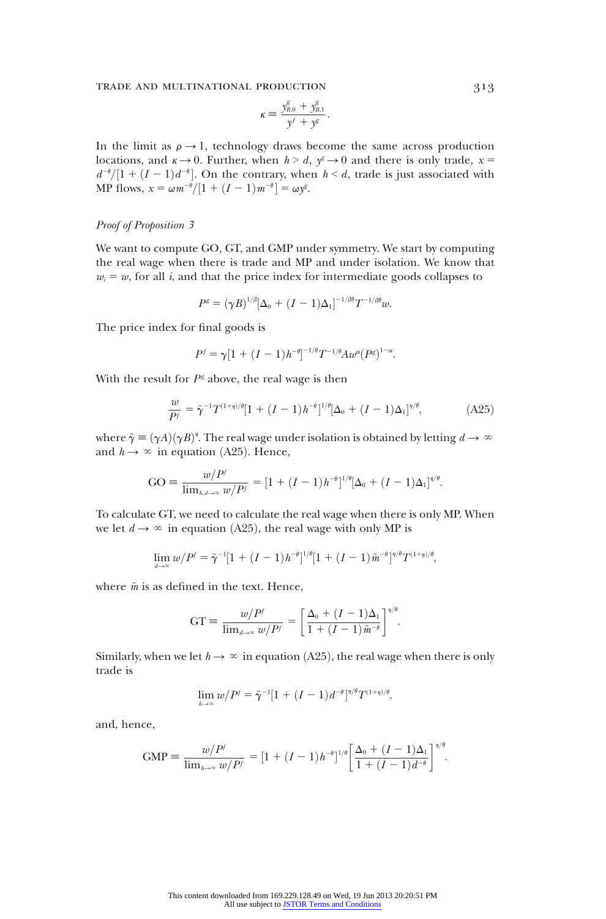$$\kappa \equiv \frac{y^g_{B,0} + y^g_{B,1}}{y^f + y^g}.$$

In the limit as $\rho \to 1$, technology draws become the same across production locations, and $\kappa \to 0$. Further, when $h > d$, $y^g \to 0$ and there is only trade, $x = d^{-\theta}/[1 + (I-1)d^{-\theta}]$. On the contrary, when $h < d$, trade is just associated with MP flows, $x = \omega m^{-\theta}/[1 + (I-1)m^{-\theta}] = \omega y^g$.

### *Proof of Proposition 3*

We want to compute GO, GT, and GMP under symmetry. We start by computing the real wage when there is trade and MP and under isolation. We know that $w_i = w$, for all $i$, and that the price index for intermediate goods collapses to

$$P^g = (\gamma B)^{1/\beta}[\Delta_0 + (I-1)\Delta_1]^{-1/\beta\theta} T^{-1/\beta\theta} w.$$

The price index for final goods is

$$P^f = \gamma[1 + (I-1)h^{-\theta}]^{-1/\theta} T^{-1/\theta} A w^{\alpha} (P^g)^{1-\alpha}.$$

With the result for $P^g$ above, the real wage is then

$$\frac{w}{P^f} = \tilde{\gamma}^{-1} T^{(1+\eta)/\theta}[1 + (I-1)h^{-\theta}]^{1/\theta}[\Delta_0 + (I-1)\Delta_1]^{\eta/\theta}, \tag{A25}$$

where $\tilde{\gamma} \equiv (\gamma A)(\gamma B)^{\eta}$. The real wage under isolation is obtained by letting $d \to \infty$ and $h \to \infty$ in equation (A25). Hence,

$$\text{GO} \equiv \frac{w/P^f}{\lim_{h,d\to\infty} w/P^f} = [1 + (I-1)h^{-\theta}]^{1/\theta}[\Delta_0 + (I-1)\Delta_1]^{\eta/\theta}.$$

To calculate GT, we need to calculate the real wage when there is only MP. When we let $d \to \infty$ in equation (A25), the real wage with only MP is

$$\lim_{d\to\infty} w/P^f = \tilde{\gamma}^{-1}[1 + (I-1)h^{-\theta}]^{1/\theta}[1 + (I-1)\tilde{m}^{-\theta}]^{\eta/\theta} T^{(1+\eta)/\theta},$$

where $\tilde{m}$ is as defined in the text. Hence,

$$\text{GT} \equiv \frac{w/P^f}{\lim_{d\to\infty} w/P^f} = \left[\frac{\Delta_0 + (I-1)\Delta_1}{1 + (I-1)\tilde{m}^{-\theta}}\right]^{\eta/\theta}.$$

Similarly, when we let $h \to \infty$ in equation (A25), the real wage when there is only trade is

$$\lim_{h\to\infty} w/P^f = \tilde{\gamma}^{-1}[1 + (I-1)d^{-\theta}]^{\eta/\theta} T^{(1+\eta)/\theta},$$

and, hence,

$$\text{GMP} \equiv \frac{w/P^f}{\lim_{h\to\infty} w/P^f} = [1 + (I-1)h^{-\theta}]^{1/\theta}\left[\frac{\Delta_0 + (I-1)\Delta_1}{1 + (I-1)d^{-\theta}}\right]^{\eta/\theta}.$$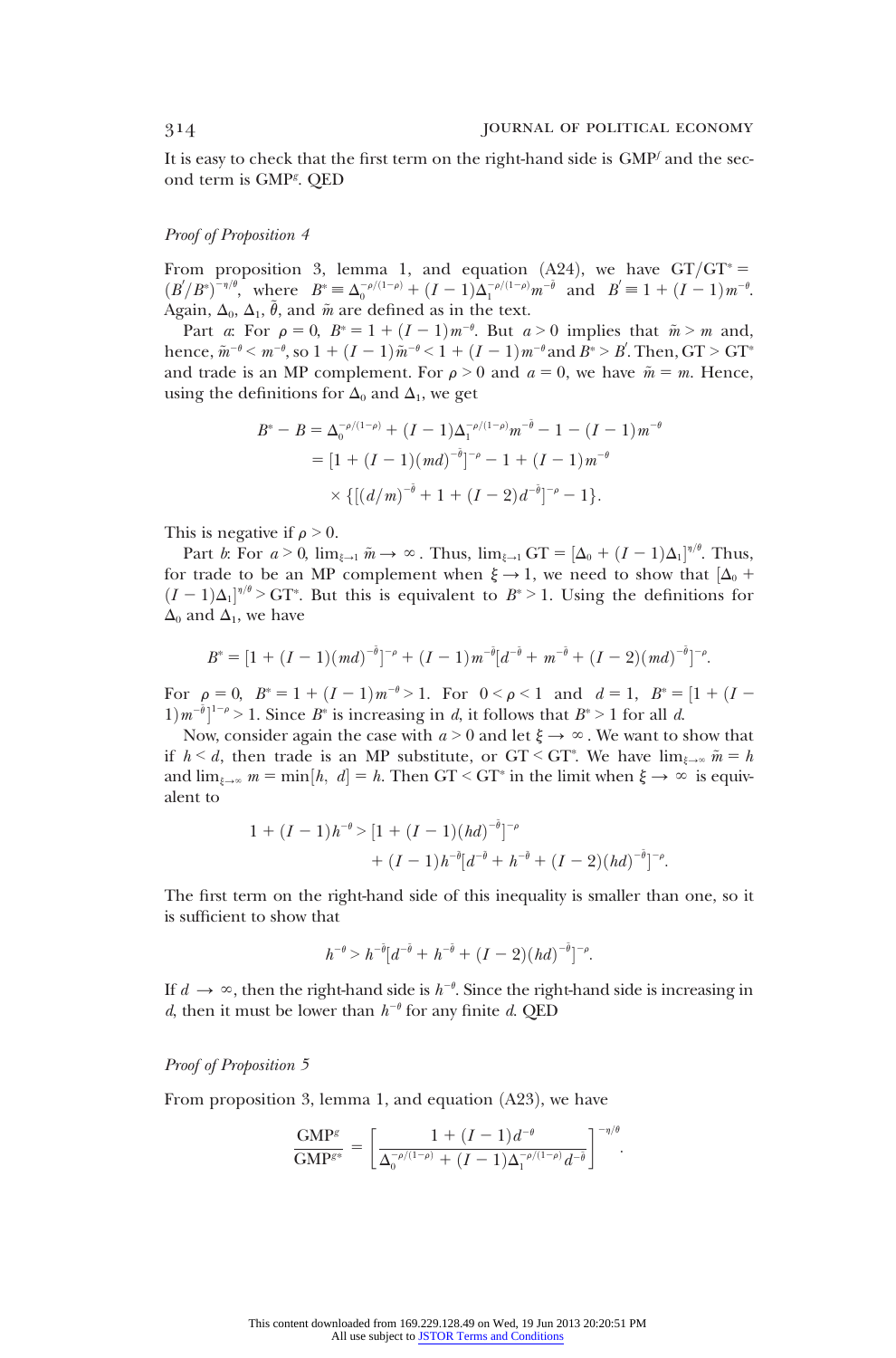It is easy to check that the first term on the right-hand side is $\text{GMP}^f$ and the second term is $\text{GMP}^g$. QED

*Proof of Proposition 4*

From proposition 3, lemma 1, and equation (A24), we have $\text{GT}/\text{GT}^* = (B'/B^*)^{-\eta/\theta}$, where $B^* \equiv \Delta_0^{-\rho/(1-\rho)} + (I-1)\Delta_1^{-\rho/(1-\rho)}m^{-\tilde{\theta}}$ and $B' \equiv 1 + (I-1)m^{-\theta}$. Again, $\Delta_0$, $\Delta_1$, $\tilde{\theta}$, and $\tilde{m}$ are defined as in the text.

Part *a*: For $\rho = 0$, $B^* = 1 + (I-1)m^{-\theta}$. But $a > 0$ implies that $\tilde{m} > m$ and, hence, $\tilde{m}^{-\theta} < m^{-\theta}$, so $1 + (I-1)\tilde{m}^{-\theta} < 1 + (I-1)m^{-\theta}$ and $B^* > B'$. Then, $\text{GT} > \text{GT}^*$ and trade is an MP complement. For $\rho > 0$ and $a = 0$, we have $\tilde{m} = m$. Hence, using the definitions for $\Delta_0$ and $\Delta_1$, we get

$$
\begin{aligned}
B^* - B &= \Delta_0^{-\rho/(1-\rho)} + (I-1)\Delta_1^{-\rho/(1-\rho)}m^{-\tilde{\theta}} - 1 - (I-1)m^{-\theta} \\
&= [1 + (I-1)(md)^{-\tilde{\theta}}]^{-\rho} - 1 + (I-1)m^{-\theta} \\
&\quad \times \{[(d/m)^{-\tilde{\theta}} + 1 + (I-2)d^{-\tilde{\theta}}]^{-\rho} - 1\}.
\end{aligned}
$$

This is negative if $\rho > 0$.

Part *b*: For $a > 0$, $\lim_{\xi \to 1} \tilde{m} \to \infty$. Thus, $\lim_{\xi \to 1} \text{GT} = [\Delta_0 + (I-1)\Delta_1]^{\eta/\theta}$. Thus, for trade to be an MP complement when $\xi \to 1$, we need to show that $[\Delta_0 + (I-1)\Delta_1]^{\eta/\theta} > \text{GT}^*$. But this is equivalent to $B^* > 1$. Using the definitions for $\Delta_0$ and $\Delta_1$, we have

$$
B^* = [1 + (I-1)(md)^{-\tilde{\theta}}]^{-\rho} + (I-1)m^{-\tilde{\theta}}[d^{-\tilde{\theta}} + m^{-\tilde{\theta}} + (I-2)(md)^{-\tilde{\theta}}]^{-\rho}.
$$

For $\rho = 0$, $B^* = 1 + (I-1)m^{-\theta} > 1$. For $0 < \rho < 1$ and $d = 1$, $B^* = [1 + (I-1)m^{-\tilde{\theta}}]^{1-\rho} > 1$. Since $B^*$ is increasing in $d$, it follows that $B^* > 1$ for all $d$.

Now, consider again the case with $a > 0$ and let $\xi \to \infty$. We want to show that if $h < d$, then trade is an MP substitute, or $\text{GT} < \text{GT}^*$. We have $\lim_{\xi \to \infty} \tilde{m} = h$ and $\lim_{\xi \to \infty} m = \min[h, d] = h$. Then $\text{GT} < \text{GT}^*$ in the limit when $\xi \to \infty$ is equivalent to

$$
\begin{aligned}
1 + (I-1)h^{-\theta} > {} & [1 + (I-1)(hd)^{-\tilde{\theta}}]^{-\rho} \\
& + (I-1)h^{-\tilde{\theta}}[d^{-\tilde{\theta}} + h^{-\tilde{\theta}} + (I-2)(hd)^{-\tilde{\theta}}]^{-\rho}.
\end{aligned}
$$

The first term on the right-hand side of this inequality is smaller than one, so it is sufficient to show that

$$
h^{-\theta} > h^{-\tilde{\theta}}[d^{-\tilde{\theta}} + h^{-\tilde{\theta}} + (I-2)(hd)^{-\tilde{\theta}}]^{-\rho}.
$$

If $d \to \infty$, then the right-hand side is $h^{-\theta}$. Since the right-hand side is increasing in $d$, then it must be lower than $h^{-\theta}$ for any finite $d$. QED

*Proof of Proposition 5*

From proposition 3, lemma 1, and equation (A23), we have

$$
\frac{\text{GMP}^g}{\text{GMP}^{g*}} = \left[\frac{1 + (I-1)d^{-\theta}}{\Delta_0^{-\rho/(1-\rho)} + (I-1)\Delta_1^{-\rho/(1-\rho)}d^{-\tilde{\theta}}}\right]^{-\eta/\theta}.
$$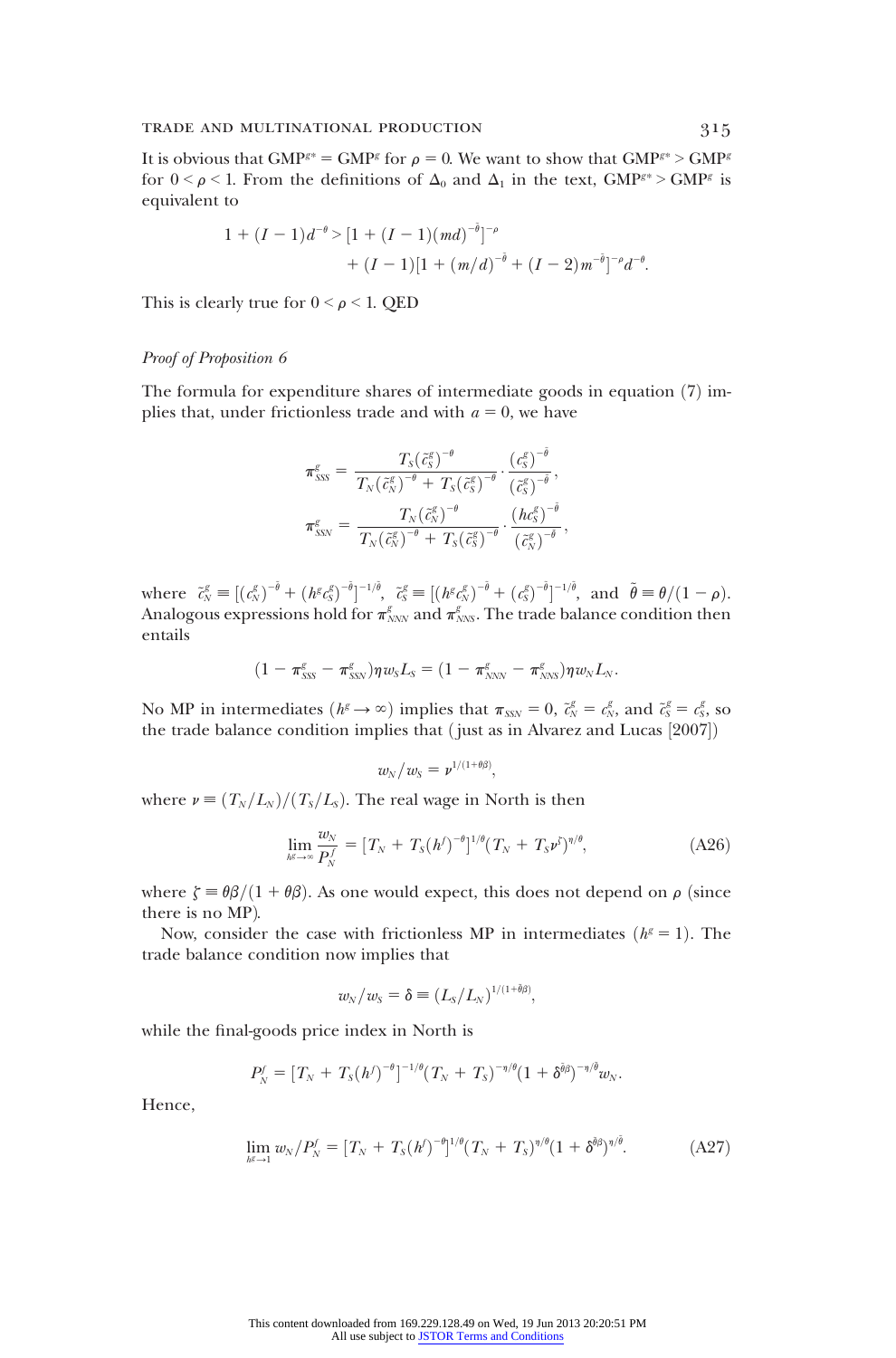It is obvious that $\text{GMP}^{g*} = \text{GMP}^g$ for $\rho = 0$. We want to show that $\text{GMP}^{g*} > \text{GMP}^g$ for $0 < \rho < 1$. From the definitions of $\Delta_0$ and $\Delta_1$ in the text, $\text{GMP}^{g*} > \text{GMP}^g$ is equivalent to

$$1 + (I-1)d^{-\theta} > [1 + (I-1)(md)^{-\tilde{\theta}}]^{-\rho} + (I-1)[1 + (m/d)^{-\tilde{\theta}} + (I-2)m^{-\tilde{\theta}}]^{-\rho} d^{-\theta}.$$

This is clearly true for $0 < \rho < 1$. QED

*Proof of Proposition 6*

The formula for expenditure shares of intermediate goods in equation (7) implies that, under frictionless trade and with $a = 0$, we have

$$\pi^g_{SSS} = \frac{T_S(\tilde{c}^g_S)^{-\theta}}{T_N(\tilde{c}^g_N)^{-\theta} + T_S(\tilde{c}^g_S)^{-\theta}} \cdot \frac{(c^g_S)^{-\tilde{\theta}}}{(\tilde{c}^g_S)^{-\tilde{\theta}}},$$

$$\pi^g_{SSN} = \frac{T_N(\tilde{c}^g_N)^{-\theta}}{T_N(\tilde{c}^g_N)^{-\theta} + T_S(\tilde{c}^g_S)^{-\theta}} \cdot \frac{(hc^g_S)^{-\tilde{\theta}}}{(\tilde{c}^g_N)^{-\tilde{\theta}}},$$

where $\tilde{c}^g_N \equiv [(c^g_N)^{-\tilde{\theta}} + (h^g c^g_S)^{-\tilde{\theta}}]^{-1/\tilde{\theta}}$, $\tilde{c}^g_S \equiv [(h^g c^g_N)^{-\tilde{\theta}} + (c^g_S)^{-\tilde{\theta}}]^{-1/\tilde{\theta}}$, and $\tilde{\theta} \equiv \theta/(1-\rho)$. Analogous expressions hold for $\pi^g_{NNN}$ and $\pi^g_{NNS}$. The trade balance condition then entails

$$(1 - \pi^g_{SSS} - \pi^g_{SSN})\eta w_S L_S = (1 - \pi^g_{NNN} - \pi^g_{NNS})\eta w_N L_N.$$

No MP in intermediates ($h^g \to \infty$) implies that $\pi_{SSN} = 0$, $\tilde{c}^g_N = c^g_N$, and $\tilde{c}^g_S = c^g_S$, so the trade balance condition implies that (just as in Alvarez and Lucas [2007])

$$w_N/w_S = \nu^{1/(1+\theta\beta)},$$

where $\nu \equiv (T_N/L_N)/(T_S/L_S)$. The real wage in North is then

$$\lim_{h^g \to \infty} \frac{w_N}{P^f_N} = [T_N + T_S(h^f)^{-\theta}]^{1/\theta}(T_N + T_S\nu^{\zeta})^{\eta/\theta}, \tag{A26}$$

where $\zeta \equiv \theta\beta/(1+\theta\beta)$. As one would expect, this does not depend on $\rho$ (since there is no MP).

Now, consider the case with frictionless MP in intermediates ($h^g = 1$). The trade balance condition now implies that

$$w_N/w_S = \delta \equiv (L_S/L_N)^{1/(1+\tilde{\theta}\beta)},$$

while the final-goods price index in North is

$$P^f_N = [T_N + T_S(h^f)^{-\theta}]^{-1/\theta}(T_N + T_S)^{-\eta/\theta}(1 + \delta^{\tilde{\theta}\beta})^{-\eta/\tilde{\theta}} w_N.$$

Hence,

$$\lim_{h^g \to 1} w_N/P^f_N = [T_N + T_S(h^f)^{-\theta}]^{1/\theta}(T_N + T_S)^{\eta/\theta}(1 + \delta^{\tilde{\theta}\beta})^{\eta/\tilde{\theta}}. \tag{A27}$$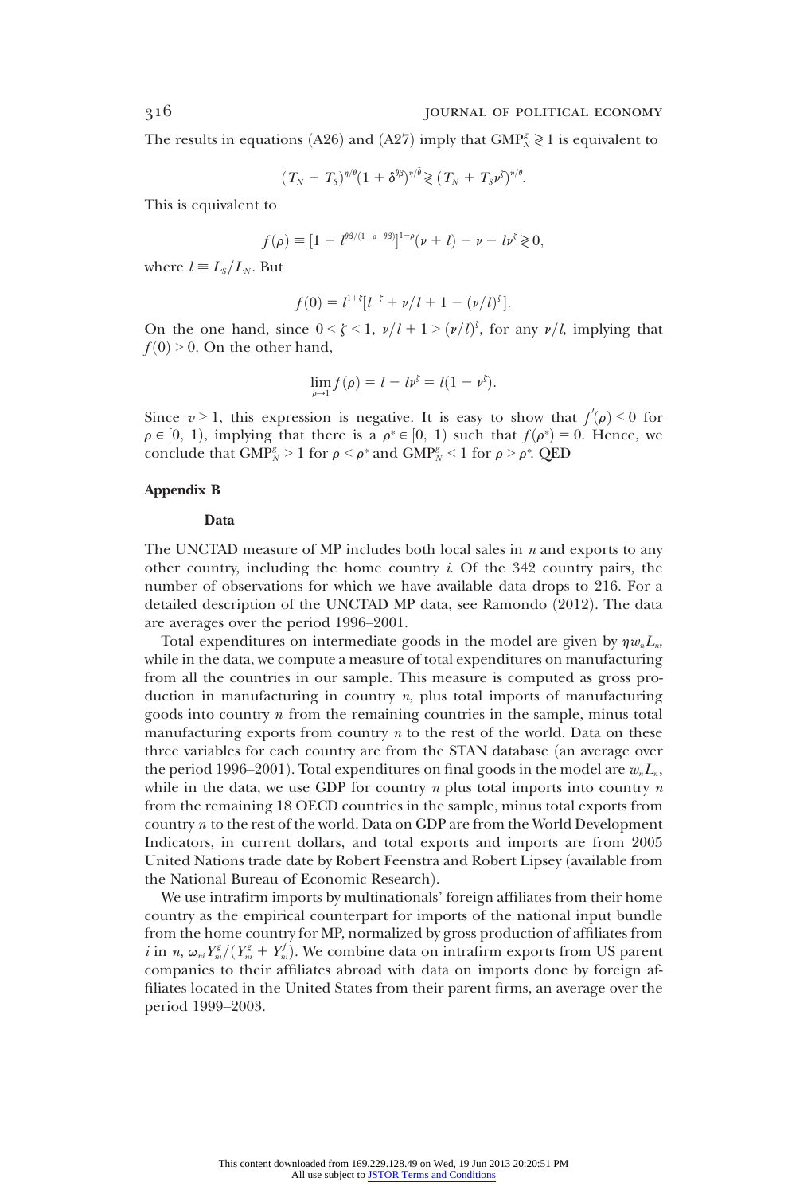The results in equations (A26) and (A27) imply that $\text{GMP}_N^g \gtrless 1$ is equivalent to

$$(T_N + T_S)^{\eta/\theta}(1 + \delta^{\theta\beta})^{\eta/\tilde{\theta}} \gtrless (T_N + T_S\nu^{\zeta})^{\eta/\theta}.$$

This is equivalent to

$$f(\rho) \equiv [1 + l^{\theta\beta/(1-\rho+\theta\beta)}]^{1-\rho}(\nu + l) - \nu - l\nu^{\zeta} \gtrless 0,$$

where $l \equiv L_S/L_N$. But

$$f(0) = l^{1+\zeta}[l^{-\zeta} + \nu/l + 1 - (\nu/l)^{\zeta}].$$

On the one hand, since $0 < \zeta < 1$, $\nu/l + 1 > (\nu/l)^{\zeta}$, for any $\nu/l$, implying that $f(0) > 0$. On the other hand,

$$\lim_{\rho \to 1} f(\rho) = l - l\nu^{\zeta} = l(1 - \nu^{\zeta}).$$

Since $v > 1$, this expression is negative. It is easy to show that $f'(\rho) < 0$ for $\rho \in [0, 1)$, implying that there is a $\rho^* \in [0, 1)$ such that $f(\rho^*) = 0$. Hence, we conclude that $\text{GMP}_N^g > 1$ for $\rho < \rho^*$ and $\text{GMP}_N^g < 1$ for $\rho > \rho^*$. QED

## Appendix B

### Data

The UNCTAD measure of MP includes both local sales in $n$ and exports to any other country, including the home country $i$. Of the 342 country pairs, the number of observations for which we have available data drops to 216. For a detailed description of the UNCTAD MP data, see Ramondo (2012). The data are averages over the period 1996–2001.

Total expenditures on intermediate goods in the model are given by $\eta w_n L_n$, while in the data, we compute a measure of total expenditures on manufacturing from all the countries in our sample. This measure is computed as gross production in manufacturing in country $n$, plus total imports of manufacturing goods into country $n$ from the remaining countries in the sample, minus total manufacturing exports from country $n$ to the rest of the world. Data on these three variables for each country are from the STAN database (an average over the period 1996–2001). Total expenditures on final goods in the model are $w_n L_n$, while in the data, we use GDP for country $n$ plus total imports into country $n$ from the remaining 18 OECD countries in the sample, minus total exports from country $n$ to the rest of the world. Data on GDP are from the World Development Indicators, in current dollars, and total exports and imports are from 2005 United Nations trade date by Robert Feenstra and Robert Lipsey (available from the National Bureau of Economic Research).

We use intrafirm imports by multinationals' foreign affiliates from their home country as the empirical counterpart for imports of the national input bundle from the home country for MP, normalized by gross production of affiliates from $i$ in $n$, $\omega_{ni} Y_{ni}^g/(Y_{ni}^g + Y_{ni}^f)$. We combine data on intrafirm exports from US parent companies to their affiliates abroad with data on imports done by foreign affiliates located in the United States from their parent firms, an average over the period 1999–2003.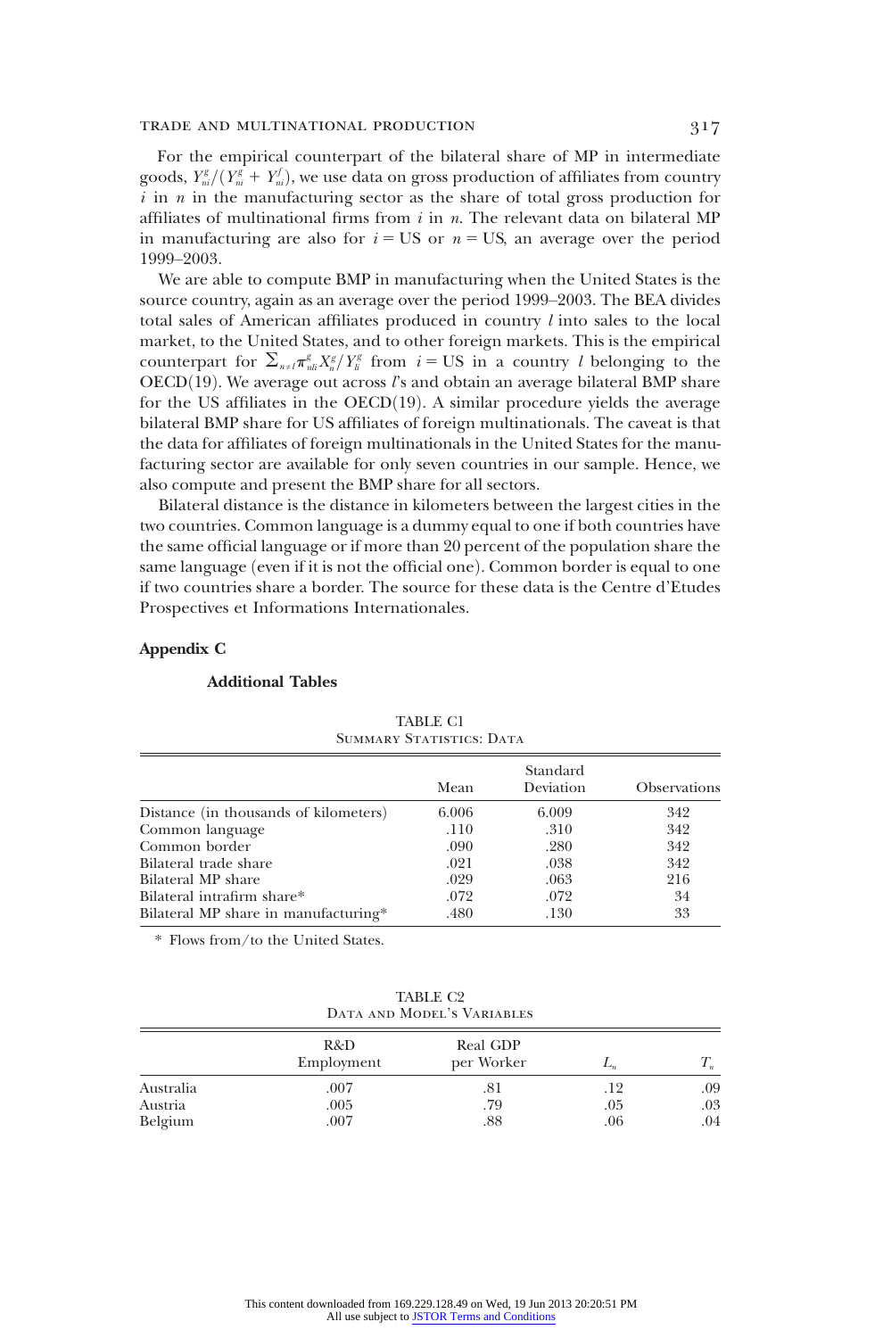For the empirical counterpart of the bilateral share of MP in intermediate goods, $Y^g_{ni}/(Y^g_{ni} + Y^f_{ni})$, we use data on gross production of affiliates from country $i$ in $n$ in the manufacturing sector as the share of total gross production for affiliates of multinational firms from $i$ in $n$. The relevant data on bilateral MP in manufacturing are also for $i =$ US or $n =$ US, an average over the period 1999–2003.

We are able to compute BMP in manufacturing when the United States is the source country, again as an average over the period 1999–2003. The BEA divides total sales of American affiliates produced in country $l$ into sales to the local market, to the United States, and to other foreign markets. This is the empirical counterpart for $\sum_{n \neq l} \pi^g_{nli} X^g_n / Y^g_{li}$ from $i =$ US in a country $l$ belonging to the OECD(19). We average out across $l$'s and obtain an average bilateral BMP share for the US affiliates in the OECD(19). A similar procedure yields the average bilateral BMP share for US affiliates of foreign multinationals. The caveat is that the data for affiliates of foreign multinationals in the United States for the manufacturing sector are available for only seven countries in our sample. Hence, we also compute and present the BMP share for all sectors.

Bilateral distance is the distance in kilometers between the largest cities in the two countries. Common language is a dummy equal to one if both countries have the same official language or if more than 20 percent of the population share the same language (even if it is not the official one). Common border is equal to one if two countries share a border. The source for these data is the Centre d'Etudes Prospectives et Informations Internationales.

## Appendix C

### Additional Tables

TABLE C1
Summary Statistics: Data

| | Mean | Standard Deviation | Observations |
|---|---|---|---|
| Distance (in thousands of kilometers) | 6.006 | 6.009 | 342 |
| Common language | .110 | .310 | 342 |
| Common border | .090 | .280 | 342 |
| Bilateral trade share | .021 | .038 | 342 |
| Bilateral MP share | .029 | .063 | 216 |
| Bilateral intrafirm share* | .072 | .072 | 34 |
| Bilateral MP share in manufacturing* | .480 | .130 | 33 |

\* Flows from/to the United States.

TABLE C2
Data and Model's Variables

| | R&D Employment | Real GDP per Worker | $L_n$ | $T_n$ |
|---|---|---|---|---|
| Australia | .007 | .81 | .12 | .09 |
| Austria | .005 | .79 | .05 | .03 |
| Belgium | .007 | .88 | .06 | .04 |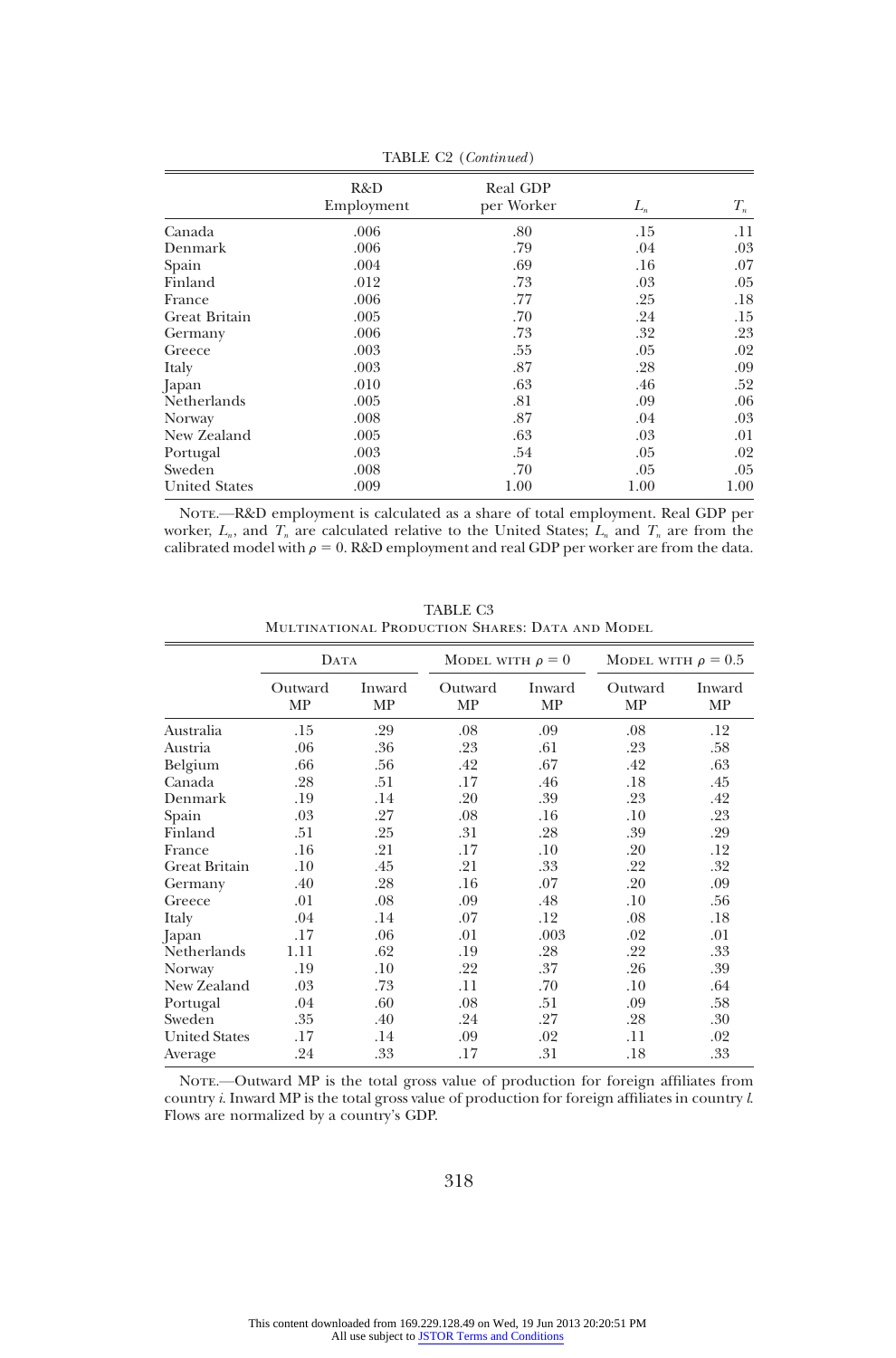TABLE C2 (*Continued*)

| | R&D Employment | Real GDP per Worker | $L_n$ | $T_n$ |
|---|---|---|---|---|
| Canada | .006 | .80 | .15 | .11 |
| Denmark | .006 | .79 | .04 | .03 |
| Spain | .004 | .69 | .16 | .07 |
| Finland | .012 | .73 | .03 | .05 |
| France | .006 | .77 | .25 | .18 |
| Great Britain | .005 | .70 | .24 | .15 |
| Germany | .006 | .73 | .32 | .23 |
| Greece | .003 | .55 | .05 | .02 |
| Italy | .003 | .87 | .28 | .09 |
| Japan | .010 | .63 | .46 | .52 |
| Netherlands | .005 | .81 | .09 | .06 |
| Norway | .008 | .87 | .04 | .03 |
| New Zealand | .005 | .63 | .03 | .01 |
| Portugal | .003 | .54 | .05 | .02 |
| Sweden | .008 | .70 | .05 | .05 |
| United States | .009 | 1.00 | 1.00 | 1.00 |

Note.—R&D employment is calculated as a share of total employment. Real GDP per worker, $L_n$, and $T_n$ are calculated relative to the United States; $L_n$ and $T_n$ are from the calibrated model with $\rho = 0$. R&D employment and real GDP per worker are from the data.

TABLE C3
Multinational Production Shares: Data and Model

| | Data | | Model with $\rho = 0$ | | Model with $\rho = 0.5$ | |
|---|---|---|---|---|---|---|
| | Outward MP | Inward MP | Outward MP | Inward MP | Outward MP | Inward MP |
| Australia | .15 | .29 | .08 | .09 | .08 | .12 |
| Austria | .06 | .36 | .23 | .61 | .23 | .58 |
| Belgium | .66 | .56 | .42 | .67 | .42 | .63 |
| Canada | .28 | .51 | .17 | .46 | .18 | .45 |
| Denmark | .19 | .14 | .20 | .39 | .23 | .42 |
| Spain | .03 | .27 | .08 | .16 | .10 | .23 |
| Finland | .51 | .25 | .31 | .28 | .39 | .29 |
| France | .16 | .21 | .17 | .10 | .20 | .12 |
| Great Britain | .10 | .45 | .21 | .33 | .22 | .32 |
| Germany | .40 | .28 | .16 | .07 | .20 | .09 |
| Greece | .01 | .08 | .09 | .48 | .10 | .56 |
| Italy | .04 | .14 | .07 | .12 | .08 | .18 |
| Japan | .17 | .06 | .01 | .003 | .02 | .01 |
| Netherlands | 1.11 | .62 | .19 | .28 | .22 | .33 |
| Norway | .19 | .10 | .22 | .37 | .26 | .39 |
| New Zealand | .03 | .73 | .11 | .70 | .10 | .64 |
| Portugal | .04 | .60 | .08 | .51 | .09 | .58 |
| Sweden | .35 | .40 | .24 | .27 | .28 | .30 |
| United States | .17 | .14 | .09 | .02 | .11 | .02 |
| Average | .24 | .33 | .17 | .31 | .18 | .33 |

Note.—Outward MP is the total gross value of production for foreign affiliates from country *i*. Inward MP is the total gross value of production for foreign affiliates in country *l*. Flows are normalized by a country's GDP.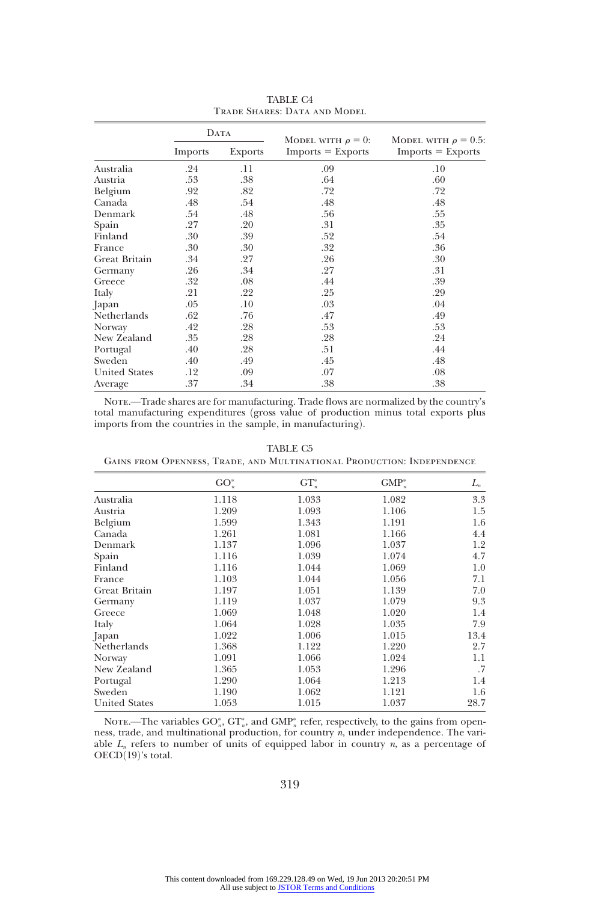TABLE C4

Trade Shares: Data and Model

| | Data | | Model with $\rho = 0$: | Model with $\rho = 0.5$: |
|---|---|---|---|---|
| | Imports | Exports | Imports = Exports | Imports = Exports |
| Australia | .24 | .11 | .09 | .10 |
| Austria | .53 | .38 | .64 | .60 |
| Belgium | .92 | .82 | .72 | .72 |
| Canada | .48 | .54 | .48 | .48 |
| Denmark | .54 | .48 | .56 | .55 |
| Spain | .27 | .20 | .31 | .35 |
| Finland | .30 | .39 | .52 | .54 |
| France | .30 | .30 | .32 | .36 |
| Great Britain | .34 | .27 | .26 | .30 |
| Germany | .26 | .34 | .27 | .31 |
| Greece | .32 | .08 | .44 | .39 |
| Italy | .21 | .22 | .25 | .29 |
| Japan | .05 | .10 | .03 | .04 |
| Netherlands | .62 | .76 | .47 | .49 |
| Norway | .42 | .28 | .53 | .53 |
| New Zealand | .35 | .28 | .28 | .24 |
| Portugal | .40 | .28 | .51 | .44 |
| Sweden | .40 | .49 | .45 | .48 |
| United States | .12 | .09 | .07 | .08 |
| Average | .37 | .34 | .38 | .38 |

Note.—Trade shares are for manufacturing. Trade flows are normalized by the country's total manufacturing expenditures (gross value of production minus total exports plus imports from the countries in the sample, in manufacturing).

TABLE C5

Gains from Openness, Trade, and Multinational Production: Independence

| | $GO_n^*$ | $GT_n^*$ | $GMP_n^*$ | $L_n$ |
|---|---|---|---|---|
| Australia | 1.118 | 1.033 | 1.082 | 3.3 |
| Austria | 1.209 | 1.093 | 1.106 | 1.5 |
| Belgium | 1.599 | 1.343 | 1.191 | 1.6 |
| Canada | 1.261 | 1.081 | 1.166 | 4.4 |
| Denmark | 1.137 | 1.096 | 1.037 | 1.2 |
| Spain | 1.116 | 1.039 | 1.074 | 4.7 |
| Finland | 1.116 | 1.044 | 1.069 | 1.0 |
| France | 1.103 | 1.044 | 1.056 | 7.1 |
| Great Britain | 1.197 | 1.051 | 1.139 | 7.0 |
| Germany | 1.119 | 1.037 | 1.079 | 9.3 |
| Greece | 1.069 | 1.048 | 1.020 | 1.4 |
| Italy | 1.064 | 1.028 | 1.035 | 7.9 |
| Japan | 1.022 | 1.006 | 1.015 | 13.4 |
| Netherlands | 1.368 | 1.122 | 1.220 | 2.7 |
| Norway | 1.091 | 1.066 | 1.024 | 1.1 |
| New Zealand | 1.365 | 1.053 | 1.296 | .7 |
| Portugal | 1.290 | 1.064 | 1.213 | 1.4 |
| Sweden | 1.190 | 1.062 | 1.121 | 1.6 |
| United States | 1.053 | 1.015 | 1.037 | 28.7 |

Note.—The variables $GO_n^*$, $GT_n^*$, and $GMP_n^*$ refer, respectively, to the gains from openness, trade, and multinational production, for country $n$, under independence. The variable $L_n$ refers to number of units of equipped labor in country $n$, as a percentage of OECD(19)'s total.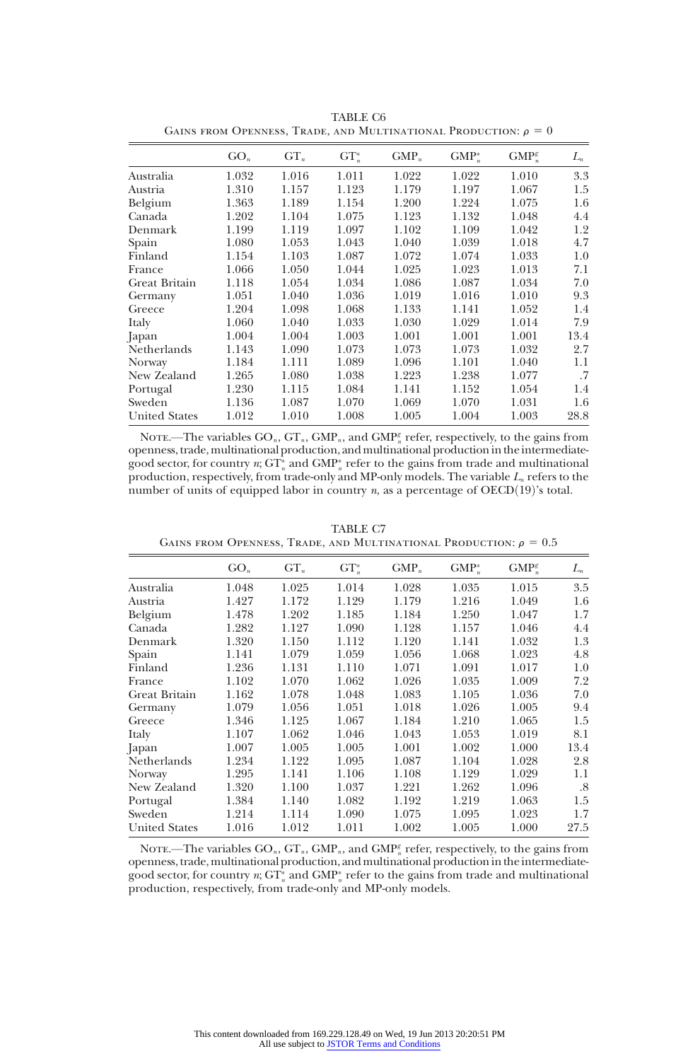TABLE C6

Gains from Openness, Trade, and Multinational Production: $\rho = 0$

| | $\text{GO}_n$ | $\text{GT}_n$ | $\text{GT}_n^*$ | $\text{GMP}_n$ | $\text{GMP}_n^*$ | $\text{GMP}_n^g$ | $L_n$ |
|---|---|---|---|---|---|---|---|
| Australia | 1.032 | 1.016 | 1.011 | 1.022 | 1.022 | 1.010 | 3.3 |
| Austria | 1.310 | 1.157 | 1.123 | 1.179 | 1.197 | 1.067 | 1.5 |
| Belgium | 1.363 | 1.189 | 1.154 | 1.200 | 1.224 | 1.075 | 1.6 |
| Canada | 1.202 | 1.104 | 1.075 | 1.123 | 1.132 | 1.048 | 4.4 |
| Denmark | 1.199 | 1.119 | 1.097 | 1.102 | 1.109 | 1.042 | 1.2 |
| Spain | 1.080 | 1.053 | 1.043 | 1.040 | 1.039 | 1.018 | 4.7 |
| Finland | 1.154 | 1.103 | 1.087 | 1.072 | 1.074 | 1.033 | 1.0 |
| France | 1.066 | 1.050 | 1.044 | 1.025 | 1.023 | 1.013 | 7.1 |
| Great Britain | 1.118 | 1.054 | 1.034 | 1.086 | 1.087 | 1.034 | 7.0 |
| Germany | 1.051 | 1.040 | 1.036 | 1.019 | 1.016 | 1.010 | 9.3 |
| Greece | 1.204 | 1.098 | 1.068 | 1.133 | 1.141 | 1.052 | 1.4 |
| Italy | 1.060 | 1.040 | 1.033 | 1.030 | 1.029 | 1.014 | 7.9 |
| Japan | 1.004 | 1.004 | 1.003 | 1.001 | 1.001 | 1.001 | 13.4 |
| Netherlands | 1.143 | 1.090 | 1.073 | 1.073 | 1.073 | 1.032 | 2.7 |
| Norway | 1.184 | 1.111 | 1.089 | 1.096 | 1.101 | 1.040 | 1.1 |
| New Zealand | 1.265 | 1.080 | 1.038 | 1.223 | 1.238 | 1.077 | .7 |
| Portugal | 1.230 | 1.115 | 1.084 | 1.141 | 1.152 | 1.054 | 1.4 |
| Sweden | 1.136 | 1.087 | 1.070 | 1.069 | 1.070 | 1.031 | 1.6 |
| United States | 1.012 | 1.010 | 1.008 | 1.005 | 1.004 | 1.003 | 28.8 |

Note.—The variables $\text{GO}_n$, $\text{GT}_n$, $\text{GMP}_n$, and $\text{GMP}_n^g$ refer, respectively, to the gains from openness, trade, multinational production, and multinational production in the intermediate-good sector, for country $n$; $\text{GT}_n^*$ and $\text{GMP}_n^*$ refer to the gains from trade and multinational production, respectively, from trade-only and MP-only models. The variable $L_n$ refers to the number of units of equipped labor in country $n$, as a percentage of OECD(19)'s total.

TABLE C7

Gains from Openness, Trade, and Multinational Production: $\rho = 0.5$

| | $\text{GO}_n$ | $\text{GT}_n$ | $\text{GT}_n^*$ | $\text{GMP}_n$ | $\text{GMP}_n^*$ | $\text{GMP}_n^g$ | $L_n$ |
|---|---|---|---|---|---|---|---|
| Australia | 1.048 | 1.025 | 1.014 | 1.028 | 1.035 | 1.015 | 3.5 |
| Austria | 1.427 | 1.172 | 1.129 | 1.179 | 1.216 | 1.049 | 1.6 |
| Belgium | 1.478 | 1.202 | 1.185 | 1.184 | 1.250 | 1.047 | 1.7 |
| Canada | 1.282 | 1.127 | 1.090 | 1.128 | 1.157 | 1.046 | 4.4 |
| Denmark | 1.320 | 1.150 | 1.112 | 1.120 | 1.141 | 1.032 | 1.3 |
| Spain | 1.141 | 1.079 | 1.059 | 1.056 | 1.068 | 1.023 | 4.8 |
| Finland | 1.236 | 1.131 | 1.110 | 1.071 | 1.091 | 1.017 | 1.0 |
| France | 1.102 | 1.070 | 1.062 | 1.026 | 1.035 | 1.009 | 7.2 |
| Great Britain | 1.162 | 1.078 | 1.048 | 1.083 | 1.105 | 1.036 | 7.0 |
| Germany | 1.079 | 1.056 | 1.051 | 1.018 | 1.026 | 1.005 | 9.4 |
| Greece | 1.346 | 1.125 | 1.067 | 1.184 | 1.210 | 1.065 | 1.5 |
| Italy | 1.107 | 1.062 | 1.046 | 1.043 | 1.053 | 1.019 | 8.1 |
| Japan | 1.007 | 1.005 | 1.005 | 1.001 | 1.002 | 1.000 | 13.4 |
| Netherlands | 1.234 | 1.122 | 1.095 | 1.087 | 1.104 | 1.028 | 2.8 |
| Norway | 1.295 | 1.141 | 1.106 | 1.108 | 1.129 | 1.029 | 1.1 |
| New Zealand | 1.320 | 1.100 | 1.037 | 1.221 | 1.262 | 1.096 | .8 |
| Portugal | 1.384 | 1.140 | 1.082 | 1.192 | 1.219 | 1.063 | 1.5 |
| Sweden | 1.214 | 1.114 | 1.090 | 1.075 | 1.095 | 1.023 | 1.7 |
| United States | 1.016 | 1.012 | 1.011 | 1.002 | 1.005 | 1.000 | 27.5 |

Note.—The variables $\text{GO}_n$, $\text{GT}_n$, $\text{GMP}_n$, and $\text{GMP}_n^g$ refer, respectively, to the gains from openness, trade, multinational production, and multinational production in the intermediate-good sector, for country $n$; $\text{GT}_n^*$ and $\text{GMP}_n^*$ refer to the gains from trade and multinational production, respectively, from trade-only and MP-only models.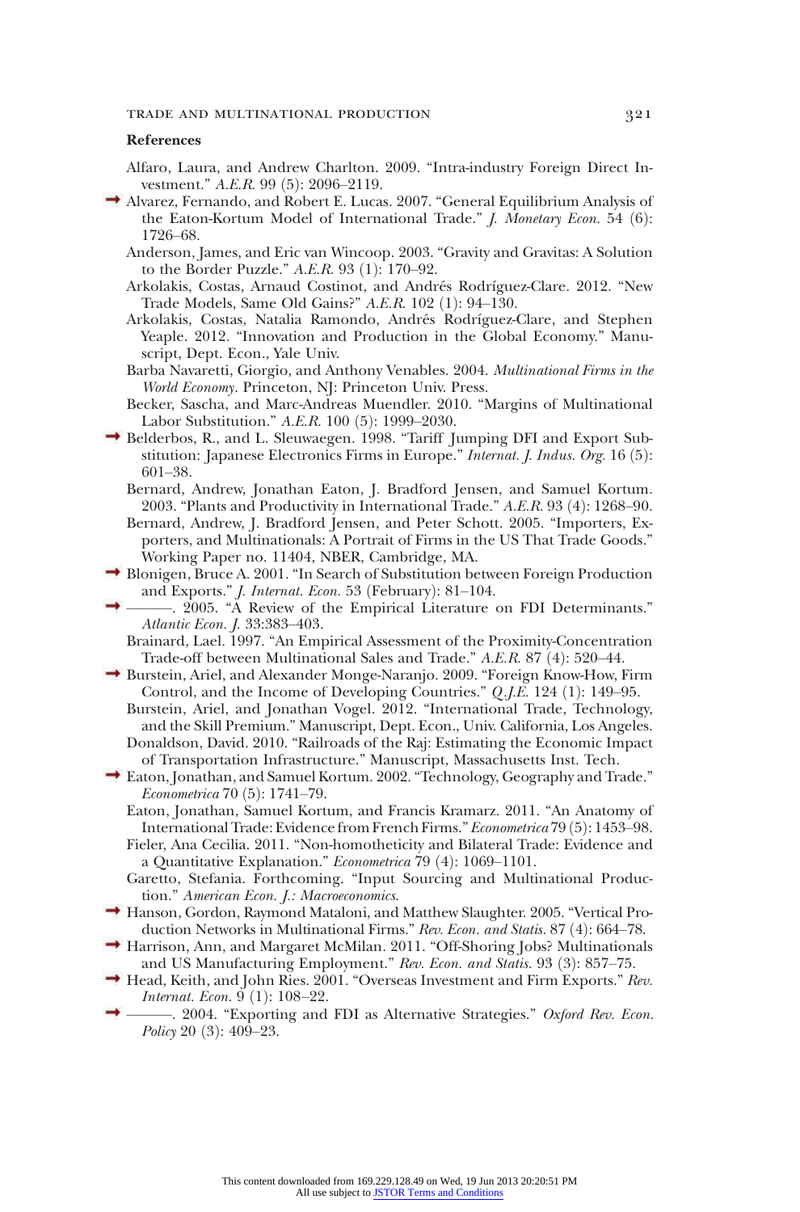## References

Alfaro, Laura, and Andrew Charlton. 2009. "Intra-industry Foreign Direct Investment." *A.E.R.* 99 (5): 2096–2119.

Alvarez, Fernando, and Robert E. Lucas. 2007. "General Equilibrium Analysis of the Eaton-Kortum Model of International Trade." *J. Monetary Econ.* 54 (6): 1726–68.

Anderson, James, and Eric van Wincoop. 2003. "Gravity and Gravitas: A Solution to the Border Puzzle." *A.E.R.* 93 (1): 170–92.

Arkolakis, Costas, Arnaud Costinot, and Andrés Rodríguez-Clare. 2012. "New Trade Models, Same Old Gains?" *A.E.R.* 102 (1): 94–130.

Arkolakis, Costas, Natalia Ramondo, Andrés Rodríguez-Clare, and Stephen Yeaple. 2012. "Innovation and Production in the Global Economy." Manuscript, Dept. Econ., Yale Univ.

Barba Navaretti, Giorgio, and Anthony Venables. 2004. *Multinational Firms in the World Economy*. Princeton, NJ: Princeton Univ. Press.

Becker, Sascha, and Marc-Andreas Muendler. 2010. "Margins of Multinational Labor Substitution." *A.E.R.* 100 (5): 1999–2030.

Belderbos, R., and L. Sleuwaegen. 1998. "Tariff Jumping DFI and Export Substitution: Japanese Electronics Firms in Europe." *Internat. J. Indus. Org.* 16 (5): 601–38.

Bernard, Andrew, Jonathan Eaton, J. Bradford Jensen, and Samuel Kortum. 2003. "Plants and Productivity in International Trade." *A.E.R.* 93 (4): 1268–90.

Bernard, Andrew, J. Bradford Jensen, and Peter Schott. 2005. "Importers, Exporters, and Multinationals: A Portrait of Firms in the US That Trade Goods." Working Paper no. 11404, NBER, Cambridge, MA.

Blonigen, Bruce A. 2001. "In Search of Substitution between Foreign Production and Exports." *J. Internat. Econ.* 53 (February): 81–104.

———. 2005. "A Review of the Empirical Literature on FDI Determinants." *Atlantic Econ. J.* 33:383–403.

Brainard, Lael. 1997. "An Empirical Assessment of the Proximity-Concentration Trade-off between Multinational Sales and Trade." *A.E.R.* 87 (4): 520–44.

Burstein, Ariel, and Alexander Monge-Naranjo. 2009. "Foreign Know-How, Firm Control, and the Income of Developing Countries." *Q.J.E.* 124 (1): 149–95.

Burstein, Ariel, and Jonathan Vogel. 2012. "International Trade, Technology, and the Skill Premium." Manuscript, Dept. Econ., Univ. California, Los Angeles.

Donaldson, David. 2010. "Railroads of the Raj: Estimating the Economic Impact of Transportation Infrastructure." Manuscript, Massachusetts Inst. Tech.

Eaton, Jonathan, and Samuel Kortum. 2002. "Technology, Geography and Trade." *Econometrica* 70 (5): 1741–79.

Eaton, Jonathan, Samuel Kortum, and Francis Kramarz. 2011. "An Anatomy of International Trade: Evidence from French Firms." *Econometrica* 79 (5): 1453–98.

Fieler, Ana Cecilia. 2011. "Non-homotheticity and Bilateral Trade: Evidence and a Quantitative Explanation." *Econometrica* 79 (4): 1069–1101.

Garetto, Stefania. Forthcoming. "Input Sourcing and Multinational Production." *American Econ. J.: Macroeconomics*.

Hanson, Gordon, Raymond Mataloni, and Matthew Slaughter. 2005. "Vertical Production Networks in Multinational Firms." *Rev. Econ. and Statis.* 87 (4): 664–78.

Harrison, Ann, and Margaret McMilan. 2011. "Off-Shoring Jobs? Multinationals and US Manufacturing Employment." *Rev. Econ. and Statis.* 93 (3): 857–75.

Head, Keith, and John Ries. 2001. "Overseas Investment and Firm Exports." *Rev. Internat. Econ.* 9 (1): 108–22.

———. 2004. "Exporting and FDI as Alternative Strategies." *Oxford Rev. Econ. Policy* 20 (3): 409–23.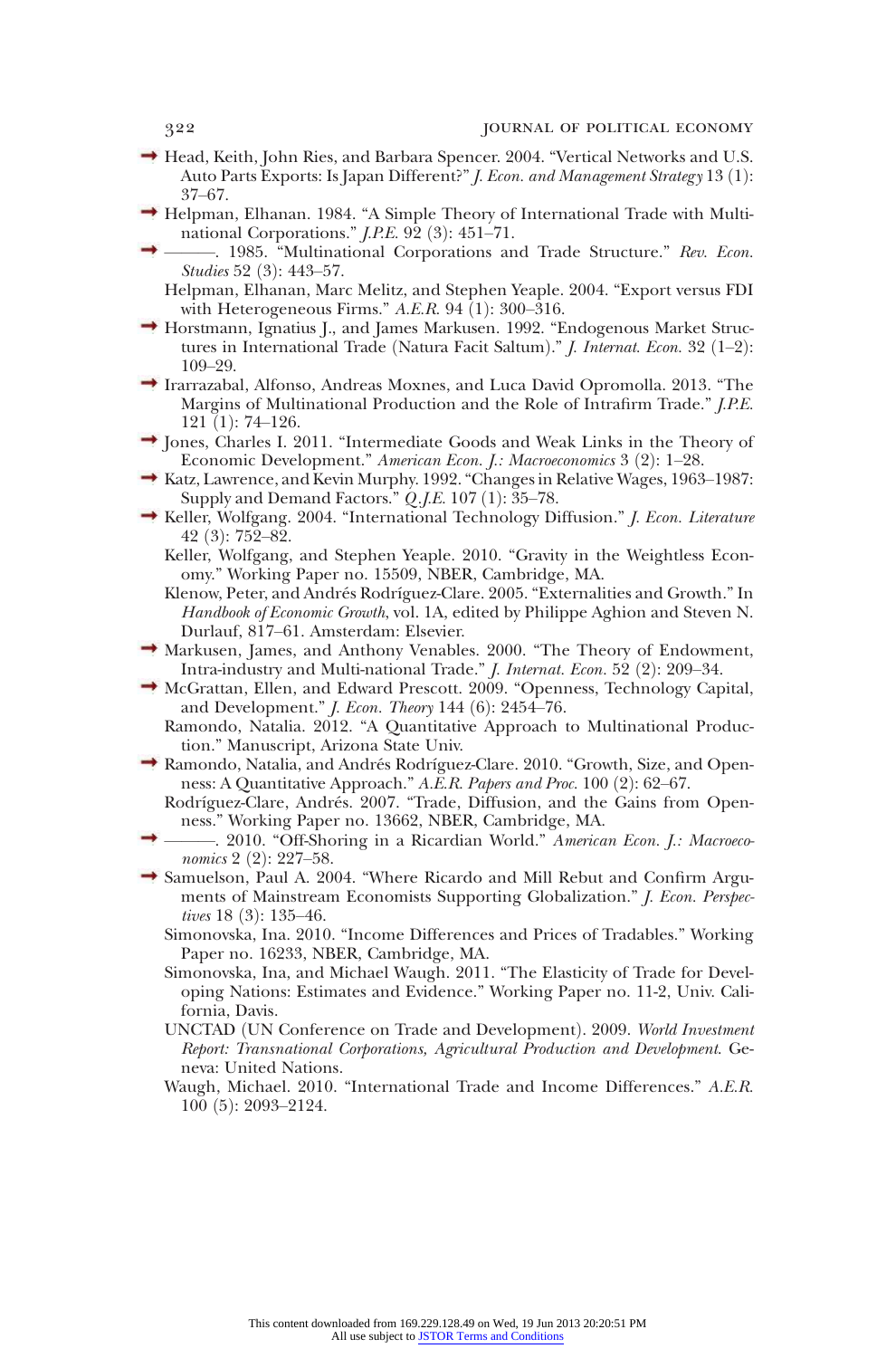Head, Keith, John Ries, and Barbara Spencer. 2004. "Vertical Networks and U.S. Auto Parts Exports: Is Japan Different?" *J. Econ. and Management Strategy* 13 (1): 37–67.

Helpman, Elhanan. 1984. "A Simple Theory of International Trade with Multinational Corporations." *J.P.E.* 92 (3): 451–71.

———. 1985. "Multinational Corporations and Trade Structure." *Rev. Econ. Studies* 52 (3): 443–57.

Helpman, Elhanan, Marc Melitz, and Stephen Yeaple. 2004. "Export versus FDI with Heterogeneous Firms." *A.E.R.* 94 (1): 300–316.

Horstmann, Ignatius J., and James Markusen. 1992. "Endogenous Market Structures in International Trade (Natura Facit Saltum)." *J. Internat. Econ.* 32 (1–2): 109–29.

Irarrazabal, Alfonso, Andreas Moxnes, and Luca David Opromolla. 2013. "The Margins of Multinational Production and the Role of Intrafirm Trade." *J.P.E.* 121 (1): 74–126.

Jones, Charles I. 2011. "Intermediate Goods and Weak Links in the Theory of Economic Development." *American Econ. J.: Macroeconomics* 3 (2): 1–28.

Katz, Lawrence, and Kevin Murphy. 1992. "Changes in Relative Wages, 1963–1987: Supply and Demand Factors." *Q.J.E.* 107 (1): 35–78.

Keller, Wolfgang. 2004. "International Technology Diffusion." *J. Econ. Literature* 42 (3): 752–82.

Keller, Wolfgang, and Stephen Yeaple. 2010. "Gravity in the Weightless Economy." Working Paper no. 15509, NBER, Cambridge, MA.

Klenow, Peter, and Andrés Rodríguez-Clare. 2005. "Externalities and Growth." In *Handbook of Economic Growth*, vol. 1A, edited by Philippe Aghion and Steven N. Durlauf, 817–61. Amsterdam: Elsevier.

Markusen, James, and Anthony Venables. 2000. "The Theory of Endowment, Intra-industry and Multi-national Trade." *J. Internat. Econ.* 52 (2): 209–34.

McGrattan, Ellen, and Edward Prescott. 2009. "Openness, Technology Capital, and Development." *J. Econ. Theory* 144 (6): 2454–76.

Ramondo, Natalia. 2012. "A Quantitative Approach to Multinational Production." Manuscript, Arizona State Univ.

Ramondo, Natalia, and Andrés Rodríguez-Clare. 2010. "Growth, Size, and Openness: A Quantitative Approach." *A.E.R. Papers and Proc.* 100 (2): 62–67.

Rodríguez-Clare, Andrés. 2007. "Trade, Diffusion, and the Gains from Openness." Working Paper no. 13662, NBER, Cambridge, MA.

———. 2010. "Off-Shoring in a Ricardian World." *American Econ. J.: Macroeconomics* 2 (2): 227–58.

Samuelson, Paul A. 2004. "Where Ricardo and Mill Rebut and Confirm Arguments of Mainstream Economists Supporting Globalization." *J. Econ. Perspectives* 18 (3): 135–46.

Simonovska, Ina. 2010. "Income Differences and Prices of Tradables." Working Paper no. 16233, NBER, Cambridge, MA.

Simonovska, Ina, and Michael Waugh. 2011. "The Elasticity of Trade for Developing Nations: Estimates and Evidence." Working Paper no. 11-2, Univ. California, Davis.

UNCTAD (UN Conference on Trade and Development). 2009. *World Investment Report: Transnational Corporations, Agricultural Production and Development*. Geneva: United Nations.

Waugh, Michael. 2010. "International Trade and Income Differences." *A.E.R.* 100 (5): 2093–2124.